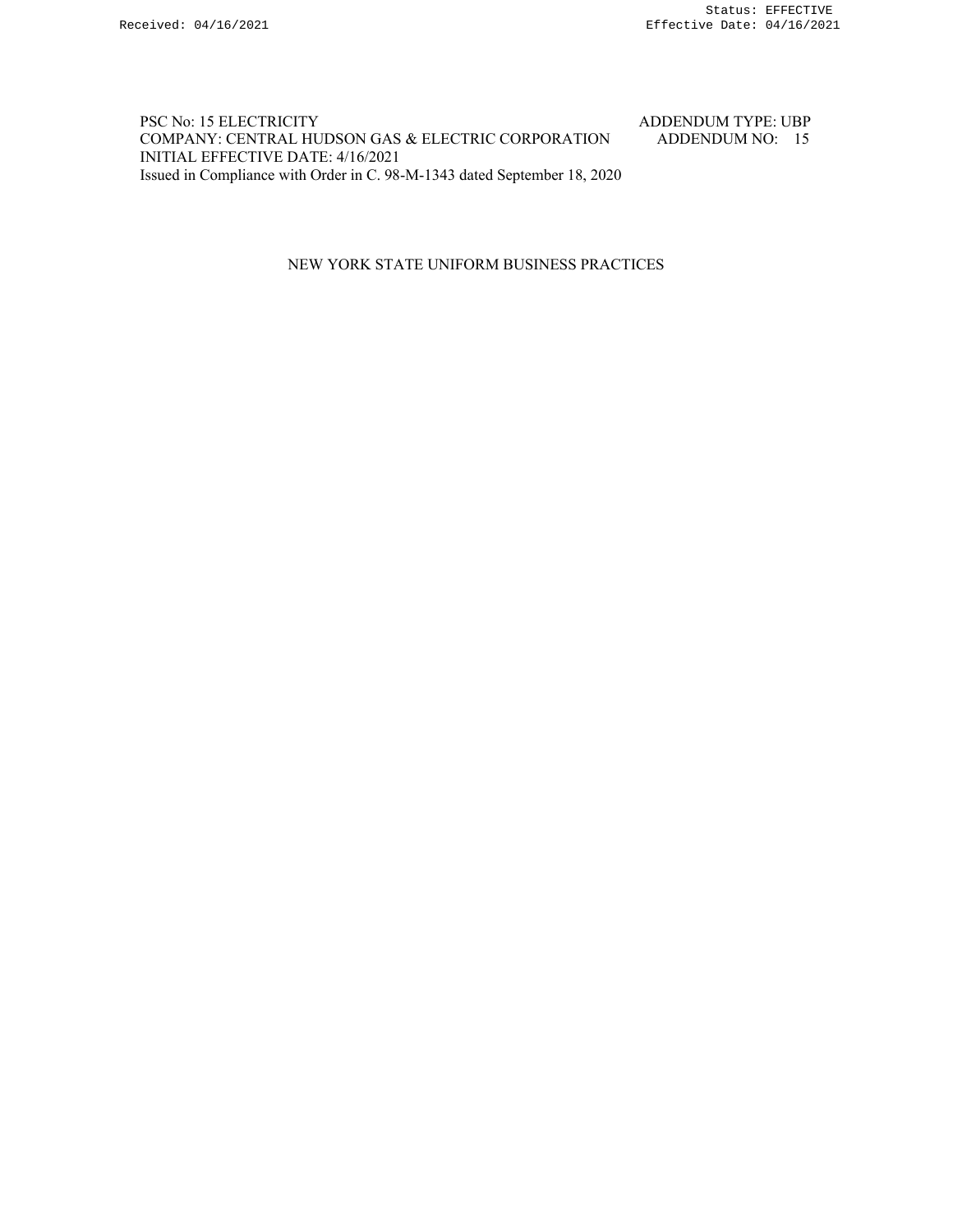PSC No: 15 ELECTRICITY
COMPANY: CENTRAL HUDSON GAS & ELECTRIC CORPORATION
INITIAL EFFECTIVE DATE: 4/16/2021
Issued in Compliance with Order in C. 98-M-1343 dated September 18, 2020

ADDENDUM TYPE: UBP
ADDENDUM NO: 15

# NEW YORK STATE UNIFORM BUSINESS PRACTICES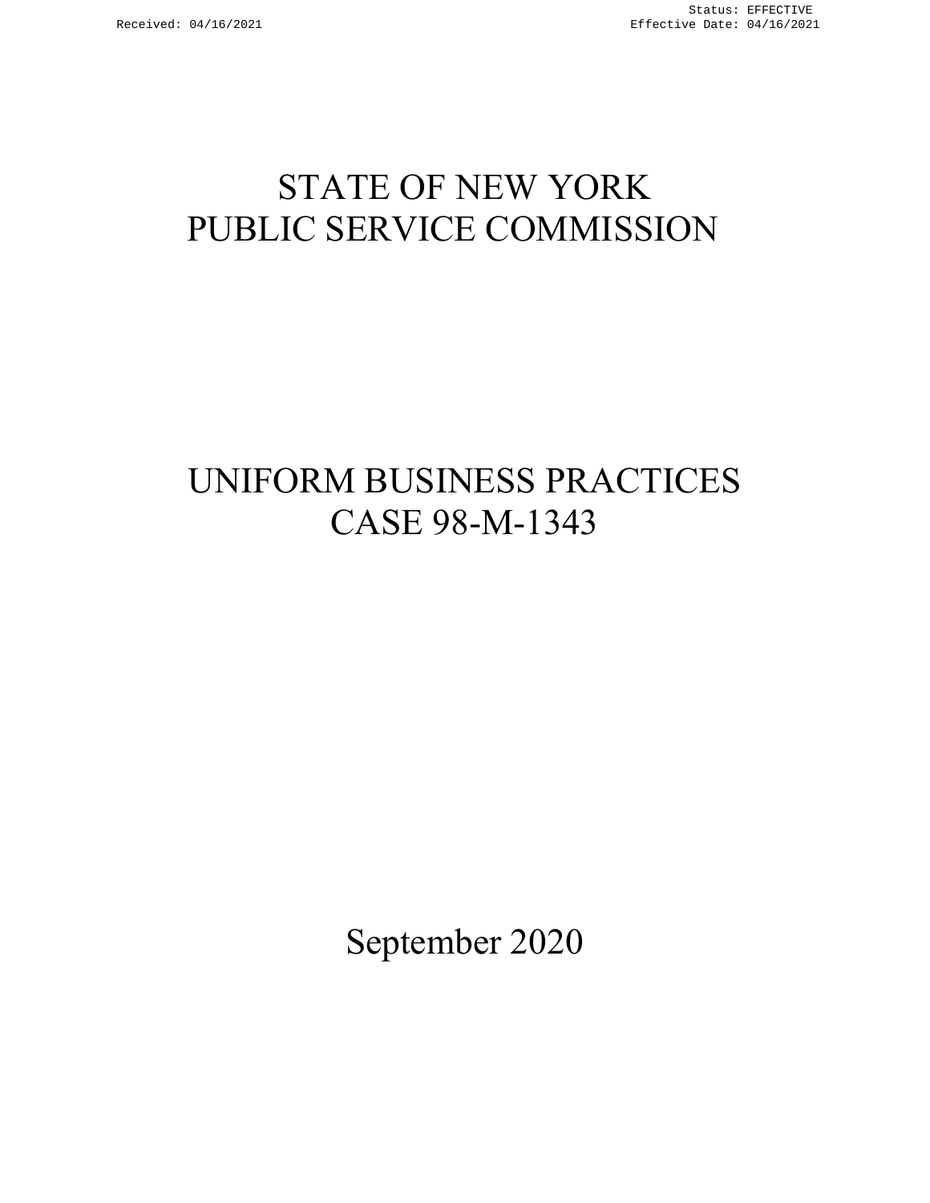# STATE OF NEW YORK
# PUBLIC SERVICE COMMISSION

# UNIFORM BUSINESS PRACTICES
# CASE 98-M-1343

September 2020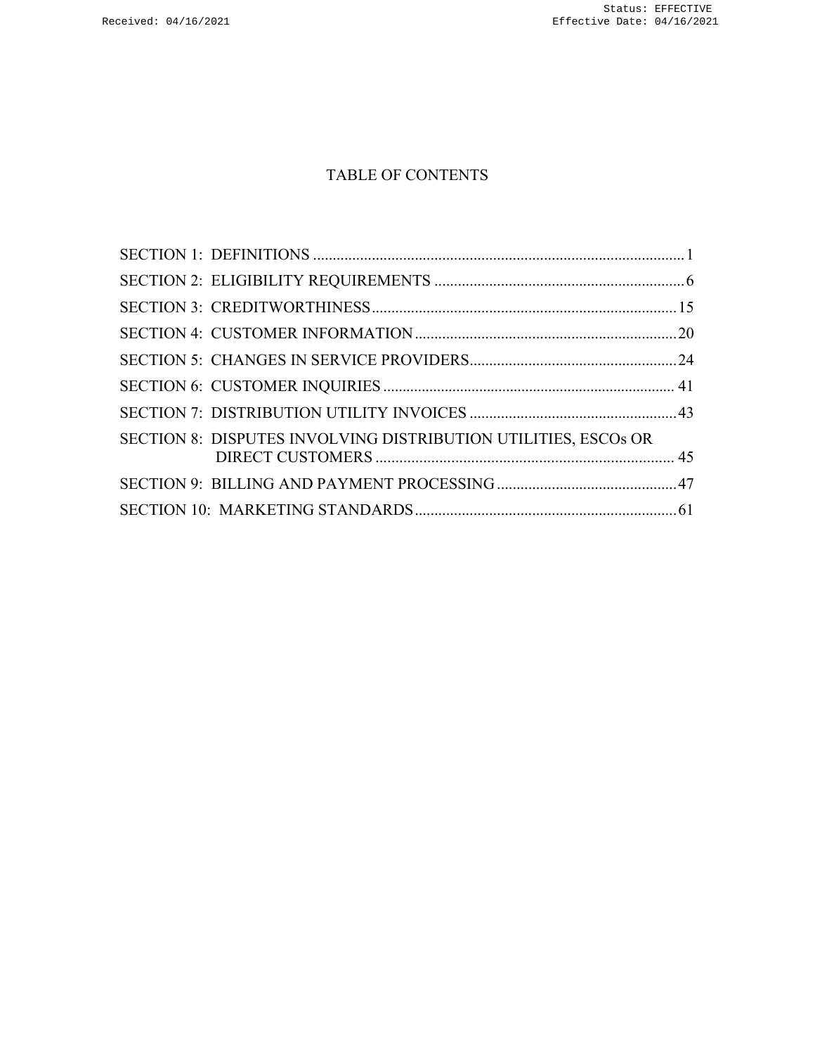# TABLE OF CONTENTS

SECTION 1: DEFINITIONS ..... 1

SECTION 2: ELIGIBILITY REQUIREMENTS ..... 6

SECTION 3: CREDITWORTHINESS ..... 15

SECTION 4: CUSTOMER INFORMATION ..... 20

SECTION 5: CHANGES IN SERVICE PROVIDERS ..... 24

SECTION 6: CUSTOMER INQUIRIES ..... 41

SECTION 7: DISTRIBUTION UTILITY INVOICES ..... 43

SECTION 8: DISPUTES INVOLVING DISTRIBUTION UTILITIES, ESCOs OR DIRECT CUSTOMERS ..... 45

SECTION 9: BILLING AND PAYMENT PROCESSING ..... 47

SECTION 10: MARKETING STANDARDS ..... 61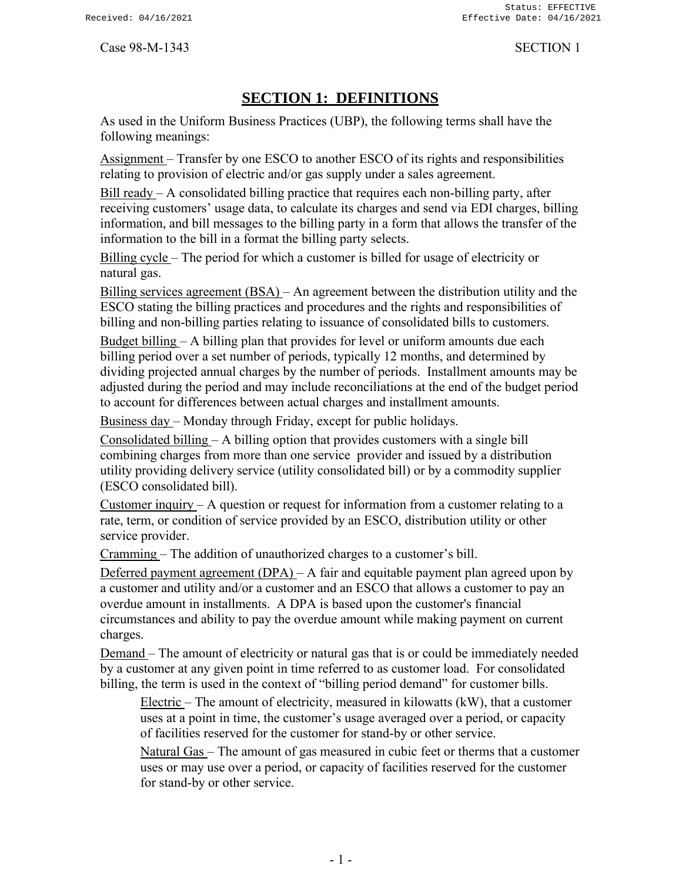Case 98-M-1343 SECTION 1

# SECTION 1: DEFINITIONS

As used in the Uniform Business Practices (UBP), the following terms shall have the following meanings:

Assignment – Transfer by one ESCO to another ESCO of its rights and responsibilities relating to provision of electric and/or gas supply under a sales agreement.

Bill ready – A consolidated billing practice that requires each non-billing party, after receiving customers' usage data, to calculate its charges and send via EDI charges, billing information, and bill messages to the billing party in a form that allows the transfer of the information to the bill in a format the billing party selects.

Billing cycle – The period for which a customer is billed for usage of electricity or natural gas.

Billing services agreement (BSA) – An agreement between the distribution utility and the ESCO stating the billing practices and procedures and the rights and responsibilities of billing and non-billing parties relating to issuance of consolidated bills to customers.

Budget billing – A billing plan that provides for level or uniform amounts due each billing period over a set number of periods, typically 12 months, and determined by dividing projected annual charges by the number of periods. Installment amounts may be adjusted during the period and may include reconciliations at the end of the budget period to account for differences between actual charges and installment amounts.

Business day – Monday through Friday, except for public holidays.

Consolidated billing – A billing option that provides customers with a single bill combining charges from more than one service provider and issued by a distribution utility providing delivery service (utility consolidated bill) or by a commodity supplier (ESCO consolidated bill).

Customer inquiry – A question or request for information from a customer relating to a rate, term, or condition of service provided by an ESCO, distribution utility or other service provider.

Cramming – The addition of unauthorized charges to a customer's bill.

Deferred payment agreement (DPA) – A fair and equitable payment plan agreed upon by a customer and utility and/or a customer and an ESCO that allows a customer to pay an overdue amount in installments. A DPA is based upon the customer's financial circumstances and ability to pay the overdue amount while making payment on current charges.

Demand – The amount of electricity or natural gas that is or could be immediately needed by a customer at any given point in time referred to as customer load. For consolidated billing, the term is used in the context of "billing period demand" for customer bills.

> Electric – The amount of electricity, measured in kilowatts (kW), that a customer uses at a point in time, the customer's usage averaged over a period, or capacity of facilities reserved for the customer for stand-by or other service.
>
> Natural Gas – The amount of gas measured in cubic feet or therms that a customer uses or may use over a period, or capacity of facilities reserved for the customer for stand-by or other service.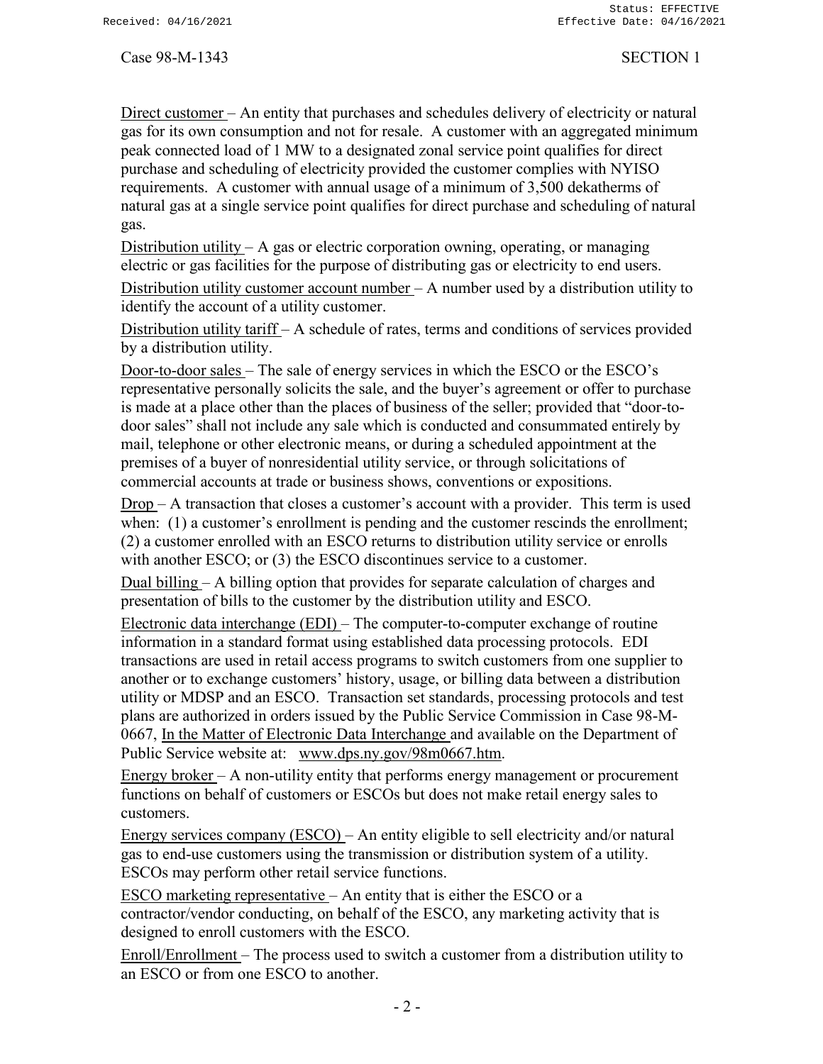Direct customer – An entity that purchases and schedules delivery of electricity or natural gas for its own consumption and not for resale. A customer with an aggregated minimum peak connected load of 1 MW to a designated zonal service point qualifies for direct purchase and scheduling of electricity provided the customer complies with NYISO requirements. A customer with annual usage of a minimum of 3,500 dekatherms of natural gas at a single service point qualifies for direct purchase and scheduling of natural gas.

Distribution utility – A gas or electric corporation owning, operating, or managing electric or gas facilities for the purpose of distributing gas or electricity to end users.

Distribution utility customer account number – A number used by a distribution utility to identify the account of a utility customer.

Distribution utility tariff – A schedule of rates, terms and conditions of services provided by a distribution utility.

Door-to-door sales – The sale of energy services in which the ESCO or the ESCO's representative personally solicits the sale, and the buyer's agreement or offer to purchase is made at a place other than the places of business of the seller; provided that "door-to-door sales" shall not include any sale which is conducted and consummated entirely by mail, telephone or other electronic means, or during a scheduled appointment at the premises of a buyer of nonresidential utility service, or through solicitations of commercial accounts at trade or business shows, conventions or expositions.

Drop – A transaction that closes a customer's account with a provider. This term is used when: (1) a customer's enrollment is pending and the customer rescinds the enrollment; (2) a customer enrolled with an ESCO returns to distribution utility service or enrolls with another ESCO; or (3) the ESCO discontinues service to a customer.

Dual billing – A billing option that provides for separate calculation of charges and presentation of bills to the customer by the distribution utility and ESCO.

Electronic data interchange (EDI) – The computer-to-computer exchange of routine information in a standard format using established data processing protocols. EDI transactions are used in retail access programs to switch customers from one supplier to another or to exchange customers' history, usage, or billing data between a distribution utility or MDSP and an ESCO. Transaction set standards, processing protocols and test plans are authorized in orders issued by the Public Service Commission in Case 98-M-0667, In the Matter of Electronic Data Interchange and available on the Department of Public Service website at: www.dps.ny.gov/98m0667.htm.

Energy broker – A non-utility entity that performs energy management or procurement functions on behalf of customers or ESCOs but does not make retail energy sales to customers.

Energy services company (ESCO) – An entity eligible to sell electricity and/or natural gas to end-use customers using the transmission or distribution system of a utility. ESCOs may perform other retail service functions.

ESCO marketing representative – An entity that is either the ESCO or a contractor/vendor conducting, on behalf of the ESCO, any marketing activity that is designed to enroll customers with the ESCO.

Enroll/Enrollment – The process used to switch a customer from a distribution utility to an ESCO or from one ESCO to another.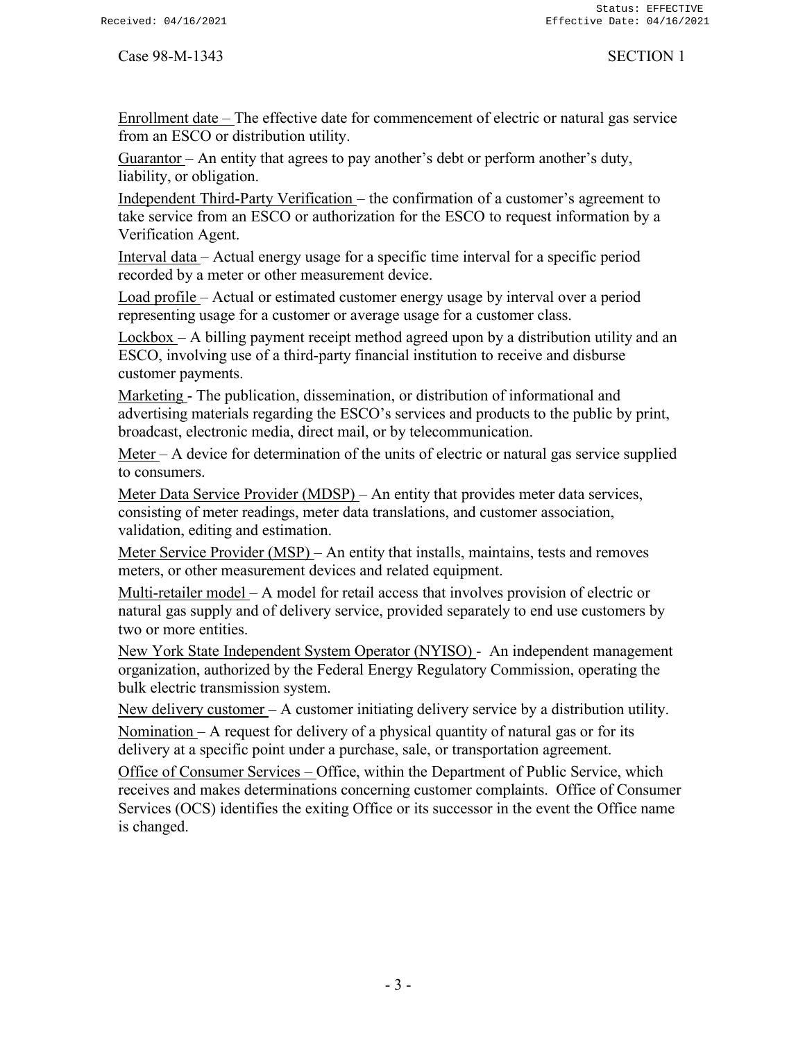Enrollment date – The effective date for commencement of electric or natural gas service from an ESCO or distribution utility.

Guarantor – An entity that agrees to pay another's debt or perform another's duty, liability, or obligation.

Independent Third-Party Verification – the confirmation of a customer's agreement to take service from an ESCO or authorization for the ESCO to request information by a Verification Agent.

Interval data – Actual energy usage for a specific time interval for a specific period recorded by a meter or other measurement device.

Load profile – Actual or estimated customer energy usage by interval over a period representing usage for a customer or average usage for a customer class.

Lockbox – A billing payment receipt method agreed upon by a distribution utility and an ESCO, involving use of a third-party financial institution to receive and disburse customer payments.

Marketing - The publication, dissemination, or distribution of informational and advertising materials regarding the ESCO's services and products to the public by print, broadcast, electronic media, direct mail, or by telecommunication.

Meter – A device for determination of the units of electric or natural gas service supplied to consumers.

Meter Data Service Provider (MDSP) – An entity that provides meter data services, consisting of meter readings, meter data translations, and customer association, validation, editing and estimation.

Meter Service Provider (MSP) – An entity that installs, maintains, tests and removes meters, or other measurement devices and related equipment.

Multi-retailer model – A model for retail access that involves provision of electric or natural gas supply and of delivery service, provided separately to end use customers by two or more entities.

New York State Independent System Operator (NYISO) - An independent management organization, authorized by the Federal Energy Regulatory Commission, operating the bulk electric transmission system.

New delivery customer – A customer initiating delivery service by a distribution utility.

Nomination – A request for delivery of a physical quantity of natural gas or for its delivery at a specific point under a purchase, sale, or transportation agreement.

Office of Consumer Services – Office, within the Department of Public Service, which receives and makes determinations concerning customer complaints. Office of Consumer Services (OCS) identifies the exiting Office or its successor in the event the Office name is changed.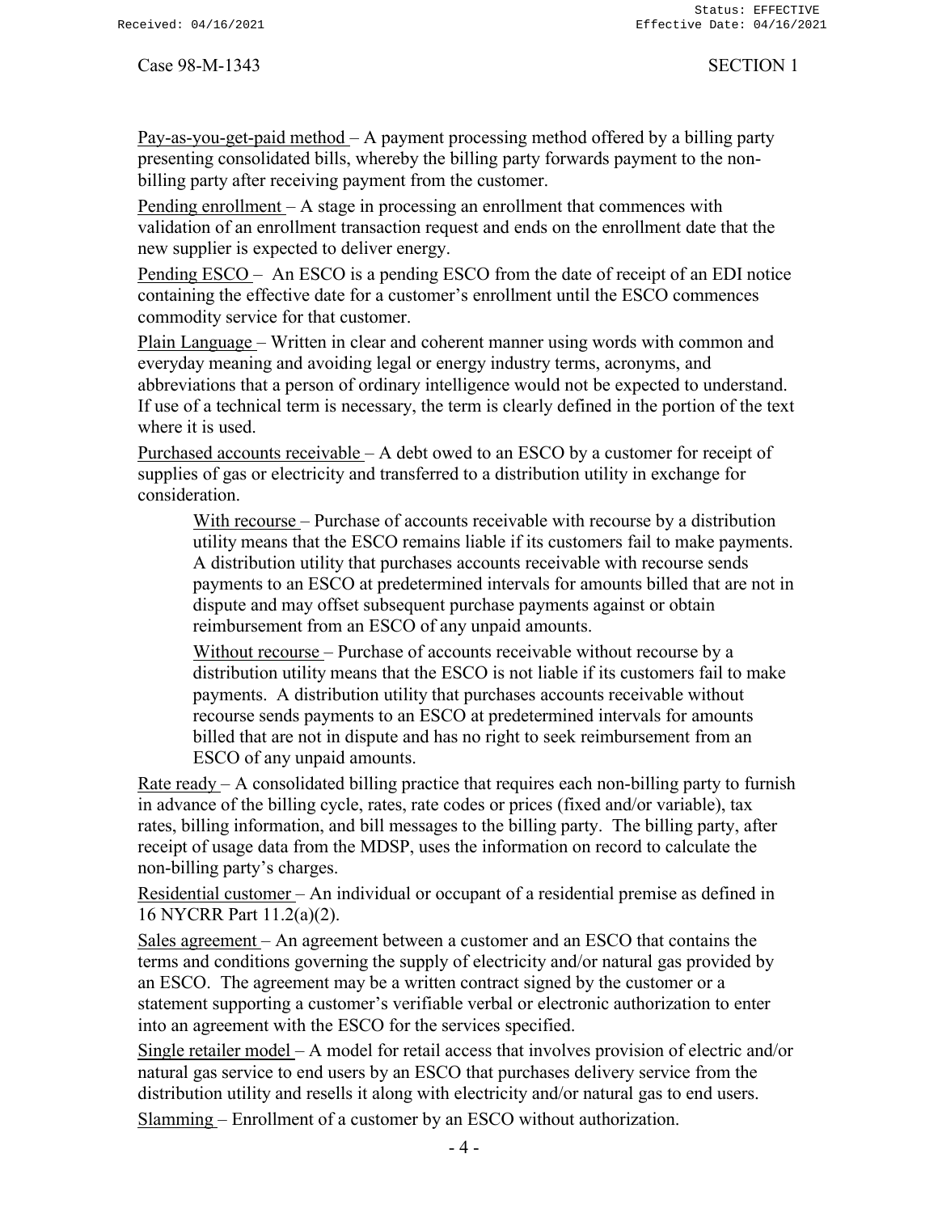Pay-as-you-get-paid method – A payment processing method offered by a billing party presenting consolidated bills, whereby the billing party forwards payment to the non-billing party after receiving payment from the customer.

Pending enrollment – A stage in processing an enrollment that commences with validation of an enrollment transaction request and ends on the enrollment date that the new supplier is expected to deliver energy.

Pending ESCO – An ESCO is a pending ESCO from the date of receipt of an EDI notice containing the effective date for a customer's enrollment until the ESCO commences commodity service for that customer.

Plain Language – Written in clear and coherent manner using words with common and everyday meaning and avoiding legal or energy industry terms, acronyms, and abbreviations that a person of ordinary intelligence would not be expected to understand. If use of a technical term is necessary, the term is clearly defined in the portion of the text where it is used.

Purchased accounts receivable – A debt owed to an ESCO by a customer for receipt of supplies of gas or electricity and transferred to a distribution utility in exchange for consideration.

> With recourse – Purchase of accounts receivable with recourse by a distribution utility means that the ESCO remains liable if its customers fail to make payments. A distribution utility that purchases accounts receivable with recourse sends payments to an ESCO at predetermined intervals for amounts billed that are not in dispute and may offset subsequent purchase payments against or obtain reimbursement from an ESCO of any unpaid amounts.
>
> Without recourse – Purchase of accounts receivable without recourse by a distribution utility means that the ESCO is not liable if its customers fail to make payments. A distribution utility that purchases accounts receivable without recourse sends payments to an ESCO at predetermined intervals for amounts billed that are not in dispute and has no right to seek reimbursement from an ESCO of any unpaid amounts.

Rate ready – A consolidated billing practice that requires each non-billing party to furnish in advance of the billing cycle, rates, rate codes or prices (fixed and/or variable), tax rates, billing information, and bill messages to the billing party. The billing party, after receipt of usage data from the MDSP, uses the information on record to calculate the non-billing party's charges.

Residential customer – An individual or occupant of a residential premise as defined in 16 NYCRR Part 11.2(a)(2).

Sales agreement – An agreement between a customer and an ESCO that contains the terms and conditions governing the supply of electricity and/or natural gas provided by an ESCO. The agreement may be a written contract signed by the customer or a statement supporting a customer's verifiable verbal or electronic authorization to enter into an agreement with the ESCO for the services specified.

Single retailer model – A model for retail access that involves provision of electric and/or natural gas service to end users by an ESCO that purchases delivery service from the distribution utility and resells it along with electricity and/or natural gas to end users.

Slamming – Enrollment of a customer by an ESCO without authorization.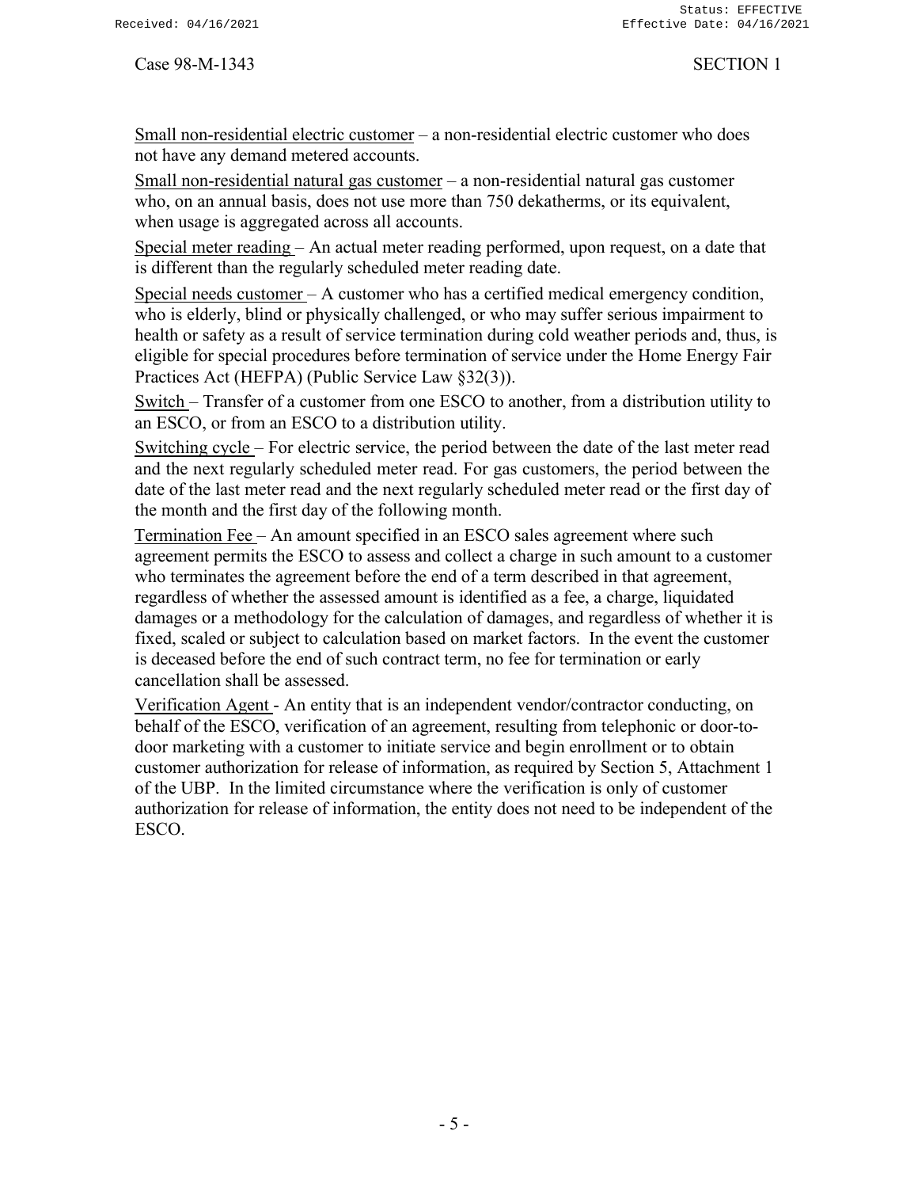Small non-residential electric customer – a non-residential electric customer who does not have any demand metered accounts.

Small non-residential natural gas customer – a non-residential natural gas customer who, on an annual basis, does not use more than 750 dekatherms, or its equivalent, when usage is aggregated across all accounts.

Special meter reading – An actual meter reading performed, upon request, on a date that is different than the regularly scheduled meter reading date.

Special needs customer – A customer who has a certified medical emergency condition, who is elderly, blind or physically challenged, or who may suffer serious impairment to health or safety as a result of service termination during cold weather periods and, thus, is eligible for special procedures before termination of service under the Home Energy Fair Practices Act (HEFPA) (Public Service Law §32(3)).

Switch – Transfer of a customer from one ESCO to another, from a distribution utility to an ESCO, or from an ESCO to a distribution utility.

Switching cycle – For electric service, the period between the date of the last meter read and the next regularly scheduled meter read. For gas customers, the period between the date of the last meter read and the next regularly scheduled meter read or the first day of the month and the first day of the following month.

Termination Fee – An amount specified in an ESCO sales agreement where such agreement permits the ESCO to assess and collect a charge in such amount to a customer who terminates the agreement before the end of a term described in that agreement, regardless of whether the assessed amount is identified as a fee, a charge, liquidated damages or a methodology for the calculation of damages, and regardless of whether it is fixed, scaled or subject to calculation based on market factors. In the event the customer is deceased before the end of such contract term, no fee for termination or early cancellation shall be assessed.

Verification Agent - An entity that is an independent vendor/contractor conducting, on behalf of the ESCO, verification of an agreement, resulting from telephonic or door-to-door marketing with a customer to initiate service and begin enrollment or to obtain customer authorization for release of information, as required by Section 5, Attachment 1 of the UBP. In the limited circumstance where the verification is only of customer authorization for release of information, the entity does not need to be independent of the ESCO.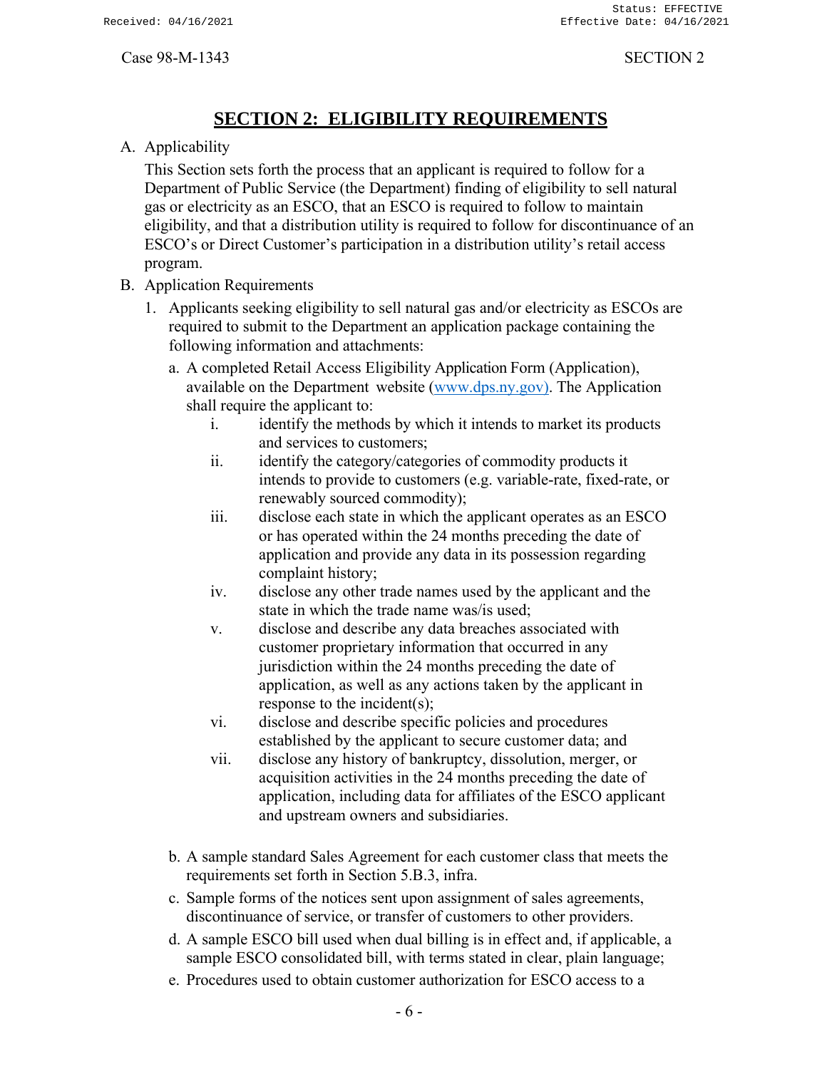# SECTION 2: ELIGIBILITY REQUIREMENTS

A. Applicability

This Section sets forth the process that an applicant is required to follow for a Department of Public Service (the Department) finding of eligibility to sell natural gas or electricity as an ESCO, that an ESCO is required to follow to maintain eligibility, and that a distribution utility is required to follow for discontinuance of an ESCO's or Direct Customer's participation in a distribution utility's retail access program.

B. Application Requirements

1. Applicants seeking eligibility to sell natural gas and/or electricity as ESCOs are required to submit to the Department an application package containing the following information and attachments:

   a. A completed Retail Access Eligibility Application Form (Application), available on the Department website (www.dps.ny.gov). The Application shall require the applicant to:

      i. identify the methods by which it intends to market its products and services to customers;

      ii. identify the category/categories of commodity products it intends to provide to customers (e.g. variable-rate, fixed-rate, or renewably sourced commodity);

      iii. disclose each state in which the applicant operates as an ESCO or has operated within the 24 months preceding the date of application and provide any data in its possession regarding complaint history;

      iv. disclose any other trade names used by the applicant and the state in which the trade name was/is used;

      v. disclose and describe any data breaches associated with customer proprietary information that occurred in any jurisdiction within the 24 months preceding the date of application, as well as any actions taken by the applicant in response to the incident(s);

      vi. disclose and describe specific policies and procedures established by the applicant to secure customer data; and

      vii. disclose any history of bankruptcy, dissolution, merger, or acquisition activities in the 24 months preceding the date of application, including data for affiliates of the ESCO applicant and upstream owners and subsidiaries.

   b. A sample standard Sales Agreement for each customer class that meets the requirements set forth in Section 5.B.3, infra.

   c. Sample forms of the notices sent upon assignment of sales agreements, discontinuance of service, or transfer of customers to other providers.

   d. A sample ESCO bill used when dual billing is in effect and, if applicable, a sample ESCO consolidated bill, with terms stated in clear, plain language;

   e. Procedures used to obtain customer authorization for ESCO access to a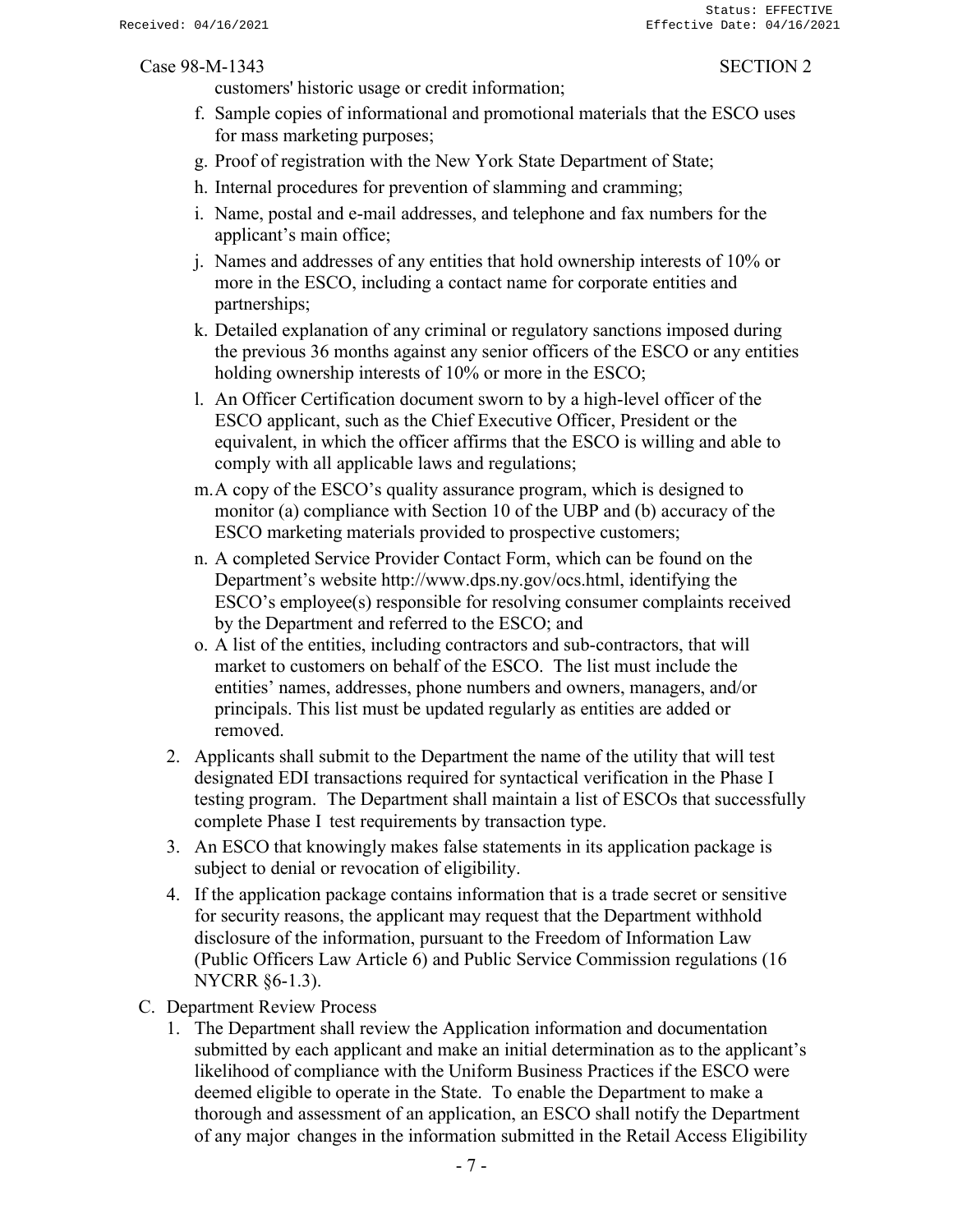customers' historic usage or credit information;

f. Sample copies of informational and promotional materials that the ESCO uses for mass marketing purposes;

g. Proof of registration with the New York State Department of State;

h. Internal procedures for prevention of slamming and cramming;

i. Name, postal and e-mail addresses, and telephone and fax numbers for the applicant's main office;

j. Names and addresses of any entities that hold ownership interests of 10% or more in the ESCO, including a contact name for corporate entities and partnerships;

k. Detailed explanation of any criminal or regulatory sanctions imposed during the previous 36 months against any senior officers of the ESCO or any entities holding ownership interests of 10% or more in the ESCO;

l. An Officer Certification document sworn to by a high-level officer of the ESCO applicant, such as the Chief Executive Officer, President or the equivalent, in which the officer affirms that the ESCO is willing and able to comply with all applicable laws and regulations;

m. A copy of the ESCO's quality assurance program, which is designed to monitor (a) compliance with Section 10 of the UBP and (b) accuracy of the ESCO marketing materials provided to prospective customers;

n. A completed Service Provider Contact Form, which can be found on the Department's website http://www.dps.ny.gov/ocs.html, identifying the ESCO's employee(s) responsible for resolving consumer complaints received by the Department and referred to the ESCO; and

o. A list of the entities, including contractors and sub-contractors, that will market to customers on behalf of the ESCO. The list must include the entities' names, addresses, phone numbers and owners, managers, and/or principals. This list must be updated regularly as entities are added or removed.

2. Applicants shall submit to the Department the name of the utility that will test designated EDI transactions required for syntactical verification in the Phase I testing program. The Department shall maintain a list of ESCOs that successfully complete Phase I test requirements by transaction type.

3. An ESCO that knowingly makes false statements in its application package is subject to denial or revocation of eligibility.

4. If the application package contains information that is a trade secret or sensitive for security reasons, the applicant may request that the Department withhold disclosure of the information, pursuant to the Freedom of Information Law (Public Officers Law Article 6) and Public Service Commission regulations (16 NYCRR §6-1.3).

C. Department Review Process

1. The Department shall review the Application information and documentation submitted by each applicant and make an initial determination as to the applicant's likelihood of compliance with the Uniform Business Practices if the ESCO were deemed eligible to operate in the State. To enable the Department to make a thorough and assessment of an application, an ESCO shall notify the Department of any major changes in the information submitted in the Retail Access Eligibility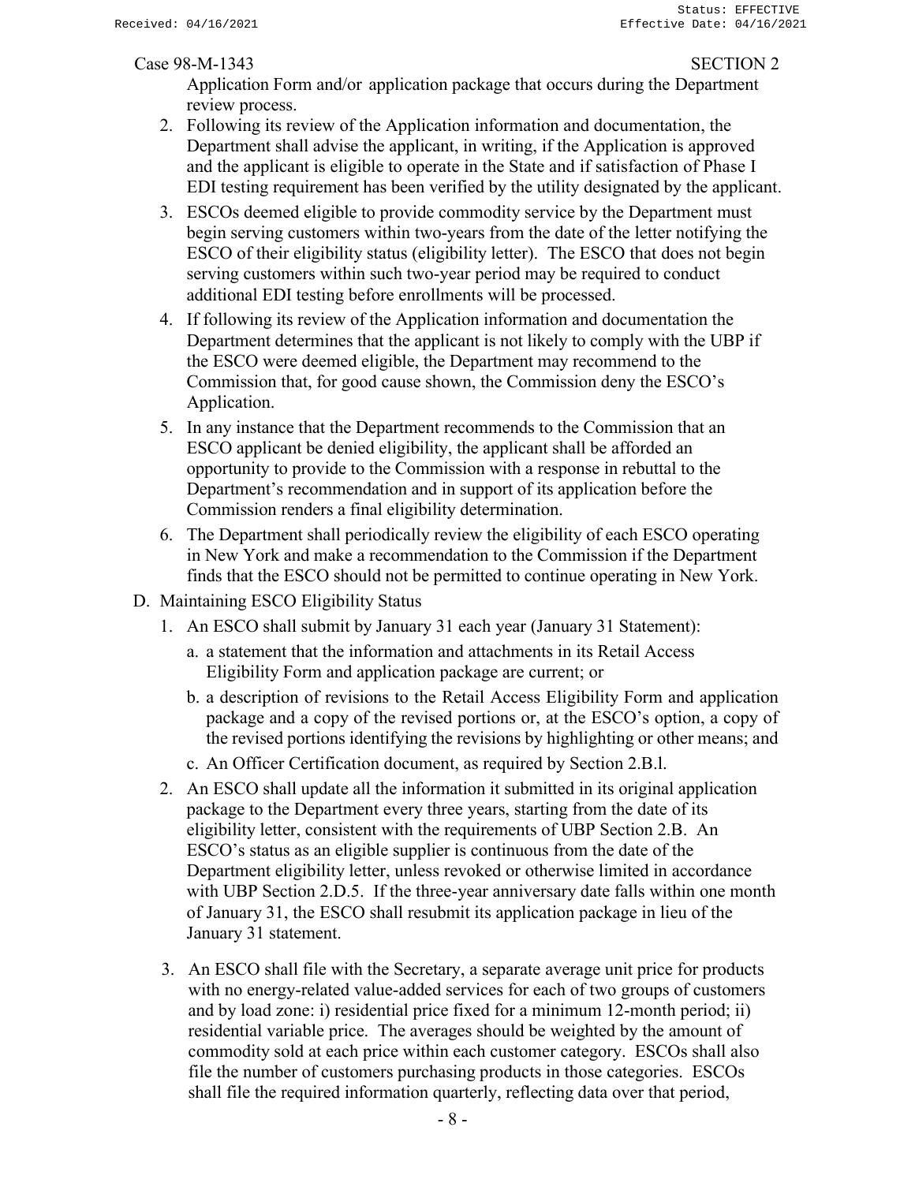Application Form and/or application package that occurs during the Department review process.

2. Following its review of the Application information and documentation, the Department shall advise the applicant, in writing, if the Application is approved and the applicant is eligible to operate in the State and if satisfaction of Phase I EDI testing requirement has been verified by the utility designated by the applicant.
3. ESCOs deemed eligible to provide commodity service by the Department must begin serving customers within two-years from the date of the letter notifying the ESCO of their eligibility status (eligibility letter). The ESCO that does not begin serving customers within such two-year period may be required to conduct additional EDI testing before enrollments will be processed.
4. If following its review of the Application information and documentation the Department determines that the applicant is not likely to comply with the UBP if the ESCO were deemed eligible, the Department may recommend to the Commission that, for good cause shown, the Commission deny the ESCO's Application.
5. In any instance that the Department recommends to the Commission that an ESCO applicant be denied eligibility, the applicant shall be afforded an opportunity to provide to the Commission with a response in rebuttal to the Department's recommendation and in support of its application before the Commission renders a final eligibility determination.
6. The Department shall periodically review the eligibility of each ESCO operating in New York and make a recommendation to the Commission if the Department finds that the ESCO should not be permitted to continue operating in New York.

D. Maintaining ESCO Eligibility Status

1. An ESCO shall submit by January 31 each year (January 31 Statement):
   a. a statement that the information and attachments in its Retail Access Eligibility Form and application package are current; or
   b. a description of revisions to the Retail Access Eligibility Form and application package and a copy of the revised portions or, at the ESCO's option, a copy of the revised portions identifying the revisions by highlighting or other means; and
   c. An Officer Certification document, as required by Section 2.B.l.
2. An ESCO shall update all the information it submitted in its original application package to the Department every three years, starting from the date of its eligibility letter, consistent with the requirements of UBP Section 2.B. An ESCO's status as an eligible supplier is continuous from the date of the Department eligibility letter, unless revoked or otherwise limited in accordance with UBP Section 2.D.5. If the three-year anniversary date falls within one month of January 31, the ESCO shall resubmit its application package in lieu of the January 31 statement.
3. An ESCO shall file with the Secretary, a separate average unit price for products with no energy-related value-added services for each of two groups of customers and by load zone: i) residential price fixed for a minimum 12-month period; ii) residential variable price. The averages should be weighted by the amount of commodity sold at each price within each customer category. ESCOs shall also file the number of customers purchasing products in those categories. ESCOs shall file the required information quarterly, reflecting data over that period,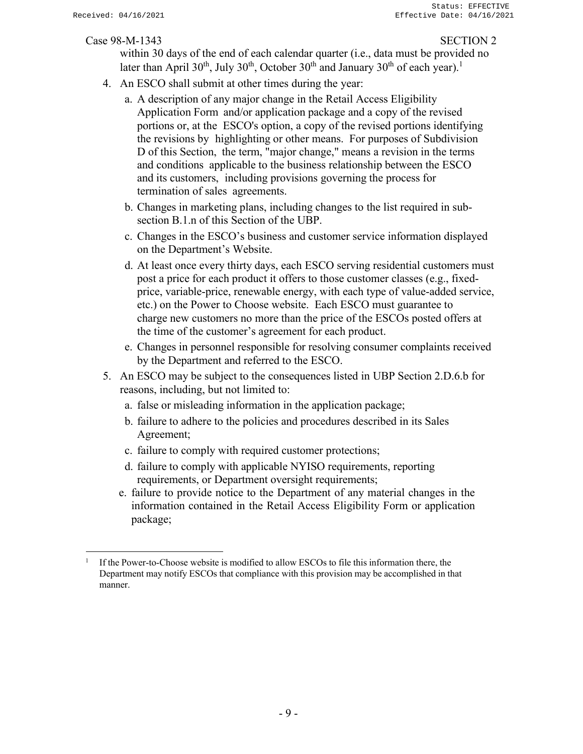within 30 days of the end of each calendar quarter (i.e., data must be provided no later than April $30^{th}$, July $30^{th}$, October $30^{th}$ and January $30^{th}$ of each year).[1]

4. An ESCO shall submit at other times during the year:
   a. A description of any major change in the Retail Access Eligibility Application Form and/or application package and a copy of the revised portions or, at the ESCO's option, a copy of the revised portions identifying the revisions by highlighting or other means. For purposes of Subdivision D of this Section, the term, "major change," means a revision in the terms and conditions applicable to the business relationship between the ESCO and its customers, including provisions governing the process for termination of sales agreements.
   b. Changes in marketing plans, including changes to the list required in sub-section B.1.n of this Section of the UBP.
   c. Changes in the ESCO's business and customer service information displayed on the Department's Website.
   d. At least once every thirty days, each ESCO serving residential customers must post a price for each product it offers to those customer classes (e.g., fixed-price, variable-price, renewable energy, with each type of value-added service, etc.) on the Power to Choose website. Each ESCO must guarantee to charge new customers no more than the price of the ESCOs posted offers at the time of the customer's agreement for each product.
   e. Changes in personnel responsible for resolving consumer complaints received by the Department and referred to the ESCO.
5. An ESCO may be subject to the consequences listed in UBP Section 2.D.6.b for reasons, including, but not limited to:
   a. false or misleading information in the application package;
   b. failure to adhere to the policies and procedures described in its Sales Agreement;
   c. failure to comply with required customer protections;
   d. failure to comply with applicable NYISO requirements, reporting requirements, or Department oversight requirements;
   e. failure to provide notice to the Department of any material changes in the information contained in the Retail Access Eligibility Form or application package;

[1] If the Power-to-Choose website is modified to allow ESCOs to file this information there, the Department may notify ESCOs that compliance with this provision may be accomplished in that manner.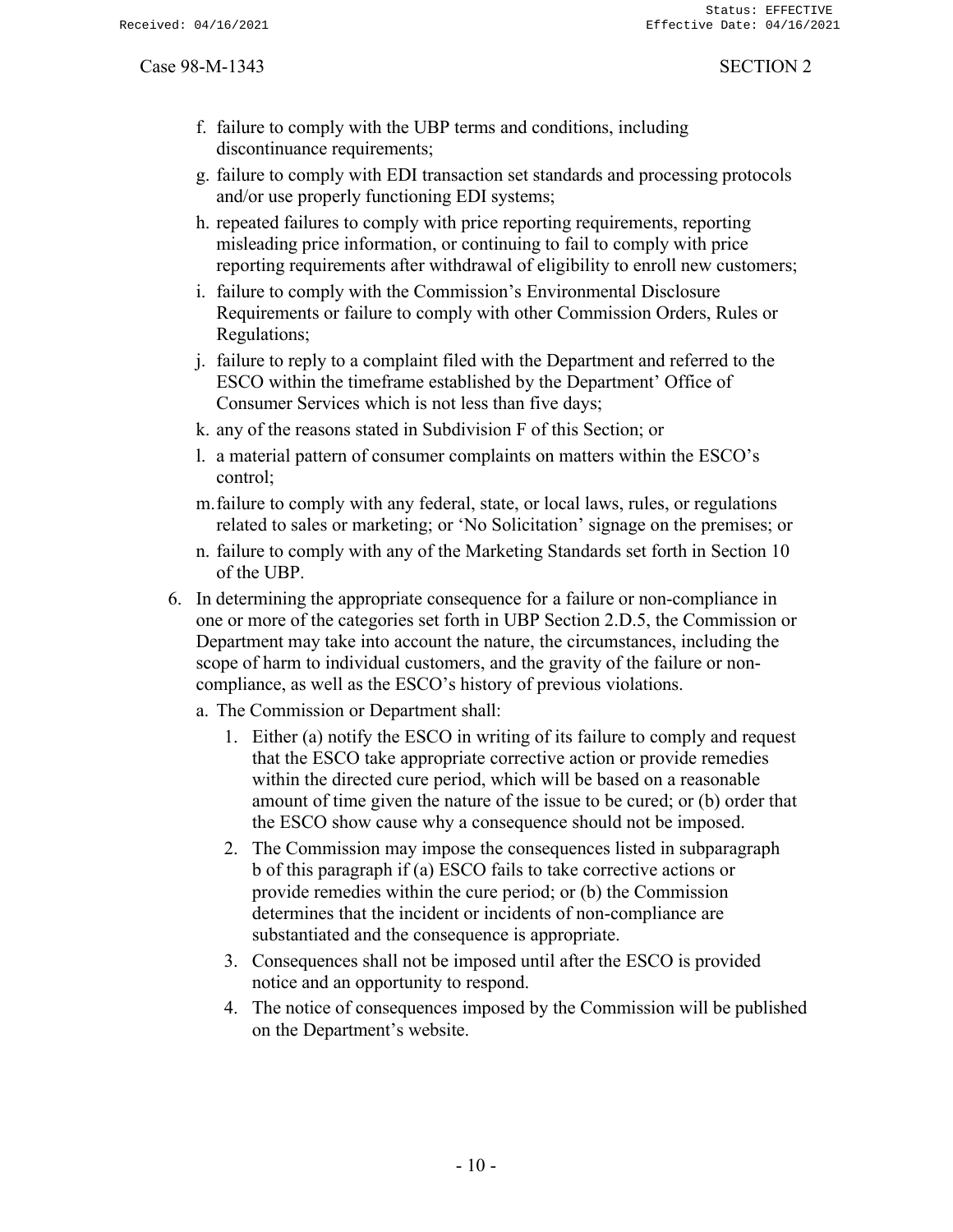f. failure to comply with the UBP terms and conditions, including discontinuance requirements;

g. failure to comply with EDI transaction set standards and processing protocols and/or use properly functioning EDI systems;

h. repeated failures to comply with price reporting requirements, reporting misleading price information, or continuing to fail to comply with price reporting requirements after withdrawal of eligibility to enroll new customers;

i. failure to comply with the Commission's Environmental Disclosure Requirements or failure to comply with other Commission Orders, Rules or Regulations;

j. failure to reply to a complaint filed with the Department and referred to the ESCO within the timeframe established by the Department' Office of Consumer Services which is not less than five days;

k. any of the reasons stated in Subdivision F of this Section; or

l. a material pattern of consumer complaints on matters within the ESCO's control;

m. failure to comply with any federal, state, or local laws, rules, or regulations related to sales or marketing; or 'No Solicitation' signage on the premises; or

n. failure to comply with any of the Marketing Standards set forth in Section 10 of the UBP.

6. In determining the appropriate consequence for a failure or non-compliance in one or more of the categories set forth in UBP Section 2.D.5, the Commission or Department may take into account the nature, the circumstances, including the scope of harm to individual customers, and the gravity of the failure or non-compliance, as well as the ESCO's history of previous violations.

   a. The Commission or Department shall:

      1. Either (a) notify the ESCO in writing of its failure to comply and request that the ESCO take appropriate corrective action or provide remedies within the directed cure period, which will be based on a reasonable amount of time given the nature of the issue to be cured; or (b) order that the ESCO show cause why a consequence should not be imposed.

      2. The Commission may impose the consequences listed in subparagraph b of this paragraph if (a) ESCO fails to take corrective actions or provide remedies within the cure period; or (b) the Commission determines that the incident or incidents of non-compliance are substantiated and the consequence is appropriate.

      3. Consequences shall not be imposed until after the ESCO is provided notice and an opportunity to respond.

      4. The notice of consequences imposed by the Commission will be published on the Department's website.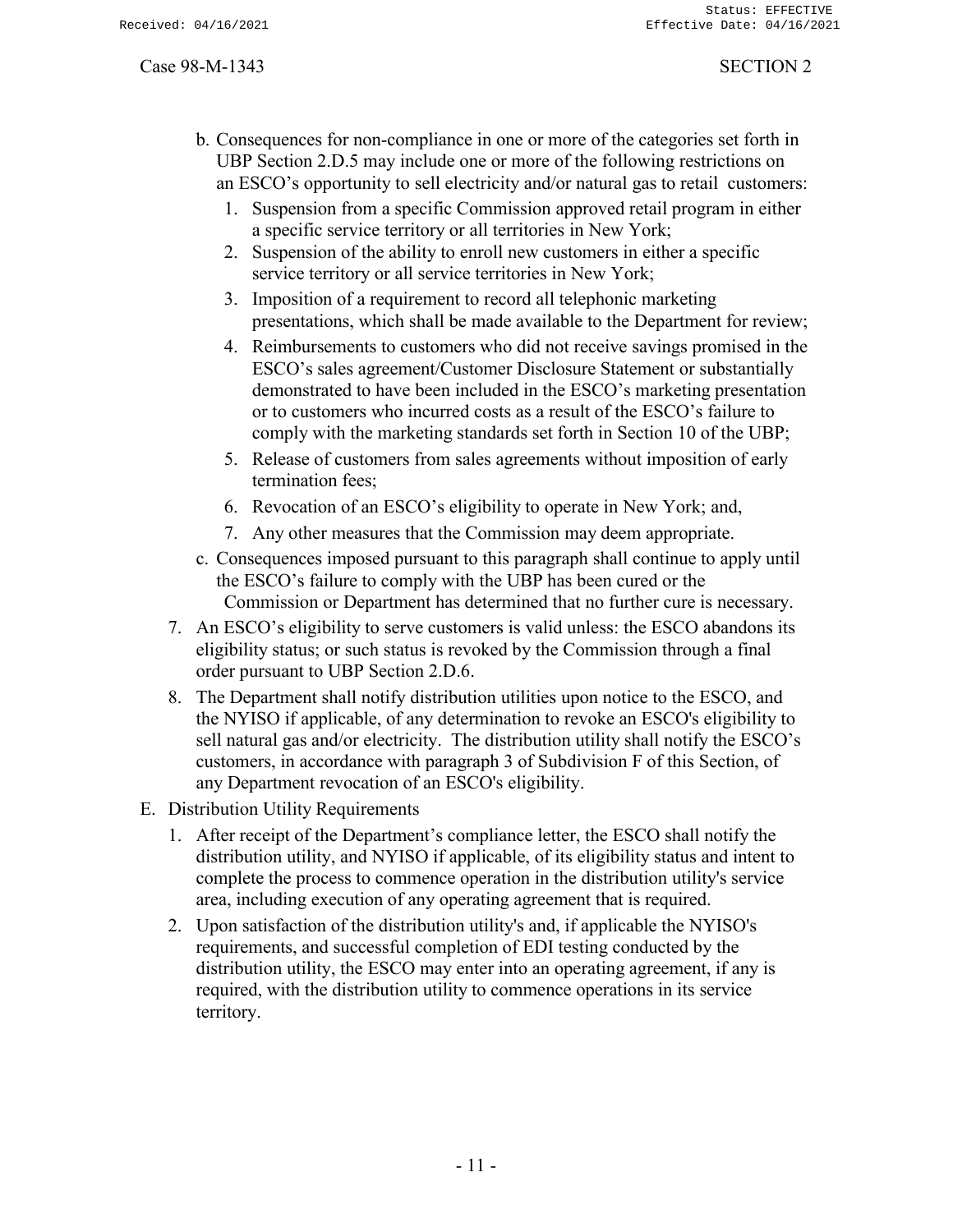b. Consequences for non-compliance in one or more of the categories set forth in UBP Section 2.D.5 may include one or more of the following restrictions on an ESCO's opportunity to sell electricity and/or natural gas to retail customers:
   1. Suspension from a specific Commission approved retail program in either a specific service territory or all territories in New York;
   2. Suspension of the ability to enroll new customers in either a specific service territory or all service territories in New York;
   3. Imposition of a requirement to record all telephonic marketing presentations, which shall be made available to the Department for review;
   4. Reimbursements to customers who did not receive savings promised in the ESCO's sales agreement/Customer Disclosure Statement or substantially demonstrated to have been included in the ESCO's marketing presentation or to customers who incurred costs as a result of the ESCO's failure to comply with the marketing standards set forth in Section 10 of the UBP;
   5. Release of customers from sales agreements without imposition of early termination fees;
   6. Revocation of an ESCO's eligibility to operate in New York; and,
   7. Any other measures that the Commission may deem appropriate.

c. Consequences imposed pursuant to this paragraph shall continue to apply until the ESCO's failure to comply with the UBP has been cured or the Commission or Department has determined that no further cure is necessary.

7. An ESCO's eligibility to serve customers is valid unless: the ESCO abandons its eligibility status; or such status is revoked by the Commission through a final order pursuant to UBP Section 2.D.6.
8. The Department shall notify distribution utilities upon notice to the ESCO, and the NYISO if applicable, of any determination to revoke an ESCO's eligibility to sell natural gas and/or electricity. The distribution utility shall notify the ESCO's customers, in accordance with paragraph 3 of Subdivision F of this Section, of any Department revocation of an ESCO's eligibility.

E. Distribution Utility Requirements
   1. After receipt of the Department's compliance letter, the ESCO shall notify the distribution utility, and NYISO if applicable, of its eligibility status and intent to complete the process to commence operation in the distribution utility's service area, including execution of any operating agreement that is required.
   2. Upon satisfaction of the distribution utility's and, if applicable the NYISO's requirements, and successful completion of EDI testing conducted by the distribution utility, the ESCO may enter into an operating agreement, if any is required, with the distribution utility to commence operations in its service territory.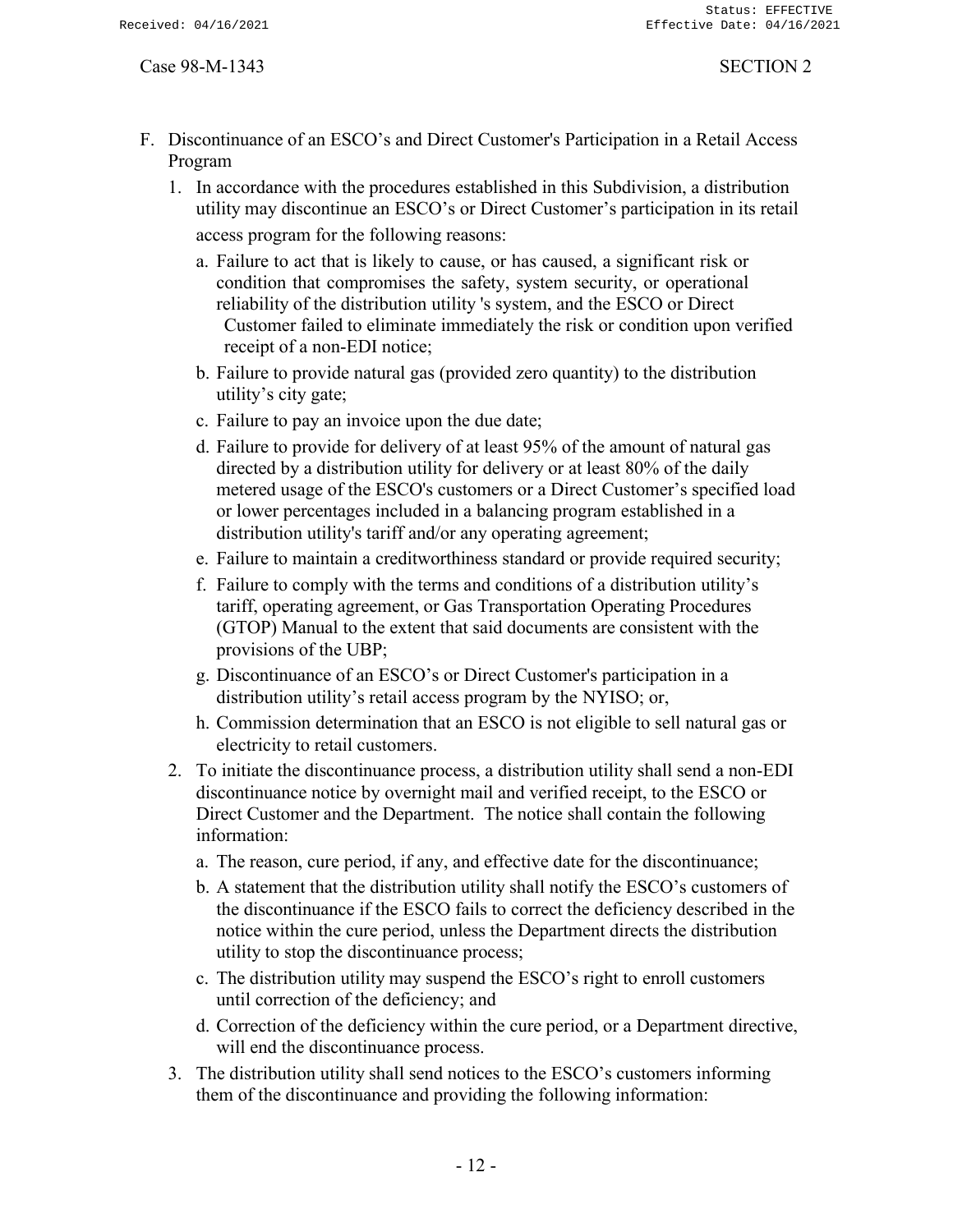F. Discontinuance of an ESCO's and Direct Customer's Participation in a Retail Access Program

1. In accordance with the procedures established in this Subdivision, a distribution utility may discontinue an ESCO's or Direct Customer's participation in its retail access program for the following reasons:

   a. Failure to act that is likely to cause, or has caused, a significant risk or condition that compromises the safety, system security, or operational reliability of the distribution utility 's system, and the ESCO or Direct Customer failed to eliminate immediately the risk or condition upon verified receipt of a non-EDI notice;

   b. Failure to provide natural gas (provided zero quantity) to the distribution utility's city gate;

   c. Failure to pay an invoice upon the due date;

   d. Failure to provide for delivery of at least 95% of the amount of natural gas directed by a distribution utility for delivery or at least 80% of the daily metered usage of the ESCO's customers or a Direct Customer's specified load or lower percentages included in a balancing program established in a distribution utility's tariff and/or any operating agreement;

   e. Failure to maintain a creditworthiness standard or provide required security;

   f. Failure to comply with the terms and conditions of a distribution utility's tariff, operating agreement, or Gas Transportation Operating Procedures (GTOP) Manual to the extent that said documents are consistent with the provisions of the UBP;

   g. Discontinuance of an ESCO's or Direct Customer's participation in a distribution utility's retail access program by the NYISO; or,

   h. Commission determination that an ESCO is not eligible to sell natural gas or electricity to retail customers.

2. To initiate the discontinuance process, a distribution utility shall send a non-EDI discontinuance notice by overnight mail and verified receipt, to the ESCO or Direct Customer and the Department. The notice shall contain the following information:

   a. The reason, cure period, if any, and effective date for the discontinuance;

   b. A statement that the distribution utility shall notify the ESCO's customers of the discontinuance if the ESCO fails to correct the deficiency described in the notice within the cure period, unless the Department directs the distribution utility to stop the discontinuance process;

   c. The distribution utility may suspend the ESCO's right to enroll customers until correction of the deficiency; and

   d. Correction of the deficiency within the cure period, or a Department directive, will end the discontinuance process.

3. The distribution utility shall send notices to the ESCO's customers informing them of the discontinuance and providing the following information: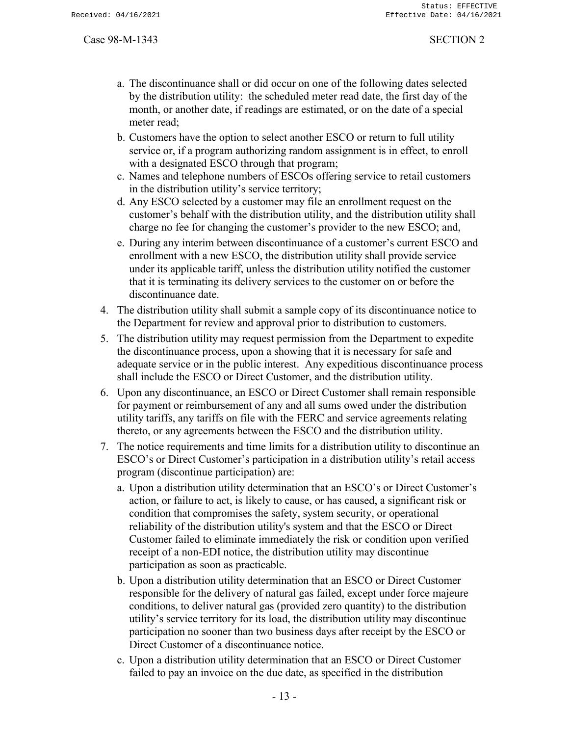a. The discontinuance shall or did occur on one of the following dates selected by the distribution utility: the scheduled meter read date, the first day of the month, or another date, if readings are estimated, or on the date of a special meter read;
b. Customers have the option to select another ESCO or return to full utility service or, if a program authorizing random assignment is in effect, to enroll with a designated ESCO through that program;
c. Names and telephone numbers of ESCOs offering service to retail customers in the distribution utility's service territory;
d. Any ESCO selected by a customer may file an enrollment request on the customer's behalf with the distribution utility, and the distribution utility shall charge no fee for changing the customer's provider to the new ESCO; and,
e. During any interim between discontinuance of a customer's current ESCO and enrollment with a new ESCO, the distribution utility shall provide service under its applicable tariff, unless the distribution utility notified the customer that it is terminating its delivery services to the customer on or before the discontinuance date.

4. The distribution utility shall submit a sample copy of its discontinuance notice to the Department for review and approval prior to distribution to customers.
5. The distribution utility may request permission from the Department to expedite the discontinuance process, upon a showing that it is necessary for safe and adequate service or in the public interest. Any expeditious discontinuance process shall include the ESCO or Direct Customer, and the distribution utility.
6. Upon any discontinuance, an ESCO or Direct Customer shall remain responsible for payment or reimbursement of any and all sums owed under the distribution utility tariffs, any tariffs on file with the FERC and service agreements relating thereto, or any agreements between the ESCO and the distribution utility.
7. The notice requirements and time limits for a distribution utility to discontinue an ESCO's or Direct Customer's participation in a distribution utility's retail access program (discontinue participation) are:
   a. Upon a distribution utility determination that an ESCO's or Direct Customer's action, or failure to act, is likely to cause, or has caused, a significant risk or condition that compromises the safety, system security, or operational reliability of the distribution utility's system and that the ESCO or Direct Customer failed to eliminate immediately the risk or condition upon verified receipt of a non-EDI notice, the distribution utility may discontinue participation as soon as practicable.
   b. Upon a distribution utility determination that an ESCO or Direct Customer responsible for the delivery of natural gas failed, except under force majeure conditions, to deliver natural gas (provided zero quantity) to the distribution utility's service territory for its load, the distribution utility may discontinue participation no sooner than two business days after receipt by the ESCO or Direct Customer of a discontinuance notice.
   c. Upon a distribution utility determination that an ESCO or Direct Customer failed to pay an invoice on the due date, as specified in the distribution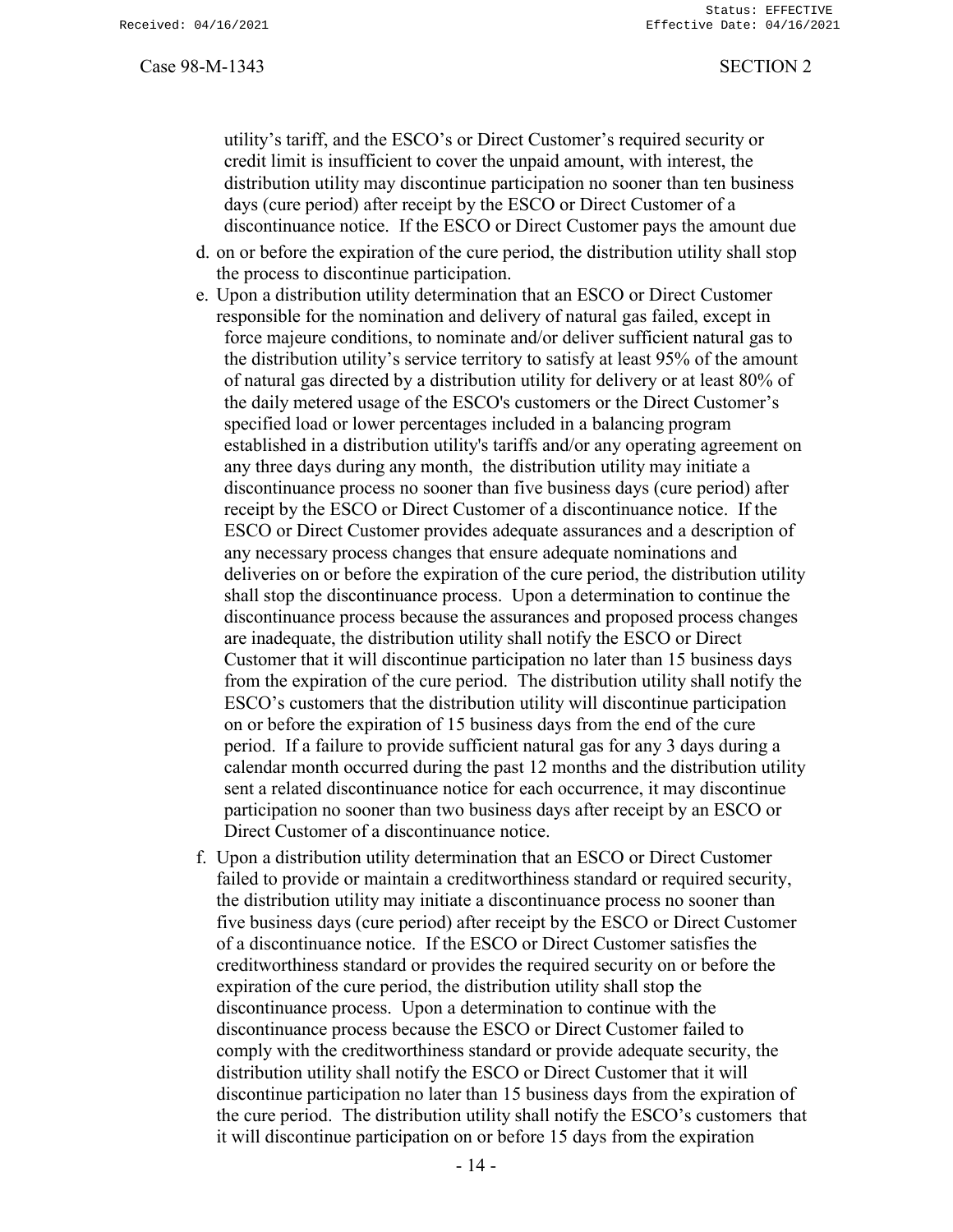utility's tariff, and the ESCO's or Direct Customer's required security or credit limit is insufficient to cover the unpaid amount, with interest, the distribution utility may discontinue participation no sooner than ten business days (cure period) after receipt by the ESCO or Direct Customer of a discontinuance notice. If the ESCO or Direct Customer pays the amount due

d. on or before the expiration of the cure period, the distribution utility shall stop the process to discontinue participation.

e. Upon a distribution utility determination that an ESCO or Direct Customer responsible for the nomination and delivery of natural gas failed, except in force majeure conditions, to nominate and/or deliver sufficient natural gas to the distribution utility's service territory to satisfy at least 95% of the amount of natural gas directed by a distribution utility for delivery or at least 80% of the daily metered usage of the ESCO's customers or the Direct Customer's specified load or lower percentages included in a balancing program established in a distribution utility's tariffs and/or any operating agreement on any three days during any month, the distribution utility may initiate a discontinuance process no sooner than five business days (cure period) after receipt by the ESCO or Direct Customer of a discontinuance notice. If the ESCO or Direct Customer provides adequate assurances and a description of any necessary process changes that ensure adequate nominations and deliveries on or before the expiration of the cure period, the distribution utility shall stop the discontinuance process. Upon a determination to continue the discontinuance process because the assurances and proposed process changes are inadequate, the distribution utility shall notify the ESCO or Direct Customer that it will discontinue participation no later than 15 business days from the expiration of the cure period. The distribution utility shall notify the ESCO's customers that the distribution utility will discontinue participation on or before the expiration of 15 business days from the end of the cure period. If a failure to provide sufficient natural gas for any 3 days during a calendar month occurred during the past 12 months and the distribution utility sent a related discontinuance notice for each occurrence, it may discontinue participation no sooner than two business days after receipt by an ESCO or Direct Customer of a discontinuance notice.

f. Upon a distribution utility determination that an ESCO or Direct Customer failed to provide or maintain a creditworthiness standard or required security, the distribution utility may initiate a discontinuance process no sooner than five business days (cure period) after receipt by the ESCO or Direct Customer of a discontinuance notice. If the ESCO or Direct Customer satisfies the creditworthiness standard or provides the required security on or before the expiration of the cure period, the distribution utility shall stop the discontinuance process. Upon a determination to continue with the discontinuance process because the ESCO or Direct Customer failed to comply with the creditworthiness standard or provide adequate security, the distribution utility shall notify the ESCO or Direct Customer that it will discontinue participation no later than 15 business days from the expiration of the cure period. The distribution utility shall notify the ESCO's customers that it will discontinue participation on or before 15 days from the expiration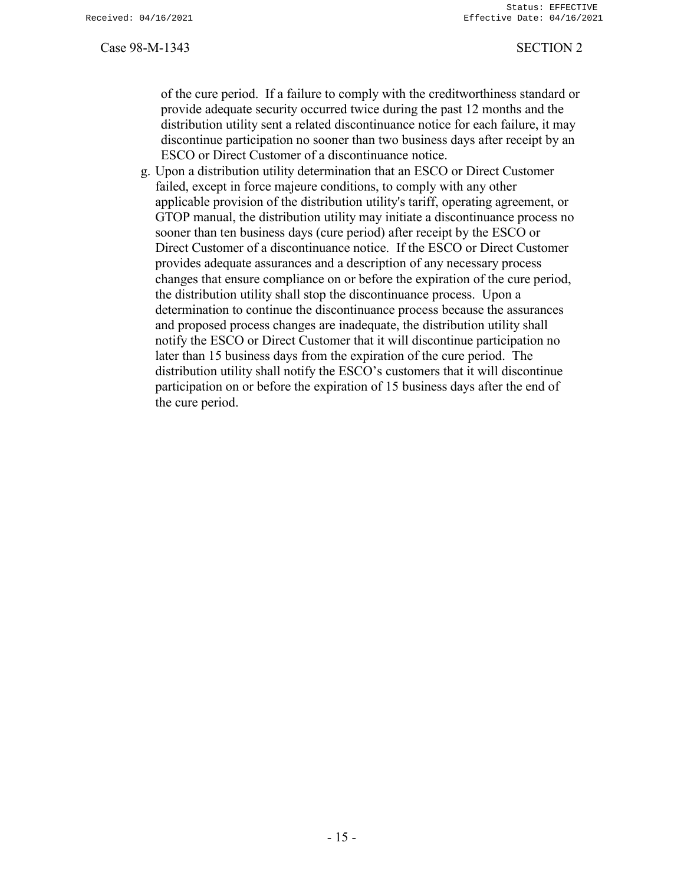of the cure period. If a failure to comply with the creditworthiness standard or provide adequate security occurred twice during the past 12 months and the distribution utility sent a related discontinuance notice for each failure, it may discontinue participation no sooner than two business days after receipt by an ESCO or Direct Customer of a discontinuance notice.

g. Upon a distribution utility determination that an ESCO or Direct Customer failed, except in force majeure conditions, to comply with any other applicable provision of the distribution utility's tariff, operating agreement, or GTOP manual, the distribution utility may initiate a discontinuance process no sooner than ten business days (cure period) after receipt by the ESCO or Direct Customer of a discontinuance notice. If the ESCO or Direct Customer provides adequate assurances and a description of any necessary process changes that ensure compliance on or before the expiration of the cure period, the distribution utility shall stop the discontinuance process. Upon a determination to continue the discontinuance process because the assurances and proposed process changes are inadequate, the distribution utility shall notify the ESCO or Direct Customer that it will discontinue participation no later than 15 business days from the expiration of the cure period. The distribution utility shall notify the ESCO's customers that it will discontinue participation on or before the expiration of 15 business days after the end of the cure period.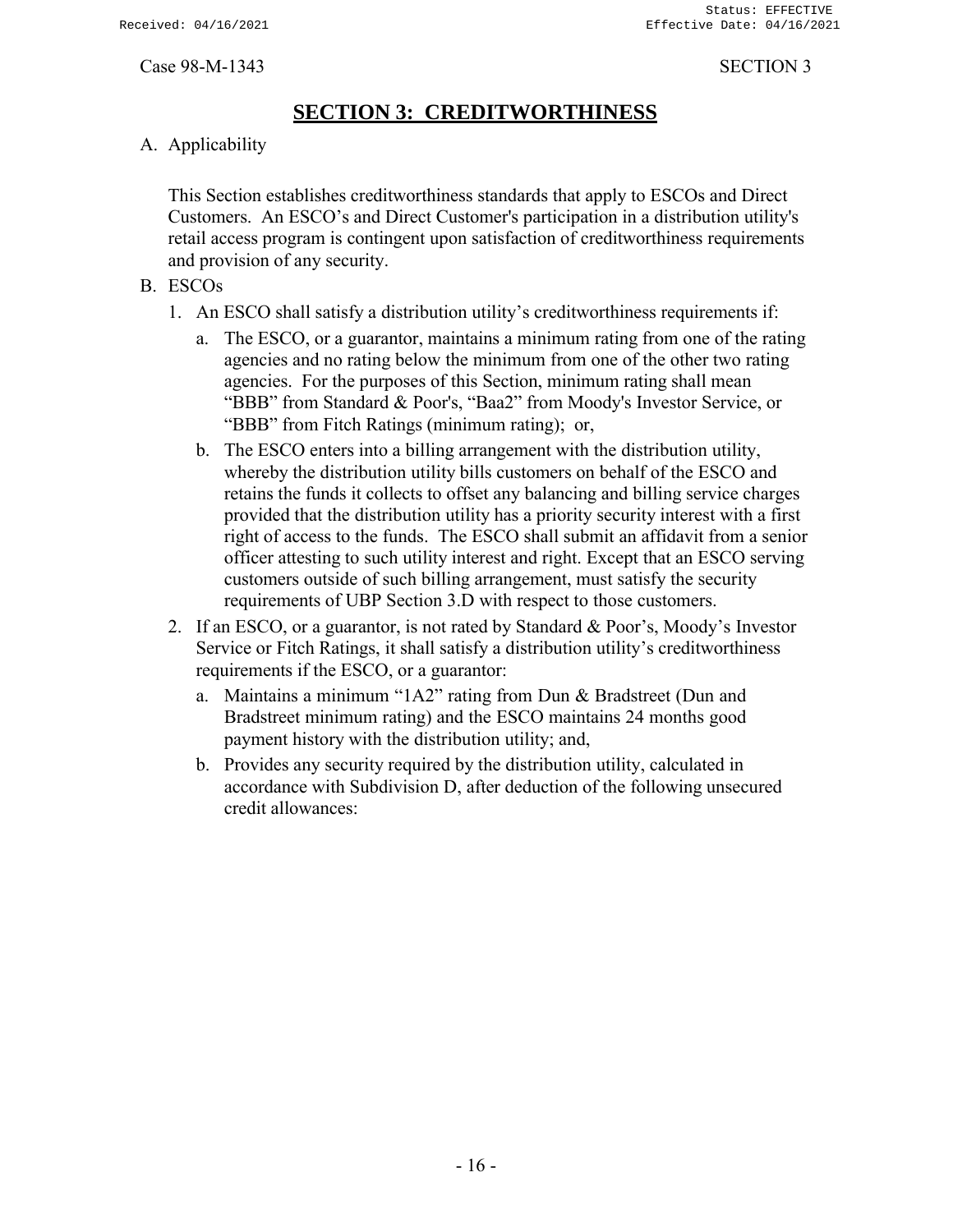# SECTION 3: CREDITWORTHINESS

A. Applicability

This Section establishes creditworthiness standards that apply to ESCOs and Direct Customers. An ESCO's and Direct Customer's participation in a distribution utility's retail access program is contingent upon satisfaction of creditworthiness requirements and provision of any security.

B. ESCOs

1. An ESCO shall satisfy a distribution utility's creditworthiness requirements if:
   a. The ESCO, or a guarantor, maintains a minimum rating from one of the rating agencies and no rating below the minimum from one of the other two rating agencies. For the purposes of this Section, minimum rating shall mean "BBB" from Standard & Poor's, "Baa2" from Moody's Investor Service, or "BBB" from Fitch Ratings (minimum rating); or,
   b. The ESCO enters into a billing arrangement with the distribution utility, whereby the distribution utility bills customers on behalf of the ESCO and retains the funds it collects to offset any balancing and billing service charges provided that the distribution utility has a priority security interest with a first right of access to the funds. The ESCO shall submit an affidavit from a senior officer attesting to such utility interest and right. Except that an ESCO serving customers outside of such billing arrangement, must satisfy the security requirements of UBP Section 3.D with respect to those customers.
2. If an ESCO, or a guarantor, is not rated by Standard & Poor's, Moody's Investor Service or Fitch Ratings, it shall satisfy a distribution utility's creditworthiness requirements if the ESCO, or a guarantor:
   a. Maintains a minimum "1A2" rating from Dun & Bradstreet (Dun and Bradstreet minimum rating) and the ESCO maintains 24 months good payment history with the distribution utility; and,
   b. Provides any security required by the distribution utility, calculated in accordance with Subdivision D, after deduction of the following unsecured credit allowances: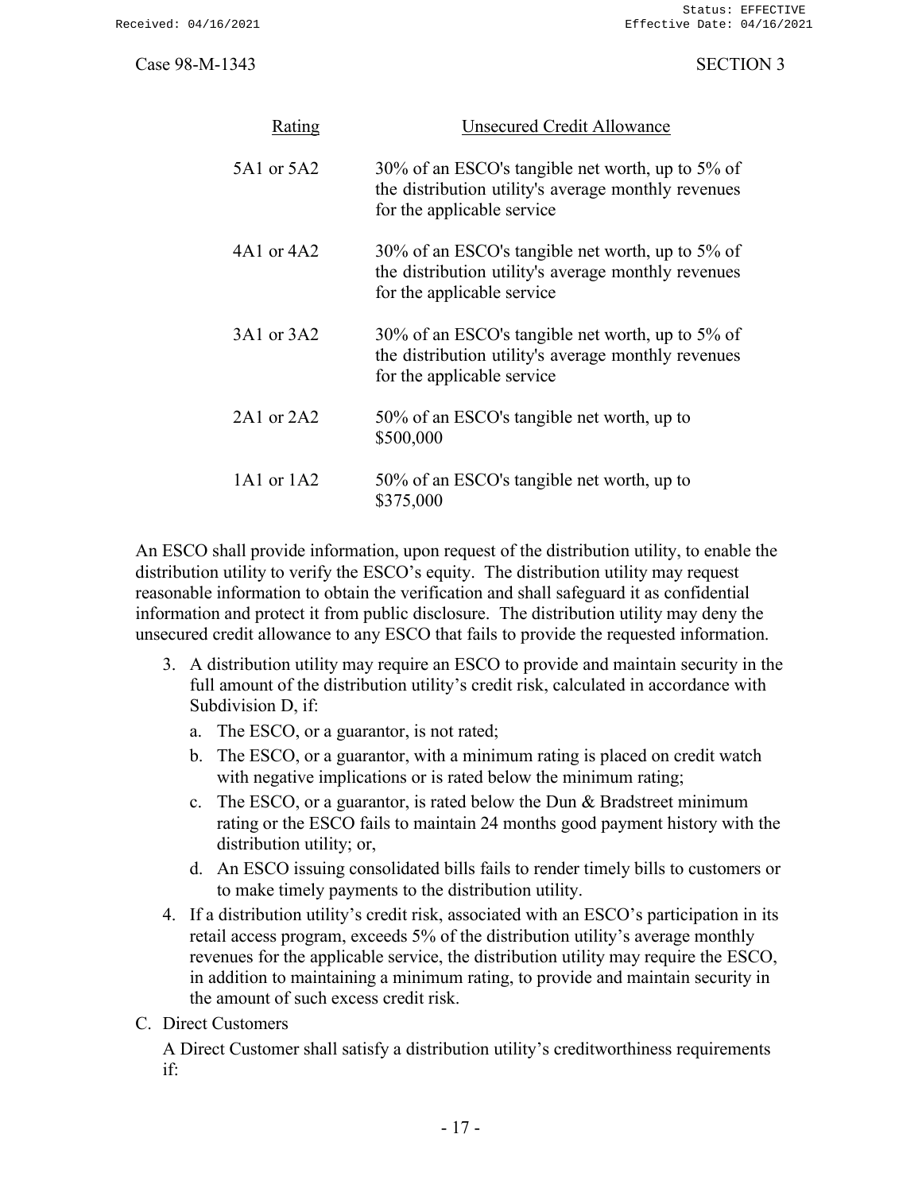| Rating | Unsecured Credit Allowance |
|---|---|
| 5A1 or 5A2 | 30% of an ESCO's tangible net worth, up to 5% of the distribution utility's average monthly revenues for the applicable service |
| 4A1 or 4A2 | 30% of an ESCO's tangible net worth, up to 5% of the distribution utility's average monthly revenues for the applicable service |
| 3A1 or 3A2 | 30% of an ESCO's tangible net worth, up to 5% of the distribution utility's average monthly revenues for the applicable service |
| 2A1 or 2A2 | 50% of an ESCO's tangible net worth, up to $500,000 |
| 1A1 or 1A2 | 50% of an ESCO's tangible net worth, up to $375,000 |

An ESCO shall provide information, upon request of the distribution utility, to enable the distribution utility to verify the ESCO's equity. The distribution utility may request reasonable information to obtain the verification and shall safeguard it as confidential information and protect it from public disclosure. The distribution utility may deny the unsecured credit allowance to any ESCO that fails to provide the requested information.

3. A distribution utility may require an ESCO to provide and maintain security in the full amount of the distribution utility's credit risk, calculated in accordance with Subdivision D, if:
   a. The ESCO, or a guarantor, is not rated;
   b. The ESCO, or a guarantor, with a minimum rating is placed on credit watch with negative implications or is rated below the minimum rating;
   c. The ESCO, or a guarantor, is rated below the Dun & Bradstreet minimum rating or the ESCO fails to maintain 24 months good payment history with the distribution utility; or,
   d. An ESCO issuing consolidated bills fails to render timely bills to customers or to make timely payments to the distribution utility.
4. If a distribution utility's credit risk, associated with an ESCO's participation in its retail access program, exceeds 5% of the distribution utility's average monthly revenues for the applicable service, the distribution utility may require the ESCO, in addition to maintaining a minimum rating, to provide and maintain security in the amount of such excess credit risk.

C. Direct Customers

A Direct Customer shall satisfy a distribution utility's creditworthiness requirements if: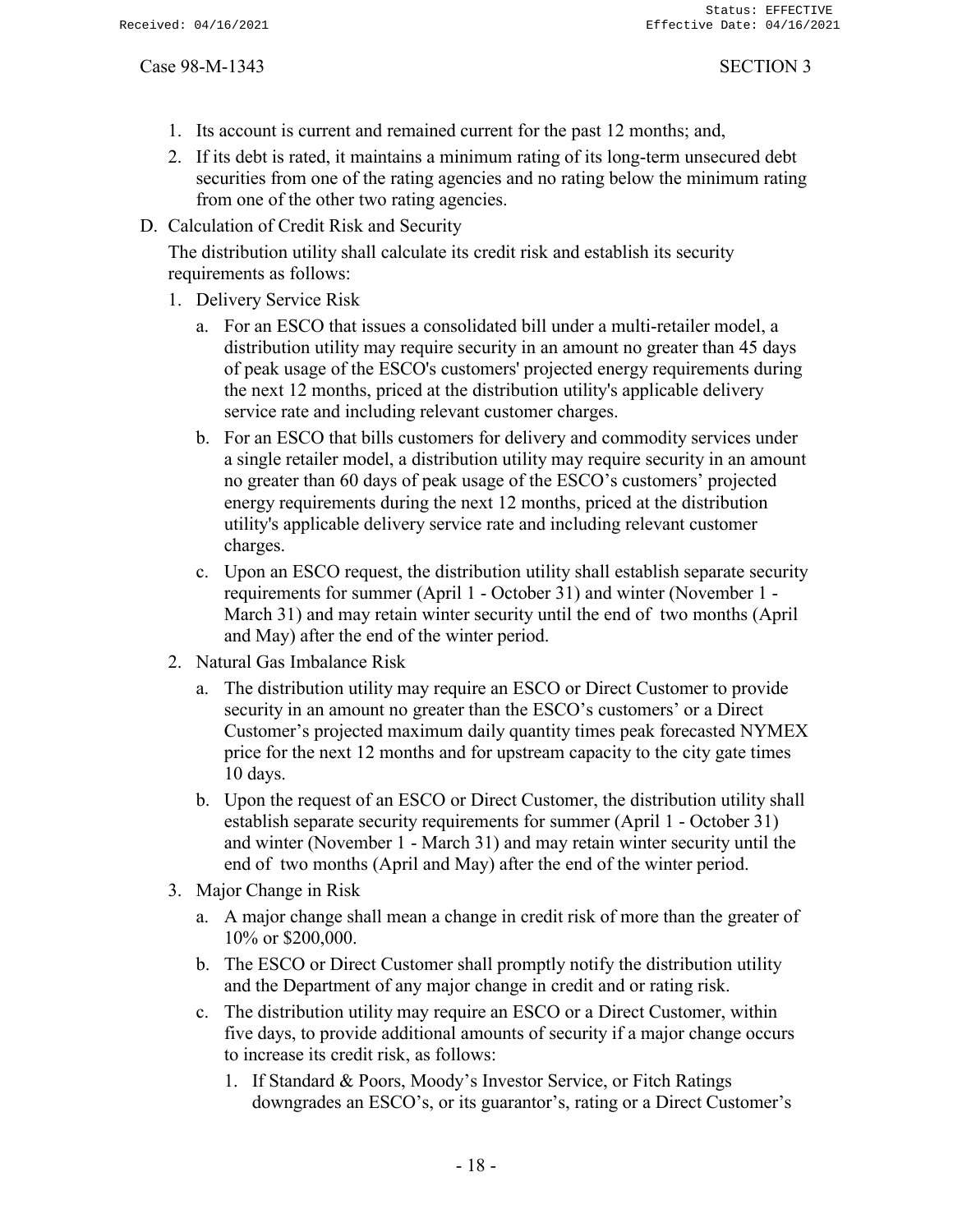1. Its account is current and remained current for the past 12 months; and,
2. If its debt is rated, it maintains a minimum rating of its long-term unsecured debt securities from one of the rating agencies and no rating below the minimum rating from one of the other two rating agencies.

D. Calculation of Credit Risk and Security

The distribution utility shall calculate its credit risk and establish its security requirements as follows:

1. Delivery Service Risk
   a. For an ESCO that issues a consolidated bill under a multi-retailer model, a distribution utility may require security in an amount no greater than 45 days of peak usage of the ESCO's customers' projected energy requirements during the next 12 months, priced at the distribution utility's applicable delivery service rate and including relevant customer charges.
   b. For an ESCO that bills customers for delivery and commodity services under a single retailer model, a distribution utility may require security in an amount no greater than 60 days of peak usage of the ESCO's customers' projected energy requirements during the next 12 months, priced at the distribution utility's applicable delivery service rate and including relevant customer charges.
   c. Upon an ESCO request, the distribution utility shall establish separate security requirements for summer (April 1 - October 31) and winter (November 1 - March 31) and may retain winter security until the end of two months (April and May) after the end of the winter period.
2. Natural Gas Imbalance Risk
   a. The distribution utility may require an ESCO or Direct Customer to provide security in an amount no greater than the ESCO's customers' or a Direct Customer's projected maximum daily quantity times peak forecasted NYMEX price for the next 12 months and for upstream capacity to the city gate times 10 days.
   b. Upon the request of an ESCO or Direct Customer, the distribution utility shall establish separate security requirements for summer (April 1 - October 31) and winter (November 1 - March 31) and may retain winter security until the end of two months (April and May) after the end of the winter period.
3. Major Change in Risk
   a. A major change shall mean a change in credit risk of more than the greater of 10% or $200,000.
   b. The ESCO or Direct Customer shall promptly notify the distribution utility and the Department of any major change in credit and or rating risk.
   c. The distribution utility may require an ESCO or a Direct Customer, within five days, to provide additional amounts of security if a major change occurs to increase its credit risk, as follows:
      1. If Standard & Poors, Moody's Investor Service, or Fitch Ratings downgrades an ESCO's, or its guarantor's, rating or a Direct Customer's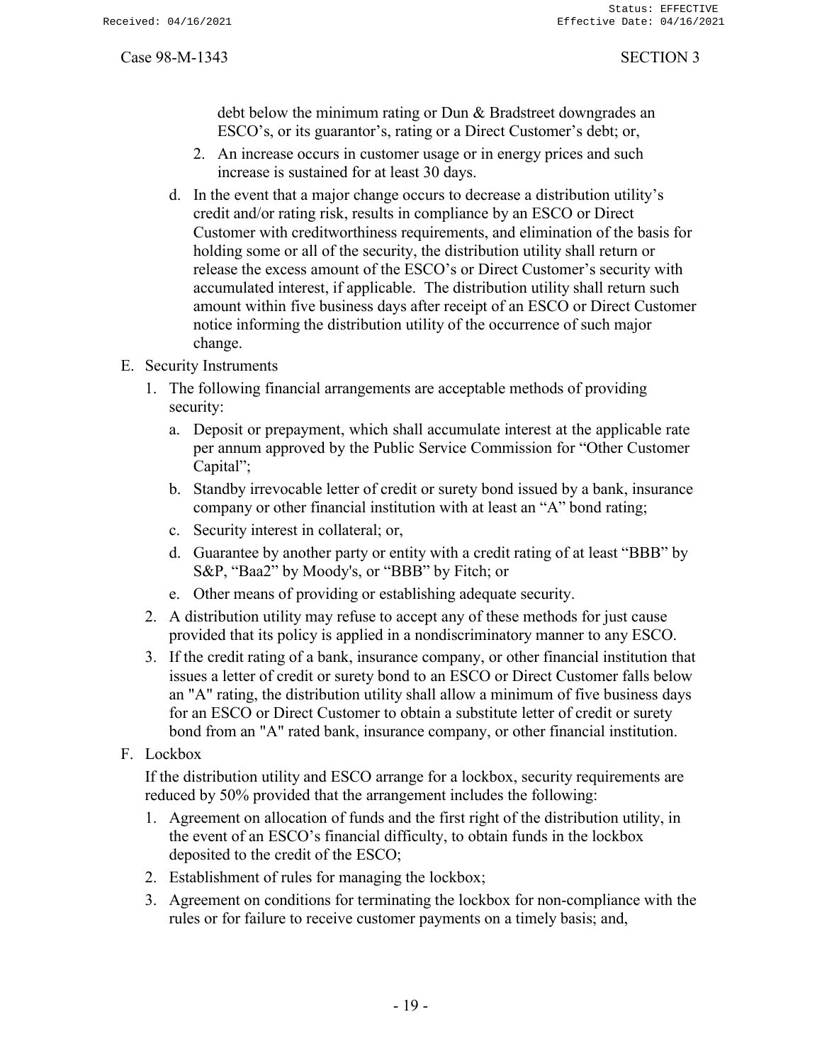debt below the minimum rating or Dun & Bradstreet downgrades an ESCO's, or its guarantor's, rating or a Direct Customer's debt; or,

2. An increase occurs in customer usage or in energy prices and such increase is sustained for at least 30 days.

d. In the event that a major change occurs to decrease a distribution utility's credit and/or rating risk, results in compliance by an ESCO or Direct Customer with creditworthiness requirements, and elimination of the basis for holding some or all of the security, the distribution utility shall return or release the excess amount of the ESCO's or Direct Customer's security with accumulated interest, if applicable. The distribution utility shall return such amount within five business days after receipt of an ESCO or Direct Customer notice informing the distribution utility of the occurrence of such major change.

E. Security Instruments

1. The following financial arrangements are acceptable methods of providing security:
   a. Deposit or prepayment, which shall accumulate interest at the applicable rate per annum approved by the Public Service Commission for "Other Customer Capital";
   b. Standby irrevocable letter of credit or surety bond issued by a bank, insurance company or other financial institution with at least an "A" bond rating;
   c. Security interest in collateral; or,
   d. Guarantee by another party or entity with a credit rating of at least "BBB" by S&P, "Baa2" by Moody's, or "BBB" by Fitch; or
   e. Other means of providing or establishing adequate security.
2. A distribution utility may refuse to accept any of these methods for just cause provided that its policy is applied in a nondiscriminatory manner to any ESCO.
3. If the credit rating of a bank, insurance company, or other financial institution that issues a letter of credit or surety bond to an ESCO or Direct Customer falls below an "A" rating, the distribution utility shall allow a minimum of five business days for an ESCO or Direct Customer to obtain a substitute letter of credit or surety bond from an "A" rated bank, insurance company, or other financial institution.

F. Lockbox

If the distribution utility and ESCO arrange for a lockbox, security requirements are reduced by 50% provided that the arrangement includes the following:

1. Agreement on allocation of funds and the first right of the distribution utility, in the event of an ESCO's financial difficulty, to obtain funds in the lockbox deposited to the credit of the ESCO;
2. Establishment of rules for managing the lockbox;
3. Agreement on conditions for terminating the lockbox for non-compliance with the rules or for failure to receive customer payments on a timely basis; and,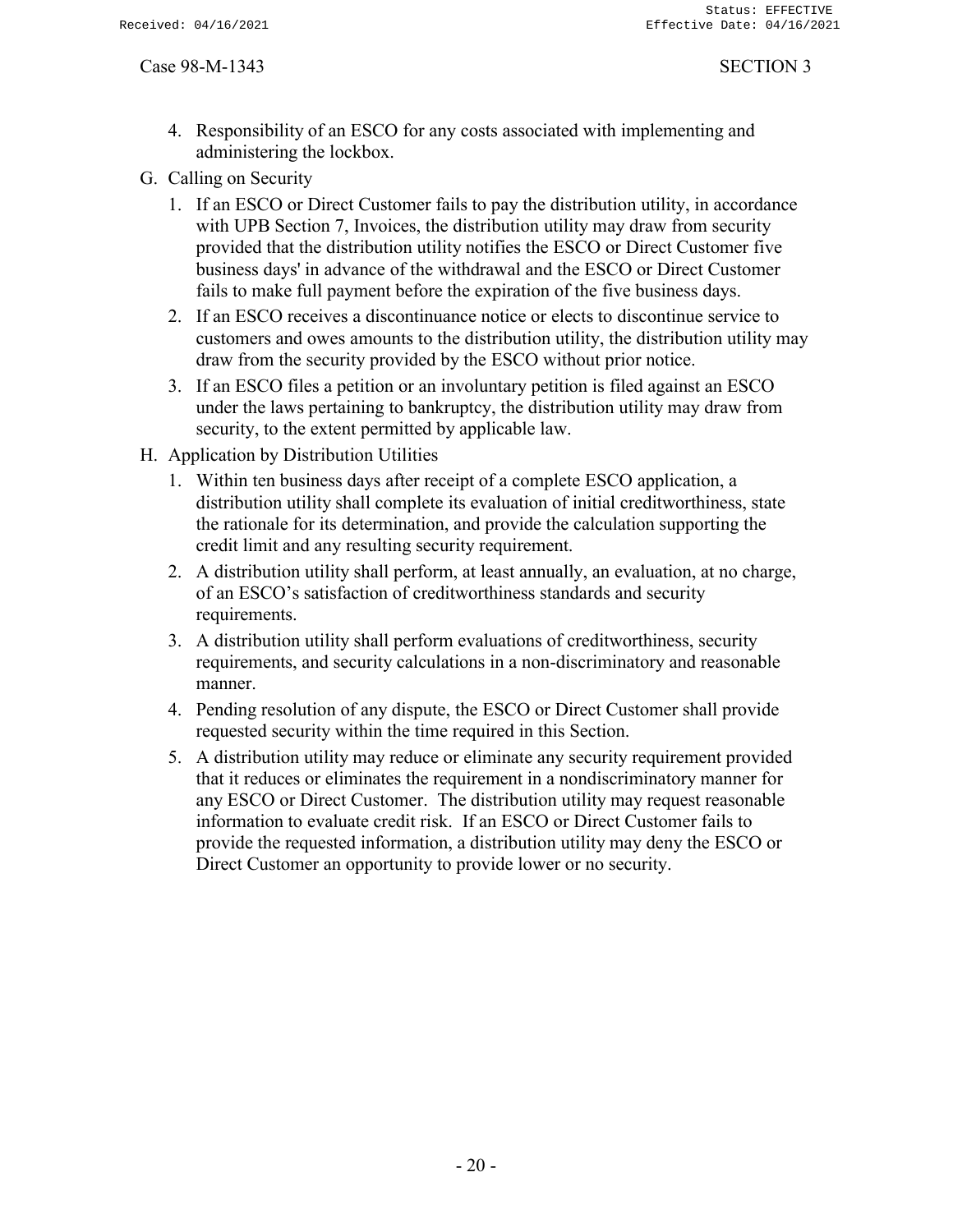4. Responsibility of an ESCO for any costs associated with implementing and administering the lockbox.

G. Calling on Security

1. If an ESCO or Direct Customer fails to pay the distribution utility, in accordance with UPB Section 7, Invoices, the distribution utility may draw from security provided that the distribution utility notifies the ESCO or Direct Customer five business days' in advance of the withdrawal and the ESCO or Direct Customer fails to make full payment before the expiration of the five business days.
2. If an ESCO receives a discontinuance notice or elects to discontinue service to customers and owes amounts to the distribution utility, the distribution utility may draw from the security provided by the ESCO without prior notice.
3. If an ESCO files a petition or an involuntary petition is filed against an ESCO under the laws pertaining to bankruptcy, the distribution utility may draw from security, to the extent permitted by applicable law.

H. Application by Distribution Utilities

1. Within ten business days after receipt of a complete ESCO application, a distribution utility shall complete its evaluation of initial creditworthiness, state the rationale for its determination, and provide the calculation supporting the credit limit and any resulting security requirement.
2. A distribution utility shall perform, at least annually, an evaluation, at no charge, of an ESCO's satisfaction of creditworthiness standards and security requirements.
3. A distribution utility shall perform evaluations of creditworthiness, security requirements, and security calculations in a non-discriminatory and reasonable manner.
4. Pending resolution of any dispute, the ESCO or Direct Customer shall provide requested security within the time required in this Section.
5. A distribution utility may reduce or eliminate any security requirement provided that it reduces or eliminates the requirement in a nondiscriminatory manner for any ESCO or Direct Customer. The distribution utility may request reasonable information to evaluate credit risk. If an ESCO or Direct Customer fails to provide the requested information, a distribution utility may deny the ESCO or Direct Customer an opportunity to provide lower or no security.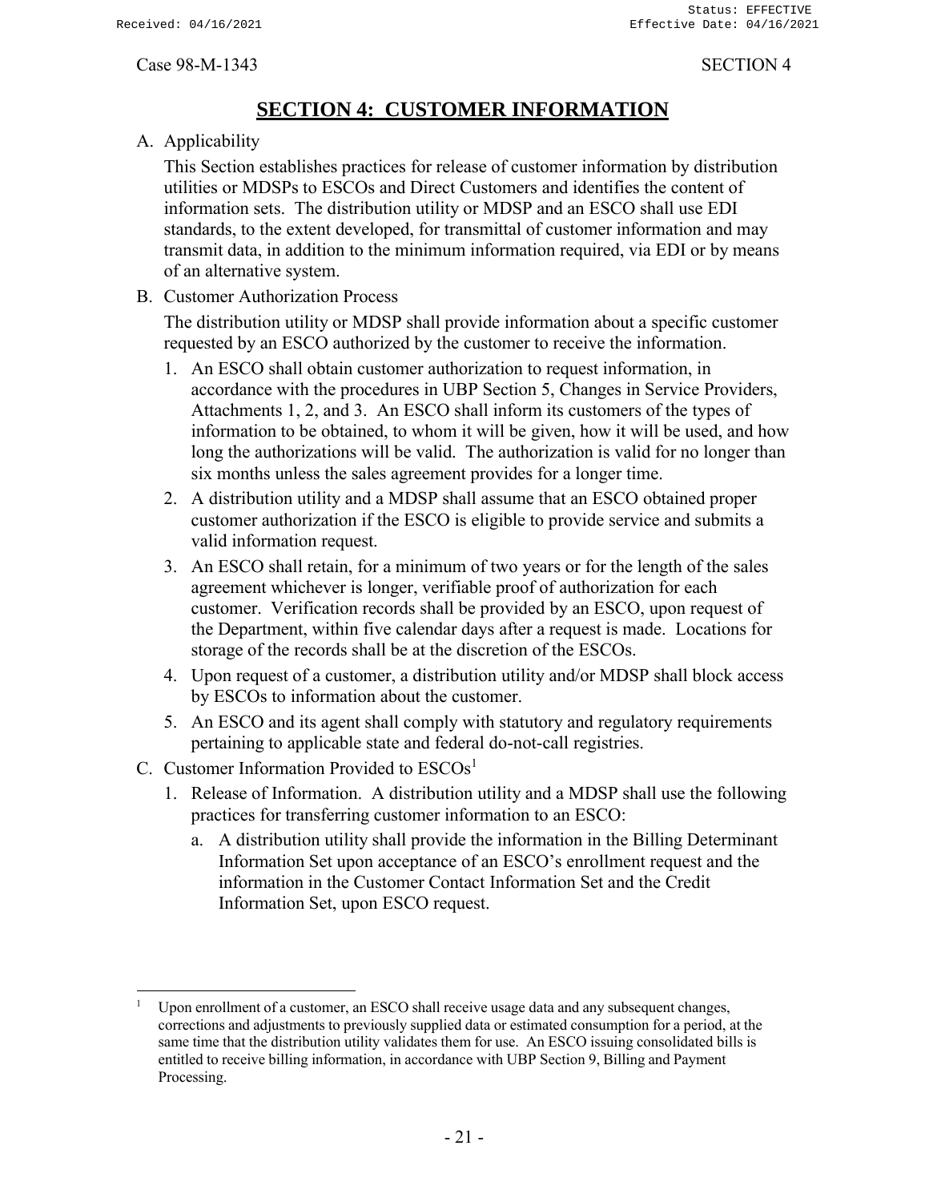# SECTION 4: CUSTOMER INFORMATION

A. Applicability

This Section establishes practices for release of customer information by distribution utilities or MDSPs to ESCOs and Direct Customers and identifies the content of information sets. The distribution utility or MDSP and an ESCO shall use EDI standards, to the extent developed, for transmittal of customer information and may transmit data, in addition to the minimum information required, via EDI or by means of an alternative system.

B. Customer Authorization Process

The distribution utility or MDSP shall provide information about a specific customer requested by an ESCO authorized by the customer to receive the information.

1. An ESCO shall obtain customer authorization to request information, in accordance with the procedures in UBP Section 5, Changes in Service Providers, Attachments 1, 2, and 3. An ESCO shall inform its customers of the types of information to be obtained, to whom it will be given, how it will be used, and how long the authorizations will be valid. The authorization is valid for no longer than six months unless the sales agreement provides for a longer time.
2. A distribution utility and a MDSP shall assume that an ESCO obtained proper customer authorization if the ESCO is eligible to provide service and submits a valid information request.
3. An ESCO shall retain, for a minimum of two years or for the length of the sales agreement whichever is longer, verifiable proof of authorization for each customer. Verification records shall be provided by an ESCO, upon request of the Department, within five calendar days after a request is made. Locations for storage of the records shall be at the discretion of the ESCOs.
4. Upon request of a customer, a distribution utility and/or MDSP shall block access by ESCOs to information about the customer.
5. An ESCO and its agent shall comply with statutory and regulatory requirements pertaining to applicable state and federal do-not-call registries.

C. Customer Information Provided to ESCOs[1]

1. Release of Information. A distribution utility and a MDSP shall use the following practices for transferring customer information to an ESCO:
   a. A distribution utility shall provide the information in the Billing Determinant Information Set upon acceptance of an ESCO's enrollment request and the information in the Customer Contact Information Set and the Credit Information Set, upon ESCO request.

[1] Upon enrollment of a customer, an ESCO shall receive usage data and any subsequent changes, corrections and adjustments to previously supplied data or estimated consumption for a period, at the same time that the distribution utility validates them for use. An ESCO issuing consolidated bills is entitled to receive billing information, in accordance with UBP Section 9, Billing and Payment Processing.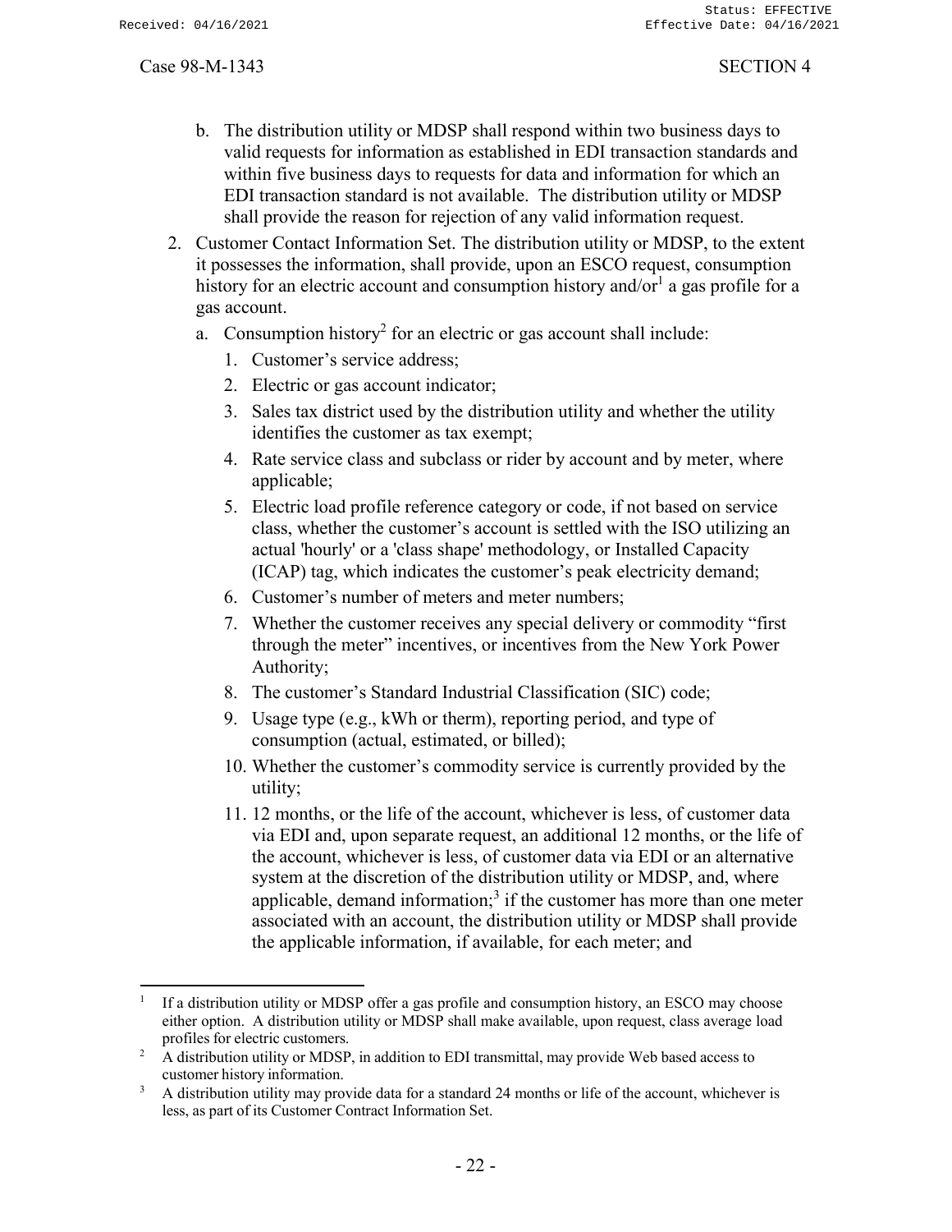b. The distribution utility or MDSP shall respond within two business days to valid requests for information as established in EDI transaction standards and within five business days to requests for data and information for which an EDI transaction standard is not available. The distribution utility or MDSP shall provide the reason for rejection of any valid information request.

2. Customer Contact Information Set. The distribution utility or MDSP, to the extent it possesses the information, shall provide, upon an ESCO request, consumption history for an electric account and consumption history and/or[1] a gas profile for a gas account.

   a. Consumption history[2] for an electric or gas account shall include:

      1. Customer's service address;
      2. Electric or gas account indicator;
      3. Sales tax district used by the distribution utility and whether the utility identifies the customer as tax exempt;
      4. Rate service class and subclass or rider by account and by meter, where applicable;
      5. Electric load profile reference category or code, if not based on service class, whether the customer's account is settled with the ISO utilizing an actual 'hourly' or a 'class shape' methodology, or Installed Capacity (ICAP) tag, which indicates the customer's peak electricity demand;
      6. Customer's number of meters and meter numbers;
      7. Whether the customer receives any special delivery or commodity "first through the meter" incentives, or incentives from the New York Power Authority;
      8. The customer's Standard Industrial Classification (SIC) code;
      9. Usage type (e.g., kWh or therm), reporting period, and type of consumption (actual, estimated, or billed);
      10. Whether the customer's commodity service is currently provided by the utility;
      11. 12 months, or the life of the account, whichever is less, of customer data via EDI and, upon separate request, an additional 12 months, or the life of the account, whichever is less, of customer data via EDI or an alternative system at the discretion of the distribution utility or MDSP, and, where applicable, demand information;[3] if the customer has more than one meter associated with an account, the distribution utility or MDSP shall provide the applicable information, if available, for each meter; and

---

[1] If a distribution utility or MDSP offer a gas profile and consumption history, an ESCO may choose either option. A distribution utility or MDSP shall make available, upon request, class average load profiles for electric customers.

[2] A distribution utility or MDSP, in addition to EDI transmittal, may provide Web based access to customer history information.

[3] A distribution utility may provide data for a standard 24 months or life of the account, whichever is less, as part of its Customer Contract Information Set.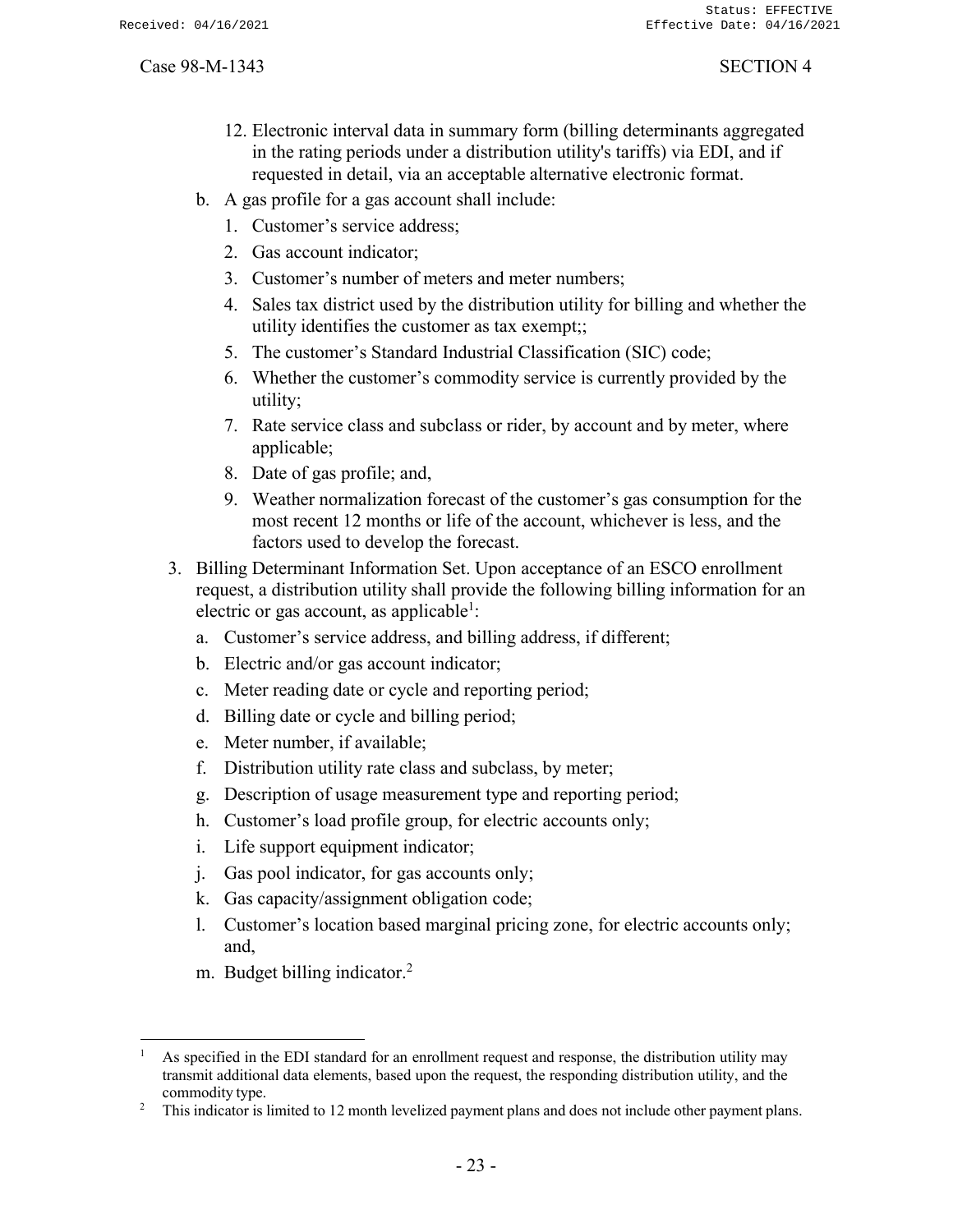12. Electronic interval data in summary form (billing determinants aggregated in the rating periods under a distribution utility's tariffs) via EDI, and if requested in detail, via an acceptable alternative electronic format.

b. A gas profile for a gas account shall include:

   1. Customer’s service address;
   2. Gas account indicator;
   3. Customer’s number of meters and meter numbers;
   4. Sales tax district used by the distribution utility for billing and whether the utility identifies the customer as tax exempt;;
   5. The customer’s Standard Industrial Classification (SIC) code;
   6. Whether the customer’s commodity service is currently provided by the utility;
   7. Rate service class and subclass or rider, by account and by meter, where applicable;
   8. Date of gas profile; and,
   9. Weather normalization forecast of the customer’s gas consumption for the most recent 12 months or life of the account, whichever is less, and the factors used to develop the forecast.

3. Billing Determinant Information Set. Upon acceptance of an ESCO enrollment request, a distribution utility shall provide the following billing information for an electric or gas account, as applicable[1]:

   a. Customer’s service address, and billing address, if different;
   b. Electric and/or gas account indicator;
   c. Meter reading date or cycle and reporting period;
   d. Billing date or cycle and billing period;
   e. Meter number, if available;
   f. Distribution utility rate class and subclass, by meter;
   g. Description of usage measurement type and reporting period;
   h. Customer’s load profile group, for electric accounts only;
   i. Life support equipment indicator;
   j. Gas pool indicator, for gas accounts only;
   k. Gas capacity/assignment obligation code;
   l. Customer’s location based marginal pricing zone, for electric accounts only; and,
   m. Budget billing indicator.[2]

---

[1] As specified in the EDI standard for an enrollment request and response, the distribution utility may transmit additional data elements, based upon the request, the responding distribution utility, and the commodity type.

[2] This indicator is limited to 12 month levelized payment plans and does not include other payment plans.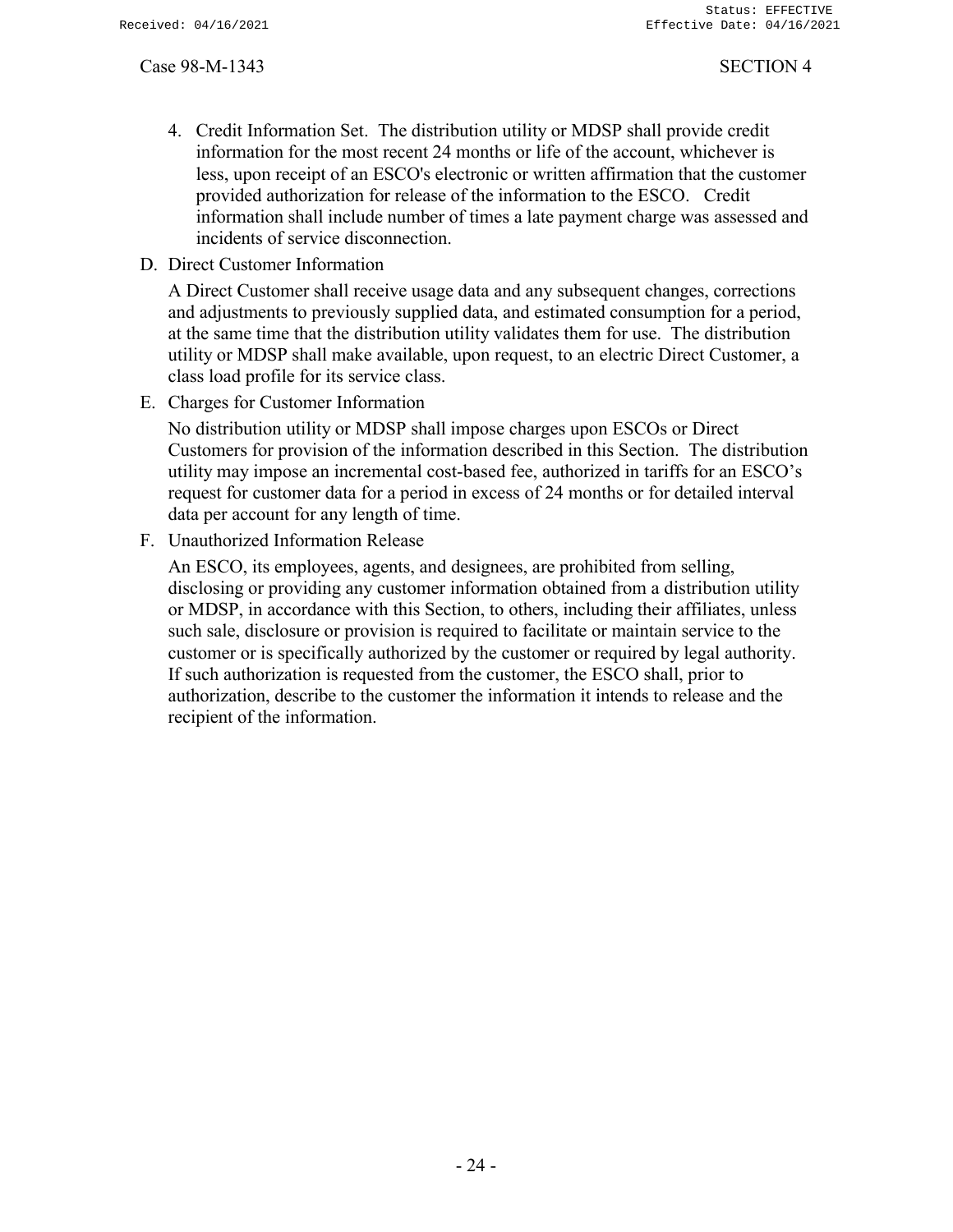4. Credit Information Set. The distribution utility or MDSP shall provide credit information for the most recent 24 months or life of the account, whichever is less, upon receipt of an ESCO's electronic or written affirmation that the customer provided authorization for release of the information to the ESCO. Credit information shall include number of times a late payment charge was assessed and incidents of service disconnection.

D. Direct Customer Information

A Direct Customer shall receive usage data and any subsequent changes, corrections and adjustments to previously supplied data, and estimated consumption for a period, at the same time that the distribution utility validates them for use. The distribution utility or MDSP shall make available, upon request, to an electric Direct Customer, a class load profile for its service class.

E. Charges for Customer Information

No distribution utility or MDSP shall impose charges upon ESCOs or Direct Customers for provision of the information described in this Section. The distribution utility may impose an incremental cost-based fee, authorized in tariffs for an ESCO's request for customer data for a period in excess of 24 months or for detailed interval data per account for any length of time.

F. Unauthorized Information Release

An ESCO, its employees, agents, and designees, are prohibited from selling, disclosing or providing any customer information obtained from a distribution utility or MDSP, in accordance with this Section, to others, including their affiliates, unless such sale, disclosure or provision is required to facilitate or maintain service to the customer or is specifically authorized by the customer or required by legal authority. If such authorization is requested from the customer, the ESCO shall, prior to authorization, describe to the customer the information it intends to release and the recipient of the information.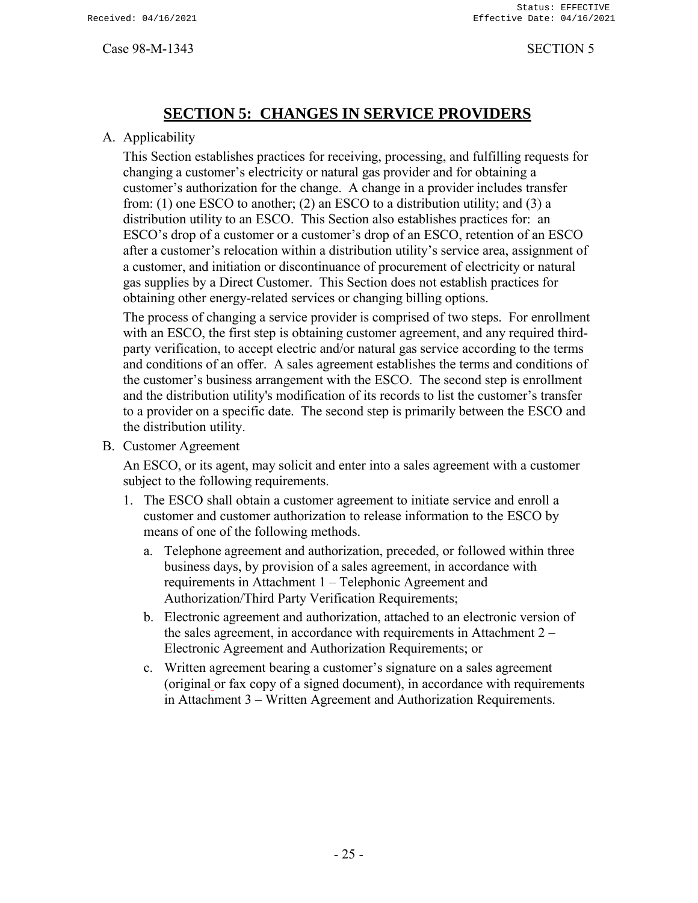# SECTION 5: CHANGES IN SERVICE PROVIDERS

A. Applicability

This Section establishes practices for receiving, processing, and fulfilling requests for changing a customer's electricity or natural gas provider and for obtaining a customer's authorization for the change. A change in a provider includes transfer from: (1) one ESCO to another; (2) an ESCO to a distribution utility; and (3) a distribution utility to an ESCO. This Section also establishes practices for: an ESCO's drop of a customer or a customer's drop of an ESCO, retention of an ESCO after a customer's relocation within a distribution utility's service area, assignment of a customer, and initiation or discontinuance of procurement of electricity or natural gas supplies by a Direct Customer. This Section does not establish practices for obtaining other energy-related services or changing billing options.

The process of changing a service provider is comprised of two steps. For enrollment with an ESCO, the first step is obtaining customer agreement, and any required third-party verification, to accept electric and/or natural gas service according to the terms and conditions of an offer. A sales agreement establishes the terms and conditions of the customer's business arrangement with the ESCO. The second step is enrollment and the distribution utility's modification of its records to list the customer's transfer to a provider on a specific date. The second step is primarily between the ESCO and the distribution utility.

B. Customer Agreement

An ESCO, or its agent, may solicit and enter into a sales agreement with a customer subject to the following requirements.

1. The ESCO shall obtain a customer agreement to initiate service and enroll a customer and customer authorization to release information to the ESCO by means of one of the following methods.

   a. Telephone agreement and authorization, preceded, or followed within three business days, by provision of a sales agreement, in accordance with requirements in Attachment 1 – Telephonic Agreement and Authorization/Third Party Verification Requirements;

   b. Electronic agreement and authorization, attached to an electronic version of the sales agreement, in accordance with requirements in Attachment 2 – Electronic Agreement and Authorization Requirements; or

   c. Written agreement bearing a customer's signature on a sales agreement (original or fax copy of a signed document), in accordance with requirements in Attachment 3 – Written Agreement and Authorization Requirements.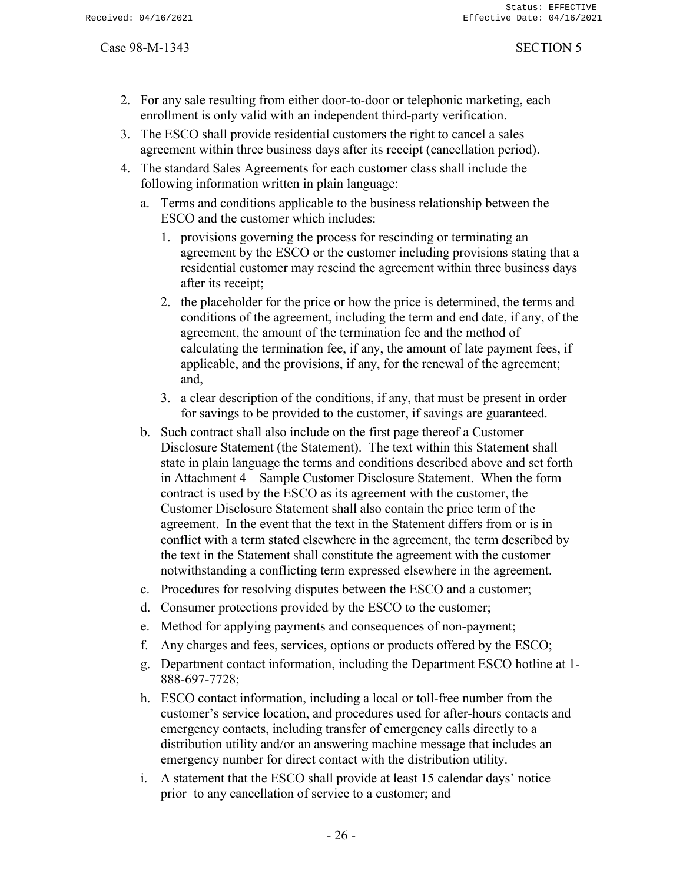2. For any sale resulting from either door-to-door or telephonic marketing, each enrollment is only valid with an independent third-party verification.
3. The ESCO shall provide residential customers the right to cancel a sales agreement within three business days after its receipt (cancellation period).
4. The standard Sales Agreements for each customer class shall include the following information written in plain language:
   a. Terms and conditions applicable to the business relationship between the ESCO and the customer which includes:
      1. provisions governing the process for rescinding or terminating an agreement by the ESCO or the customer including provisions stating that a residential customer may rescind the agreement within three business days after its receipt;
      2. the placeholder for the price or how the price is determined, the terms and conditions of the agreement, including the term and end date, if any, of the agreement, the amount of the termination fee and the method of calculating the termination fee, if any, the amount of late payment fees, if applicable, and the provisions, if any, for the renewal of the agreement; and,
      3. a clear description of the conditions, if any, that must be present in order for savings to be provided to the customer, if savings are guaranteed.
   b. Such contract shall also include on the first page thereof a Customer Disclosure Statement (the Statement). The text within this Statement shall state in plain language the terms and conditions described above and set forth in Attachment 4 – Sample Customer Disclosure Statement. When the form contract is used by the ESCO as its agreement with the customer, the Customer Disclosure Statement shall also contain the price term of the agreement. In the event that the text in the Statement differs from or is in conflict with a term stated elsewhere in the agreement, the term described by the text in the Statement shall constitute the agreement with the customer notwithstanding a conflicting term expressed elsewhere in the agreement.
   c. Procedures for resolving disputes between the ESCO and a customer;
   d. Consumer protections provided by the ESCO to the customer;
   e. Method for applying payments and consequences of non-payment;
   f. Any charges and fees, services, options or products offered by the ESCO;
   g. Department contact information, including the Department ESCO hotline at 1-888-697-7728;
   h. ESCO contact information, including a local or toll-free number from the customer's service location, and procedures used for after-hours contacts and emergency contacts, including transfer of emergency calls directly to a distribution utility and/or an answering machine message that includes an emergency number for direct contact with the distribution utility.
   i. A statement that the ESCO shall provide at least 15 calendar days' notice prior to any cancellation of service to a customer; and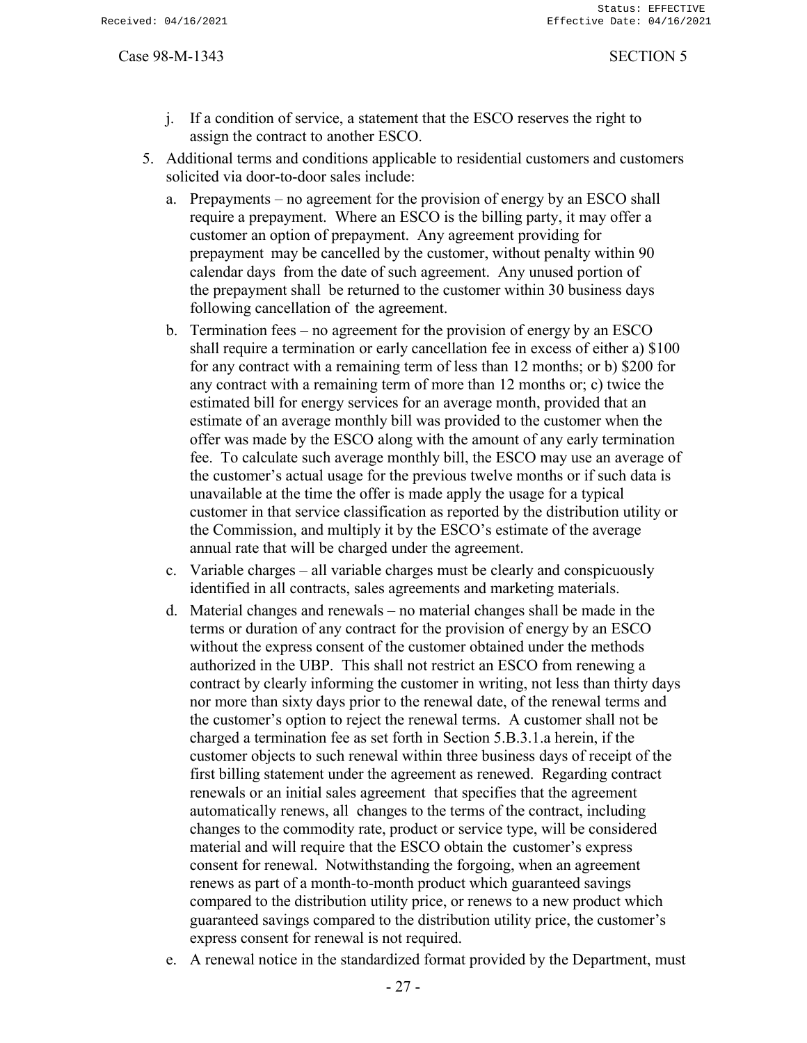j. If a condition of service, a statement that the ESCO reserves the right to assign the contract to another ESCO.

5. Additional terms and conditions applicable to residential customers and customers solicited via door-to-door sales include:

   a. Prepayments – no agreement for the provision of energy by an ESCO shall require a prepayment. Where an ESCO is the billing party, it may offer a customer an option of prepayment. Any agreement providing for prepayment may be cancelled by the customer, without penalty within 90 calendar days from the date of such agreement. Any unused portion of the prepayment shall be returned to the customer within 30 business days following cancellation of the agreement.

   b. Termination fees – no agreement for the provision of energy by an ESCO shall require a termination or early cancellation fee in excess of either a) $100 for any contract with a remaining term of less than 12 months; or b) $200 for any contract with a remaining term of more than 12 months or; c) twice the estimated bill for energy services for an average month, provided that an estimate of an average monthly bill was provided to the customer when the offer was made by the ESCO along with the amount of any early termination fee. To calculate such average monthly bill, the ESCO may use an average of the customer's actual usage for the previous twelve months or if such data is unavailable at the time the offer is made apply the usage for a typical customer in that service classification as reported by the distribution utility or the Commission, and multiply it by the ESCO's estimate of the average annual rate that will be charged under the agreement.

   c. Variable charges – all variable charges must be clearly and conspicuously identified in all contracts, sales agreements and marketing materials.

   d. Material changes and renewals – no material changes shall be made in the terms or duration of any contract for the provision of energy by an ESCO without the express consent of the customer obtained under the methods authorized in the UBP. This shall not restrict an ESCO from renewing a contract by clearly informing the customer in writing, not less than thirty days nor more than sixty days prior to the renewal date, of the renewal terms and the customer's option to reject the renewal terms. A customer shall not be charged a termination fee as set forth in Section 5.B.3.1.a herein, if the customer objects to such renewal within three business days of receipt of the first billing statement under the agreement as renewed. Regarding contract renewals or an initial sales agreement that specifies that the agreement automatically renews, all changes to the terms of the contract, including changes to the commodity rate, product or service type, will be considered material and will require that the ESCO obtain the customer's express consent for renewal. Notwithstanding the forgoing, when an agreement renews as part of a month-to-month product which guaranteed savings compared to the distribution utility price, or renews to a new product which guaranteed savings compared to the distribution utility price, the customer's express consent for renewal is not required.

   e. A renewal notice in the standardized format provided by the Department, must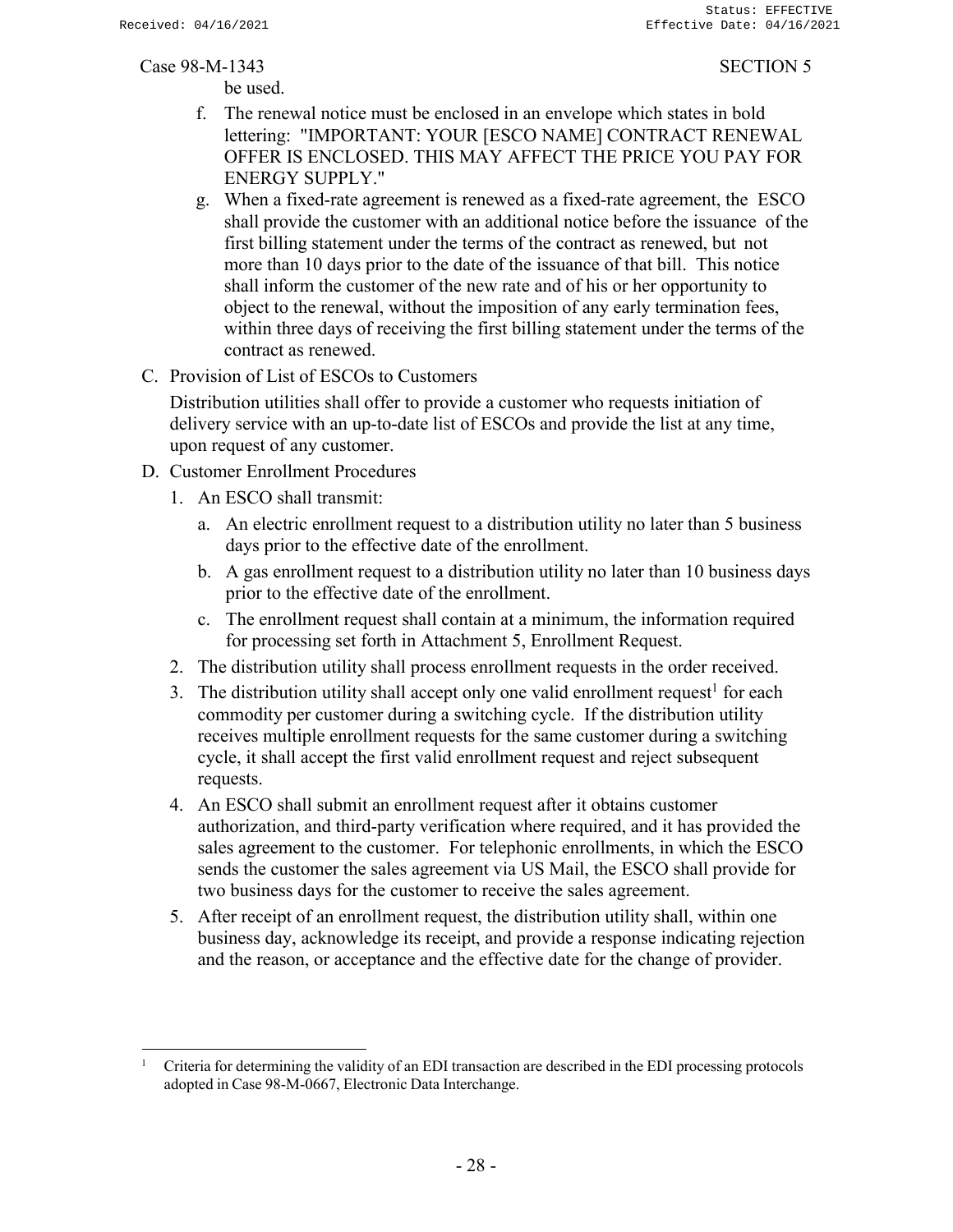be used.

f. The renewal notice must be enclosed in an envelope which states in bold lettering: "IMPORTANT: YOUR [ESCO NAME] CONTRACT RENEWAL OFFER IS ENCLOSED. THIS MAY AFFECT THE PRICE YOU PAY FOR ENERGY SUPPLY."

g. When a fixed-rate agreement is renewed as a fixed-rate agreement, the ESCO shall provide the customer with an additional notice before the issuance of the first billing statement under the terms of the contract as renewed, but not more than 10 days prior to the date of the issuance of that bill. This notice shall inform the customer of the new rate and of his or her opportunity to object to the renewal, without the imposition of any early termination fees, within three days of receiving the first billing statement under the terms of the contract as renewed.

C. Provision of List of ESCOs to Customers

Distribution utilities shall offer to provide a customer who requests initiation of delivery service with an up-to-date list of ESCOs and provide the list at any time, upon request of any customer.

D. Customer Enrollment Procedures

1. An ESCO shall transmit:
   a. An electric enrollment request to a distribution utility no later than 5 business days prior to the effective date of the enrollment.
   b. A gas enrollment request to a distribution utility no later than 10 business days prior to the effective date of the enrollment.
   c. The enrollment request shall contain at a minimum, the information required for processing set forth in Attachment 5, Enrollment Request.
2. The distribution utility shall process enrollment requests in the order received.
3. The distribution utility shall accept only one valid enrollment request[1] for each commodity per customer during a switching cycle. If the distribution utility receives multiple enrollment requests for the same customer during a switching cycle, it shall accept the first valid enrollment request and reject subsequent requests.
4. An ESCO shall submit an enrollment request after it obtains customer authorization, and third-party verification where required, and it has provided the sales agreement to the customer. For telephonic enrollments, in which the ESCO sends the customer the sales agreement via US Mail, the ESCO shall provide for two business days for the customer to receive the sales agreement.
5. After receipt of an enrollment request, the distribution utility shall, within one business day, acknowledge its receipt, and provide a response indicating rejection and the reason, or acceptance and the effective date for the change of provider.

---

[1] Criteria for determining the validity of an EDI transaction are described in the EDI processing protocols adopted in Case 98-M-0667, Electronic Data Interchange.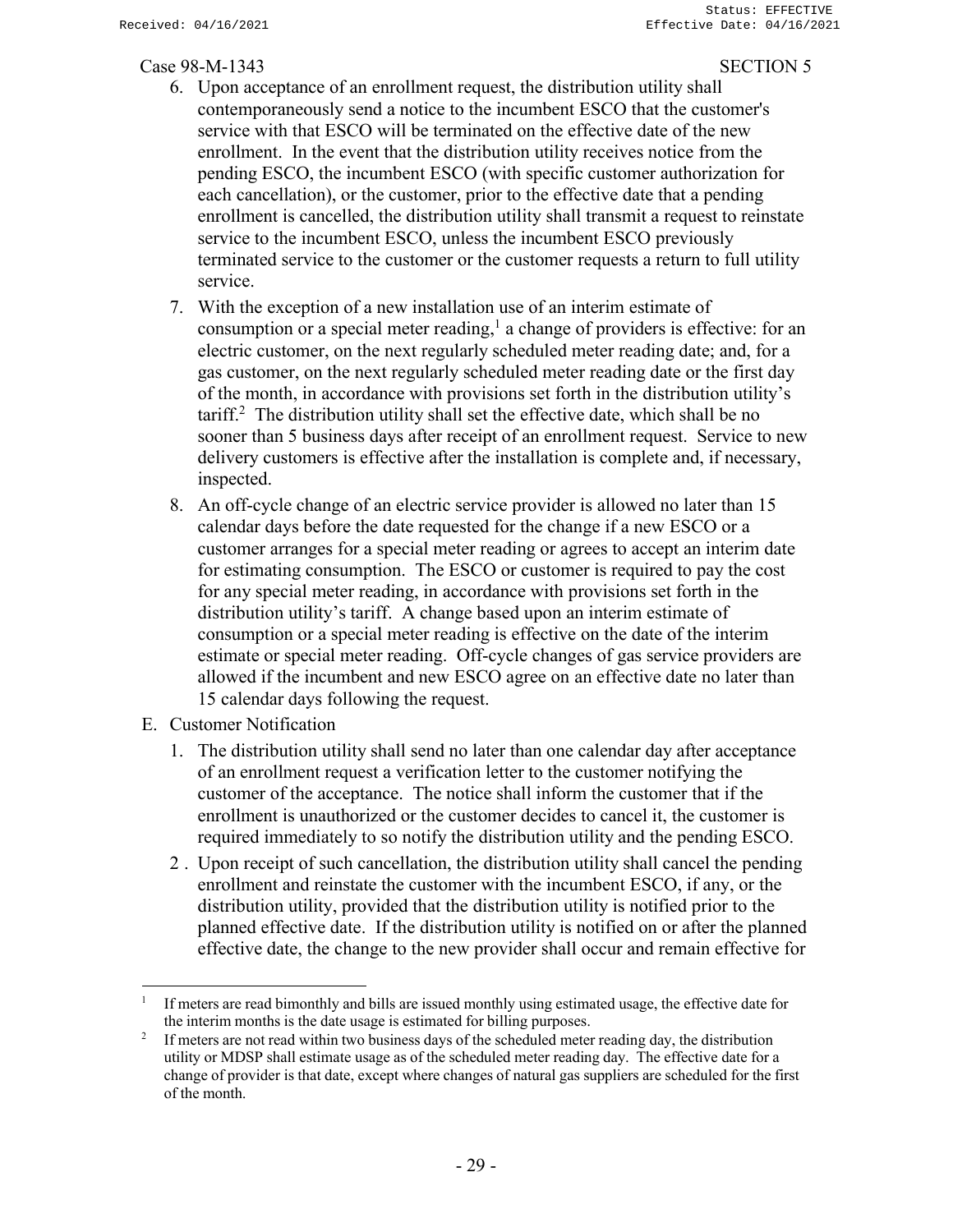6. Upon acceptance of an enrollment request, the distribution utility shall contemporaneously send a notice to the incumbent ESCO that the customer's service with that ESCO will be terminated on the effective date of the new enrollment. In the event that the distribution utility receives notice from the pending ESCO, the incumbent ESCO (with specific customer authorization for each cancellation), or the customer, prior to the effective date that a pending enrollment is cancelled, the distribution utility shall transmit a request to reinstate service to the incumbent ESCO, unless the incumbent ESCO previously terminated service to the customer or the customer requests a return to full utility service.
7. With the exception of a new installation use of an interim estimate of consumption or a special meter reading,[1] a change of providers is effective: for an electric customer, on the next regularly scheduled meter reading date; and, for a gas customer, on the next regularly scheduled meter reading date or the first day of the month, in accordance with provisions set forth in the distribution utility's tariff.[2] The distribution utility shall set the effective date, which shall be no sooner than 5 business days after receipt of an enrollment request. Service to new delivery customers is effective after the installation is complete and, if necessary, inspected.
8. An off-cycle change of an electric service provider is allowed no later than 15 calendar days before the date requested for the change if a new ESCO or a customer arranges for a special meter reading or agrees to accept an interim date for estimating consumption. The ESCO or customer is required to pay the cost for any special meter reading, in accordance with provisions set forth in the distribution utility's tariff. A change based upon an interim estimate of consumption or a special meter reading is effective on the date of the interim estimate or special meter reading. Off-cycle changes of gas service providers are allowed if the incumbent and new ESCO agree on an effective date no later than 15 calendar days following the request.

E. Customer Notification

1. The distribution utility shall send no later than one calendar day after acceptance of an enrollment request a verification letter to the customer notifying the customer of the acceptance. The notice shall inform the customer that if the enrollment is unauthorized or the customer decides to cancel it, the customer is required immediately to so notify the distribution utility and the pending ESCO.
2. Upon receipt of such cancellation, the distribution utility shall cancel the pending enrollment and reinstate the customer with the incumbent ESCO, if any, or the distribution utility, provided that the distribution utility is notified prior to the planned effective date. If the distribution utility is notified on or after the planned effective date, the change to the new provider shall occur and remain effective for

---

[1] If meters are read bimonthly and bills are issued monthly using estimated usage, the effective date for the interim months is the date usage is estimated for billing purposes.

[2] If meters are not read within two business days of the scheduled meter reading day, the distribution utility or MDSP shall estimate usage as of the scheduled meter reading day. The effective date for a change of provider is that date, except where changes of natural gas suppliers are scheduled for the first of the month.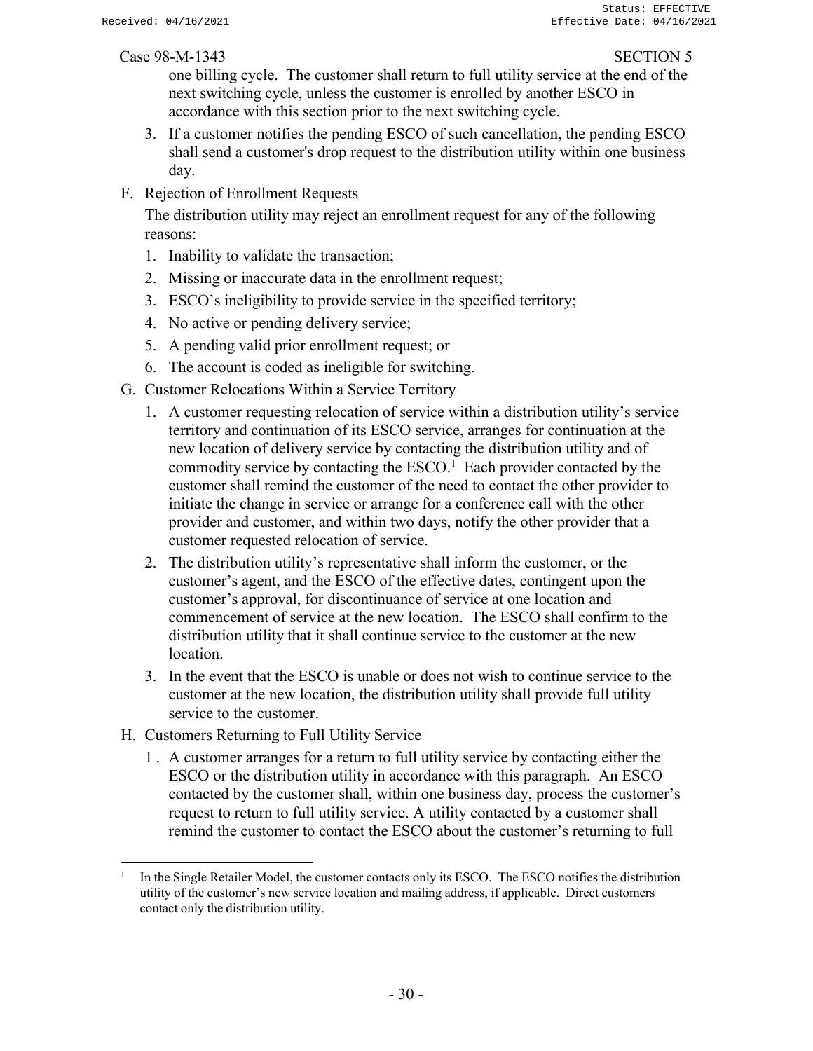one billing cycle. The customer shall return to full utility service at the end of the next switching cycle, unless the customer is enrolled by another ESCO in accordance with this section prior to the next switching cycle.

3. If a customer notifies the pending ESCO of such cancellation, the pending ESCO shall send a customer's drop request to the distribution utility within one business day.

F. Rejection of Enrollment Requests

The distribution utility may reject an enrollment request for any of the following reasons:

1. Inability to validate the transaction;
2. Missing or inaccurate data in the enrollment request;
3. ESCO's ineligibility to provide service in the specified territory;
4. No active or pending delivery service;
5. A pending valid prior enrollment request; or
6. The account is coded as ineligible for switching.

G. Customer Relocations Within a Service Territory

1. A customer requesting relocation of service within a distribution utility's service territory and continuation of its ESCO service, arranges for continuation at the new location of delivery service by contacting the distribution utility and of commodity service by contacting the ESCO.[1] Each provider contacted by the customer shall remind the customer of the need to contact the other provider to initiate the change in service or arrange for a conference call with the other provider and customer, and within two days, notify the other provider that a customer requested relocation of service.
2. The distribution utility's representative shall inform the customer, or the customer's agent, and the ESCO of the effective dates, contingent upon the customer's approval, for discontinuance of service at one location and commencement of service at the new location. The ESCO shall confirm to the distribution utility that it shall continue service to the customer at the new location.
3. In the event that the ESCO is unable or does not wish to continue service to the customer at the new location, the distribution utility shall provide full utility service to the customer.

H. Customers Returning to Full Utility Service

1. A customer arranges for a return to full utility service by contacting either the ESCO or the distribution utility in accordance with this paragraph. An ESCO contacted by the customer shall, within one business day, process the customer's request to return to full utility service. A utility contacted by a customer shall remind the customer to contact the ESCO about the customer's returning to full

---

[1] In the Single Retailer Model, the customer contacts only its ESCO. The ESCO notifies the distribution utility of the customer's new service location and mailing address, if applicable. Direct customers contact only the distribution utility.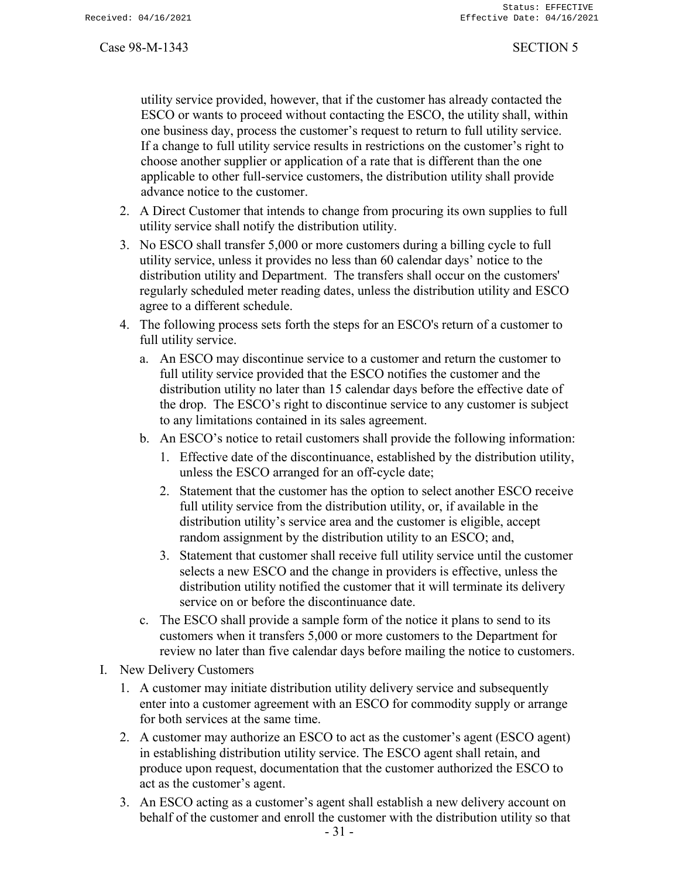utility service provided, however, that if the customer has already contacted the ESCO or wants to proceed without contacting the ESCO, the utility shall, within one business day, process the customer's request to return to full utility service. If a change to full utility service results in restrictions on the customer's right to choose another supplier or application of a rate that is different than the one applicable to other full-service customers, the distribution utility shall provide advance notice to the customer.

2. A Direct Customer that intends to change from procuring its own supplies to full utility service shall notify the distribution utility.
3. No ESCO shall transfer 5,000 or more customers during a billing cycle to full utility service, unless it provides no less than 60 calendar days' notice to the distribution utility and Department. The transfers shall occur on the customers' regularly scheduled meter reading dates, unless the distribution utility and ESCO agree to a different schedule.
4. The following process sets forth the steps for an ESCO's return of a customer to full utility service.
   a. An ESCO may discontinue service to a customer and return the customer to full utility service provided that the ESCO notifies the customer and the distribution utility no later than 15 calendar days before the effective date of the drop. The ESCO's right to discontinue service to any customer is subject to any limitations contained in its sales agreement.
   b. An ESCO's notice to retail customers shall provide the following information:
      1. Effective date of the discontinuance, established by the distribution utility, unless the ESCO arranged for an off-cycle date;
      2. Statement that the customer has the option to select another ESCO receive full utility service from the distribution utility, or, if available in the distribution utility's service area and the customer is eligible, accept random assignment by the distribution utility to an ESCO; and,
      3. Statement that customer shall receive full utility service until the customer selects a new ESCO and the change in providers is effective, unless the distribution utility notified the customer that it will terminate its delivery service on or before the discontinuance date.
   c. The ESCO shall provide a sample form of the notice it plans to send to its customers when it transfers 5,000 or more customers to the Department for review no later than five calendar days before mailing the notice to customers.

I. New Delivery Customers
   1. A customer may initiate distribution utility delivery service and subsequently enter into a customer agreement with an ESCO for commodity supply or arrange for both services at the same time.
   2. A customer may authorize an ESCO to act as the customer's agent (ESCO agent) in establishing distribution utility service. The ESCO agent shall retain, and produce upon request, documentation that the customer authorized the ESCO to act as the customer's agent.
   3. An ESCO acting as a customer's agent shall establish a new delivery account on behalf of the customer and enroll the customer with the distribution utility so that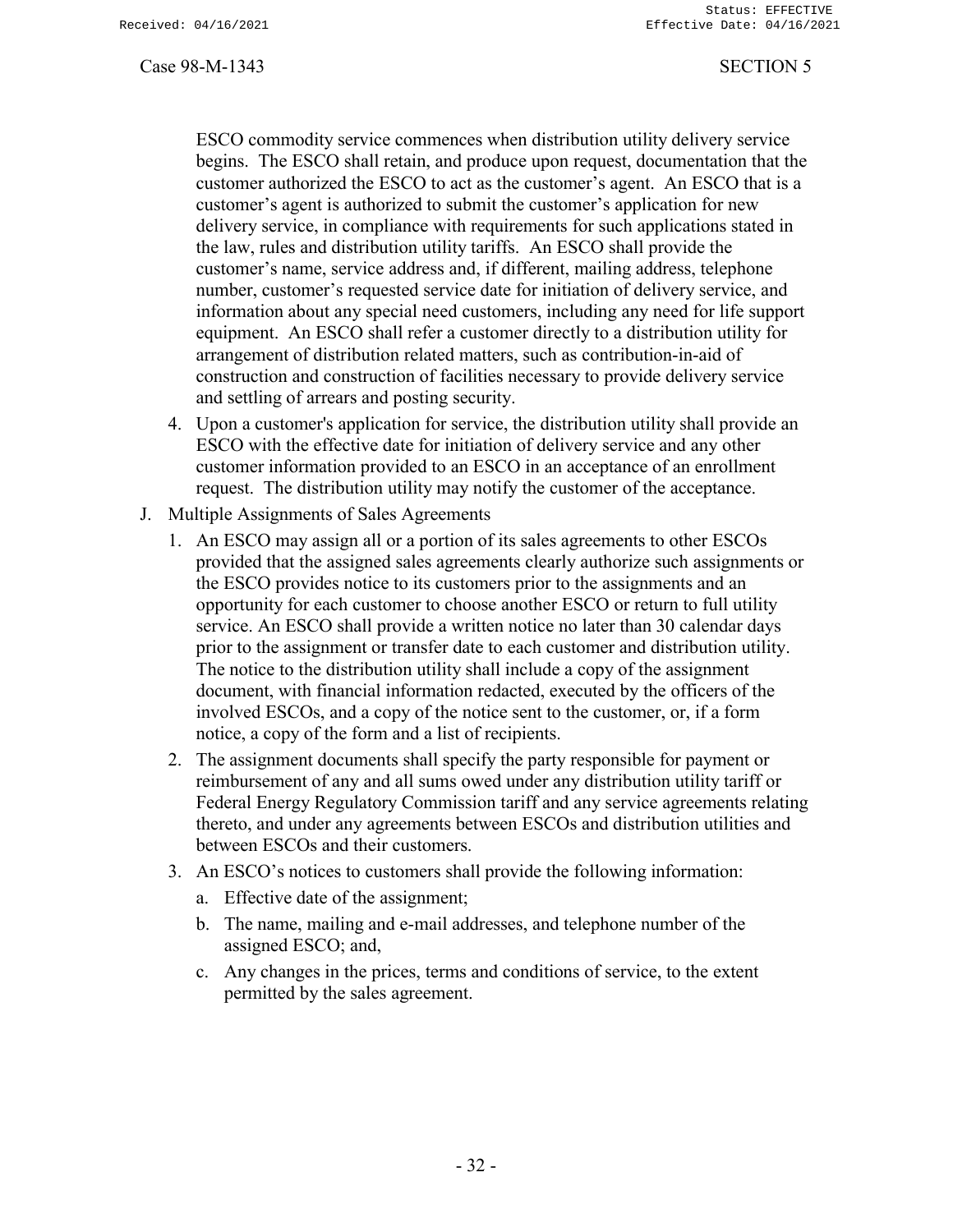ESCO commodity service commences when distribution utility delivery service begins. The ESCO shall retain, and produce upon request, documentation that the customer authorized the ESCO to act as the customer's agent. An ESCO that is a customer's agent is authorized to submit the customer's application for new delivery service, in compliance with requirements for such applications stated in the law, rules and distribution utility tariffs. An ESCO shall provide the customer's name, service address and, if different, mailing address, telephone number, customer's requested service date for initiation of delivery service, and information about any special need customers, including any need for life support equipment. An ESCO shall refer a customer directly to a distribution utility for arrangement of distribution related matters, such as contribution-in-aid of construction and construction of facilities necessary to provide delivery service and settling of arrears and posting security.

4. Upon a customer's application for service, the distribution utility shall provide an ESCO with the effective date for initiation of delivery service and any other customer information provided to an ESCO in an acceptance of an enrollment request. The distribution utility may notify the customer of the acceptance.

J. Multiple Assignments of Sales Agreements

1. An ESCO may assign all or a portion of its sales agreements to other ESCOs provided that the assigned sales agreements clearly authorize such assignments or the ESCO provides notice to its customers prior to the assignments and an opportunity for each customer to choose another ESCO or return to full utility service. An ESCO shall provide a written notice no later than 30 calendar days prior to the assignment or transfer date to each customer and distribution utility. The notice to the distribution utility shall include a copy of the assignment document, with financial information redacted, executed by the officers of the involved ESCOs, and a copy of the notice sent to the customer, or, if a form notice, a copy of the form and a list of recipients.
2. The assignment documents shall specify the party responsible for payment or reimbursement of any and all sums owed under any distribution utility tariff or Federal Energy Regulatory Commission tariff and any service agreements relating thereto, and under any agreements between ESCOs and distribution utilities and between ESCOs and their customers.
3. An ESCO's notices to customers shall provide the following information:
   a. Effective date of the assignment;
   b. The name, mailing and e-mail addresses, and telephone number of the assigned ESCO; and,
   c. Any changes in the prices, terms and conditions of service, to the extent permitted by the sales agreement.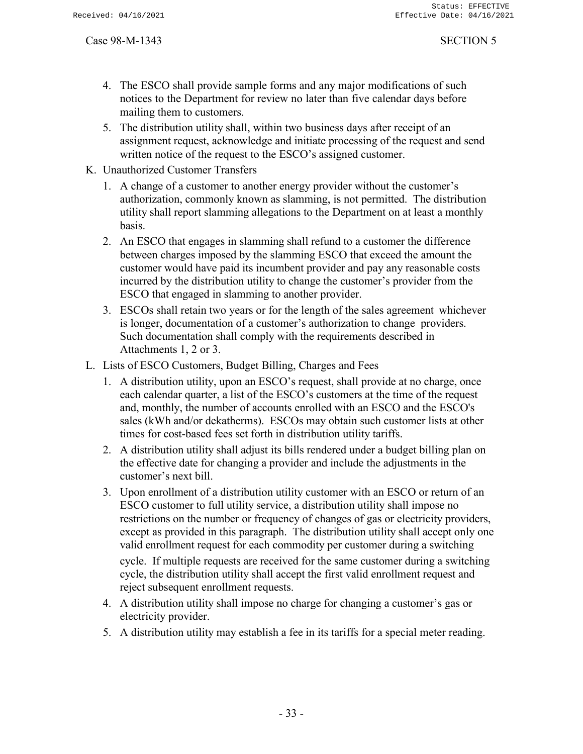4. The ESCO shall provide sample forms and any major modifications of such notices to the Department for review no later than five calendar days before mailing them to customers.
5. The distribution utility shall, within two business days after receipt of an assignment request, acknowledge and initiate processing of the request and send written notice of the request to the ESCO's assigned customer.

K. Unauthorized Customer Transfers

1. A change of a customer to another energy provider without the customer's authorization, commonly known as slamming, is not permitted. The distribution utility shall report slamming allegations to the Department on at least a monthly basis.
2. An ESCO that engages in slamming shall refund to a customer the difference between charges imposed by the slamming ESCO that exceed the amount the customer would have paid its incumbent provider and pay any reasonable costs incurred by the distribution utility to change the customer's provider from the ESCO that engaged in slamming to another provider.
3. ESCOs shall retain two years or for the length of the sales agreement whichever is longer, documentation of a customer's authorization to change providers. Such documentation shall comply with the requirements described in Attachments 1, 2 or 3.

L. Lists of ESCO Customers, Budget Billing, Charges and Fees

1. A distribution utility, upon an ESCO's request, shall provide at no charge, once each calendar quarter, a list of the ESCO's customers at the time of the request and, monthly, the number of accounts enrolled with an ESCO and the ESCO's sales (kWh and/or dekatherms). ESCOs may obtain such customer lists at other times for cost-based fees set forth in distribution utility tariffs.
2. A distribution utility shall adjust its bills rendered under a budget billing plan on the effective date for changing a provider and include the adjustments in the customer's next bill.
3. Upon enrollment of a distribution utility customer with an ESCO or return of an ESCO customer to full utility service, a distribution utility shall impose no restrictions on the number or frequency of changes of gas or electricity providers, except as provided in this paragraph. The distribution utility shall accept only one valid enrollment request for each commodity per customer during a switching cycle. If multiple requests are received for the same customer during a switching cycle, the distribution utility shall accept the first valid enrollment request and reject subsequent enrollment requests.
4. A distribution utility shall impose no charge for changing a customer's gas or electricity provider.
5. A distribution utility may establish a fee in its tariffs for a special meter reading.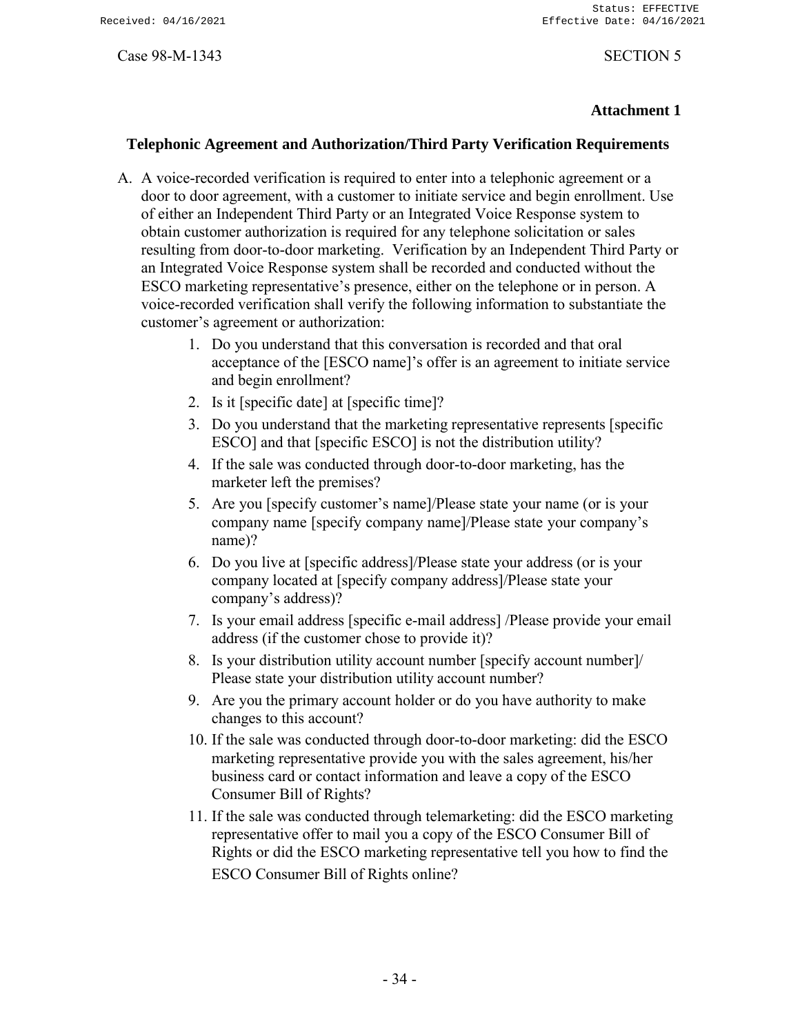Case 98-M-1343 SECTION 5

**Attachment 1**

## Telephonic Agreement and Authorization/Third Party Verification Requirements

A. A voice-recorded verification is required to enter into a telephonic agreement or a door to door agreement, with a customer to initiate service and begin enrollment. Use of either an Independent Third Party or an Integrated Voice Response system to obtain customer authorization is required for any telephone solicitation or sales resulting from door-to-door marketing. Verification by an Independent Third Party or an Integrated Voice Response system shall be recorded and conducted without the ESCO marketing representative's presence, either on the telephone or in person. A voice-recorded verification shall verify the following information to substantiate the customer's agreement or authorization:

   1. Do you understand that this conversation is recorded and that oral acceptance of the [ESCO name]'s offer is an agreement to initiate service and begin enrollment?
   2. Is it [specific date] at [specific time]?
   3. Do you understand that the marketing representative represents [specific ESCO] and that [specific ESCO] is not the distribution utility?
   4. If the sale was conducted through door-to-door marketing, has the marketer left the premises?
   5. Are you [specify customer's name]/Please state your name (or is your company name [specify company name]/Please state your company's name)?
   6. Do you live at [specific address]/Please state your address (or is your company located at [specify company address]/Please state your company's address)?
   7. Is your email address [specific e-mail address] /Please provide your email address (if the customer chose to provide it)?
   8. Is your distribution utility account number [specify account number]/ Please state your distribution utility account number?
   9. Are you the primary account holder or do you have authority to make changes to this account?
   10. If the sale was conducted through door-to-door marketing: did the ESCO marketing representative provide you with the sales agreement, his/her business card or contact information and leave a copy of the ESCO Consumer Bill of Rights?
   11. If the sale was conducted through telemarketing: did the ESCO marketing representative offer to mail you a copy of the ESCO Consumer Bill of Rights or did the ESCO marketing representative tell you how to find the ESCO Consumer Bill of Rights online?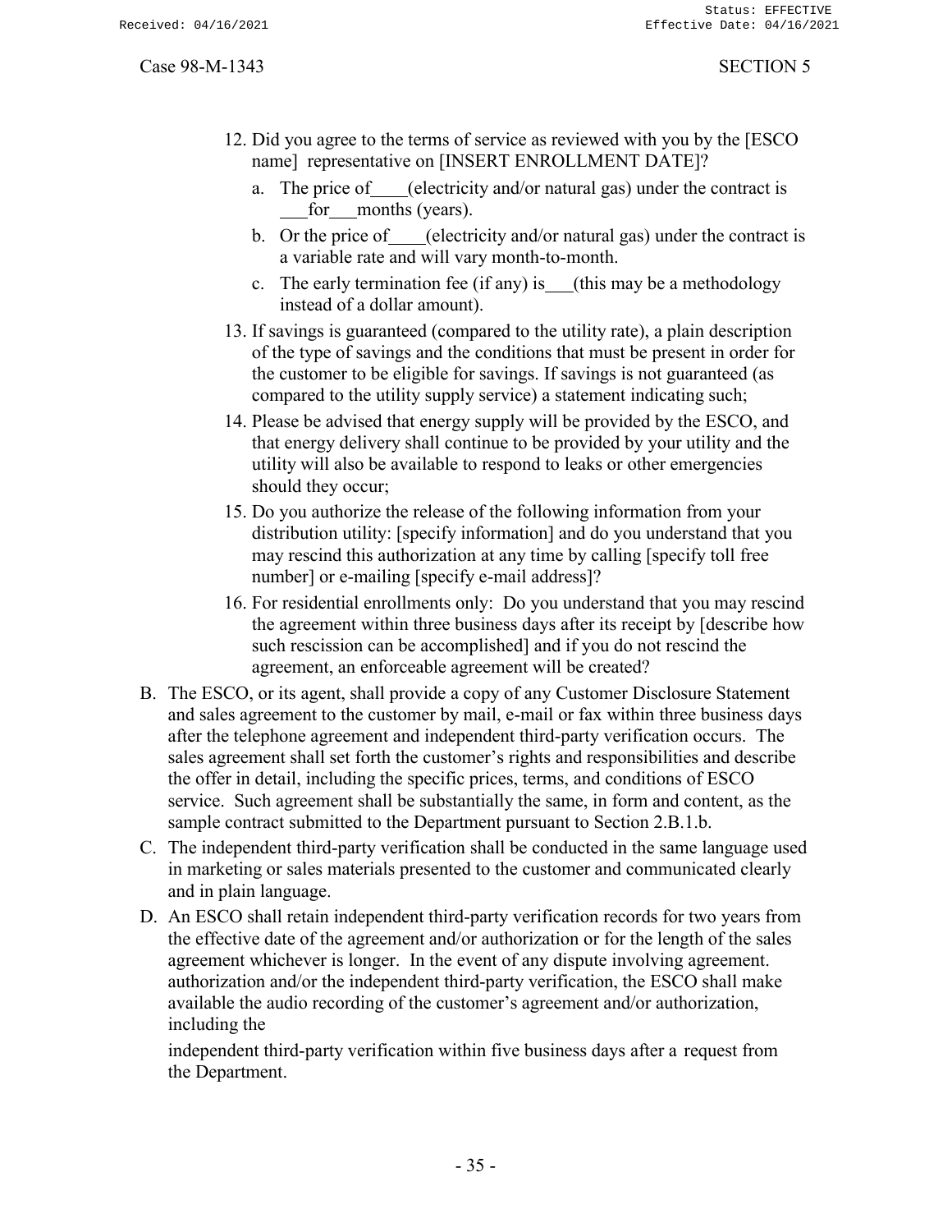12. Did you agree to the terms of service as reviewed with you by the [ESCO name] representative on [INSERT ENROLLMENT DATE]?
    a. The price of____(electricity and/or natural gas) under the contract is ___for___months (years).
    b. Or the price of____(electricity and/or natural gas) under the contract is a variable rate and will vary month-to-month.
    c. The early termination fee (if any) is___(this may be a methodology instead of a dollar amount).
13. If savings is guaranteed (compared to the utility rate), a plain description of the type of savings and the conditions that must be present in order for the customer to be eligible for savings. If savings is not guaranteed (as compared to the utility supply service) a statement indicating such;
14. Please be advised that energy supply will be provided by the ESCO, and that energy delivery shall continue to be provided by your utility and the utility will also be available to respond to leaks or other emergencies should they occur;
15. Do you authorize the release of the following information from your distribution utility: [specify information] and do you understand that you may rescind this authorization at any time by calling [specify toll free number] or e-mailing [specify e-mail address]?
16. For residential enrollments only: Do you understand that you may rescind the agreement within three business days after its receipt by [describe how such rescission can be accomplished] and if you do not rescind the agreement, an enforceable agreement will be created?

B. The ESCO, or its agent, shall provide a copy of any Customer Disclosure Statement and sales agreement to the customer by mail, e-mail or fax within three business days after the telephone agreement and independent third-party verification occurs. The sales agreement shall set forth the customer's rights and responsibilities and describe the offer in detail, including the specific prices, terms, and conditions of ESCO service. Such agreement shall be substantially the same, in form and content, as the sample contract submitted to the Department pursuant to Section 2.B.1.b.

C. The independent third-party verification shall be conducted in the same language used in marketing or sales materials presented to the customer and communicated clearly and in plain language.

D. An ESCO shall retain independent third-party verification records for two years from the effective date of the agreement and/or authorization or for the length of the sales agreement whichever is longer. In the event of any dispute involving agreement. authorization and/or the independent third-party verification, the ESCO shall make available the audio recording of the customer's agreement and/or authorization, including the independent third-party verification within five business days after a request from the Department.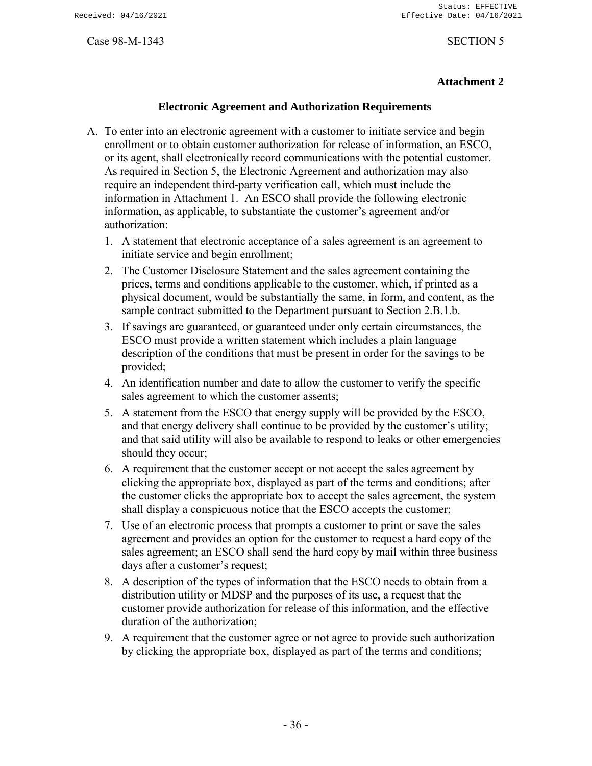**Attachment 2**

## Electronic Agreement and Authorization Requirements

A. To enter into an electronic agreement with a customer to initiate service and begin enrollment or to obtain customer authorization for release of information, an ESCO, or its agent, shall electronically record communications with the potential customer. As required in Section 5, the Electronic Agreement and authorization may also require an independent third-party verification call, which must include the information in Attachment 1. An ESCO shall provide the following electronic information, as applicable, to substantiate the customer's agreement and/or authorization:

   1. A statement that electronic acceptance of a sales agreement is an agreement to initiate service and begin enrollment;
   2. The Customer Disclosure Statement and the sales agreement containing the prices, terms and conditions applicable to the customer, which, if printed as a physical document, would be substantially the same, in form, and content, as the sample contract submitted to the Department pursuant to Section 2.B.1.b.
   3. If savings are guaranteed, or guaranteed under only certain circumstances, the ESCO must provide a written statement which includes a plain language description of the conditions that must be present in order for the savings to be provided;
   4. An identification number and date to allow the customer to verify the specific sales agreement to which the customer assents;
   5. A statement from the ESCO that energy supply will be provided by the ESCO, and that energy delivery shall continue to be provided by the customer's utility; and that said utility will also be available to respond to leaks or other emergencies should they occur;
   6. A requirement that the customer accept or not accept the sales agreement by clicking the appropriate box, displayed as part of the terms and conditions; after the customer clicks the appropriate box to accept the sales agreement, the system shall display a conspicuous notice that the ESCO accepts the customer;
   7. Use of an electronic process that prompts a customer to print or save the sales agreement and provides an option for the customer to request a hard copy of the sales agreement; an ESCO shall send the hard copy by mail within three business days after a customer's request;
   8. A description of the types of information that the ESCO needs to obtain from a distribution utility or MDSP and the purposes of its use, a request that the customer provide authorization for release of this information, and the effective duration of the authorization;
   9. A requirement that the customer agree or not agree to provide such authorization by clicking the appropriate box, displayed as part of the terms and conditions;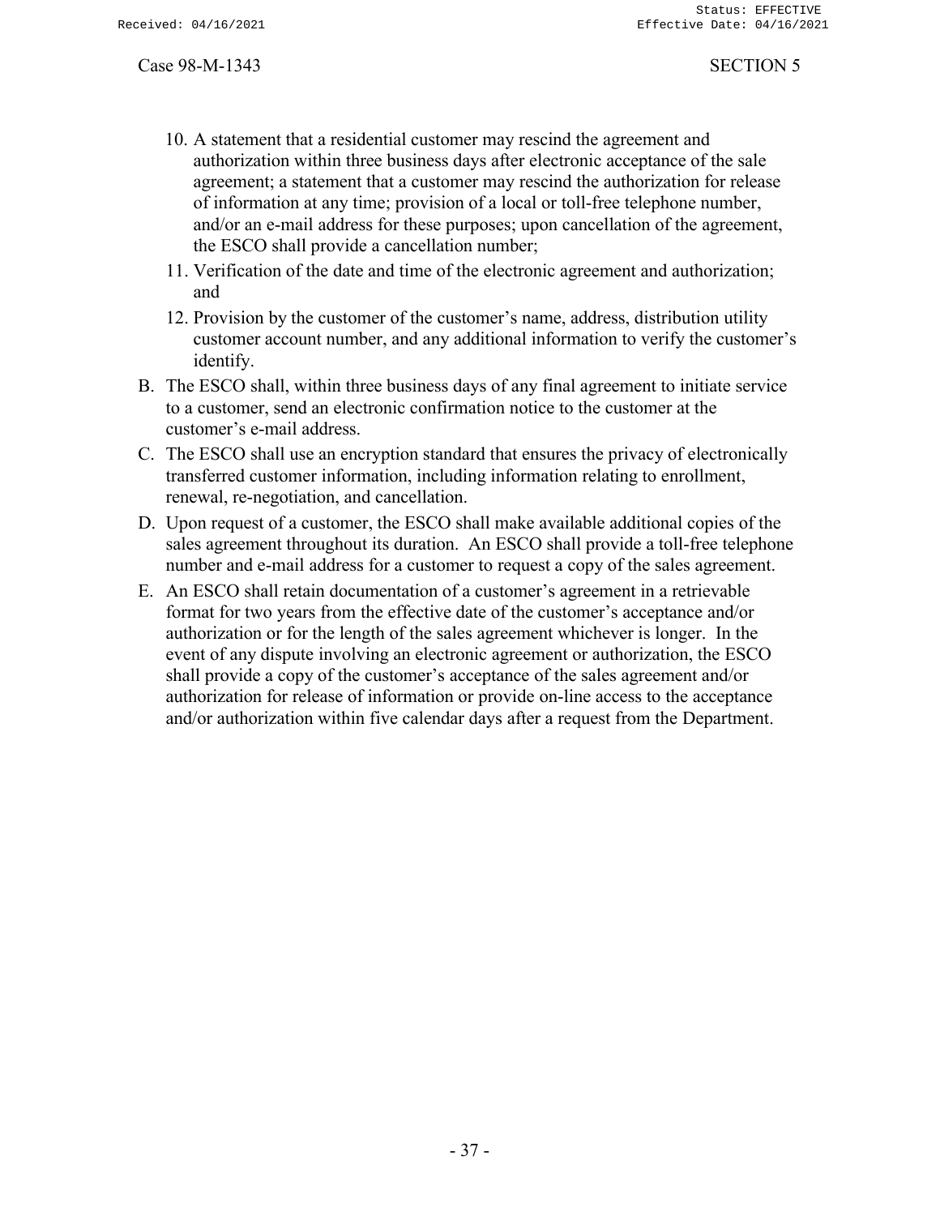10. A statement that a residential customer may rescind the agreement and authorization within three business days after electronic acceptance of the sale agreement; a statement that a customer may rescind the authorization for release of information at any time; provision of a local or toll-free telephone number, and/or an e-mail address for these purposes; upon cancellation of the agreement, the ESCO shall provide a cancellation number;
11. Verification of the date and time of the electronic agreement and authorization; and
12. Provision by the customer of the customer's name, address, distribution utility customer account number, and any additional information to verify the customer's identify.

B. The ESCO shall, within three business days of any final agreement to initiate service to a customer, send an electronic confirmation notice to the customer at the customer's e-mail address.

C. The ESCO shall use an encryption standard that ensures the privacy of electronically transferred customer information, including information relating to enrollment, renewal, re-negotiation, and cancellation.

D. Upon request of a customer, the ESCO shall make available additional copies of the sales agreement throughout its duration. An ESCO shall provide a toll-free telephone number and e-mail address for a customer to request a copy of the sales agreement.

E. An ESCO shall retain documentation of a customer's agreement in a retrievable format for two years from the effective date of the customer's acceptance and/or authorization or for the length of the sales agreement whichever is longer. In the event of any dispute involving an electronic agreement or authorization, the ESCO shall provide a copy of the customer's acceptance of the sales agreement and/or authorization for release of information or provide on-line access to the acceptance and/or authorization within five calendar days after a request from the Department.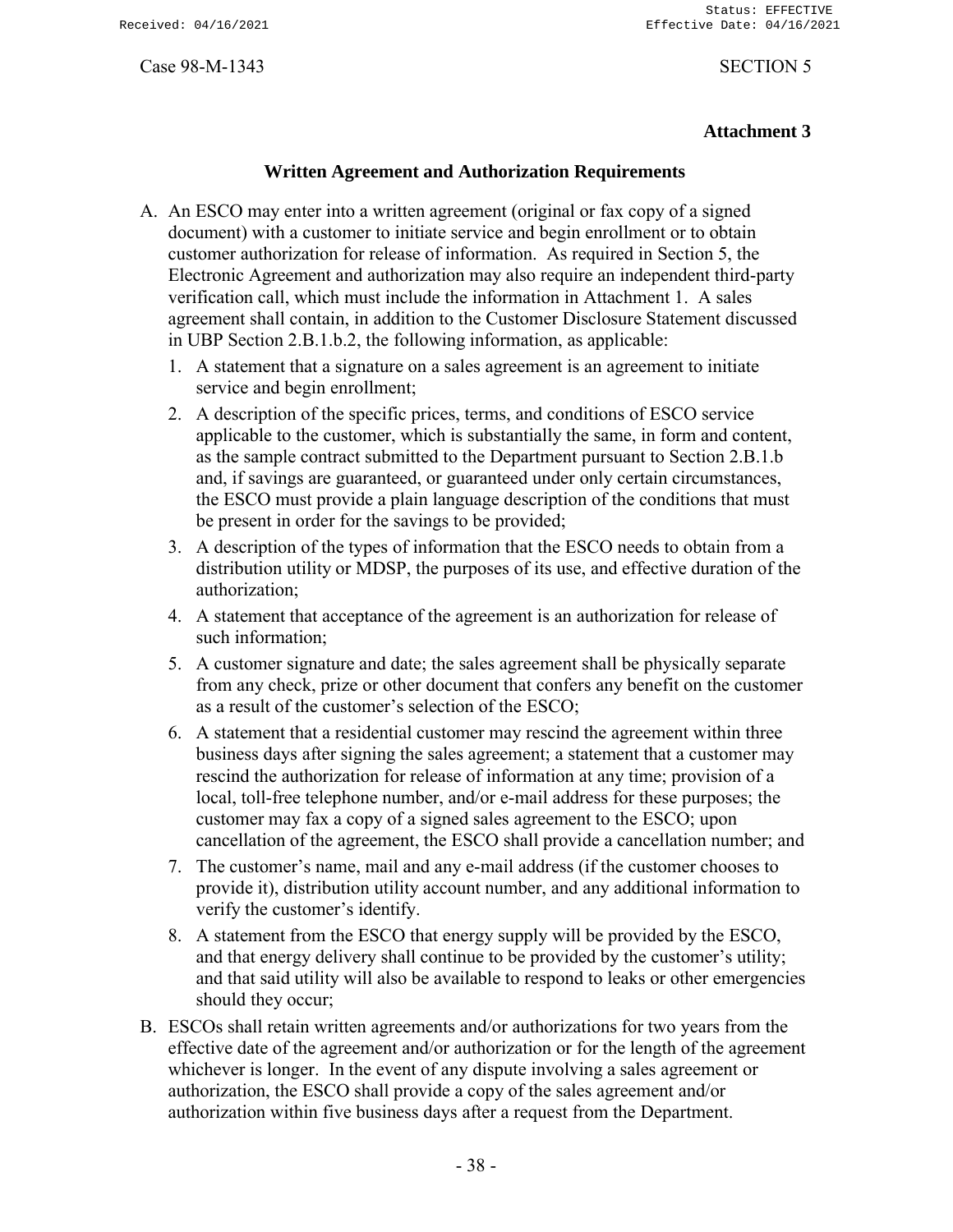**Attachment 3**

## Written Agreement and Authorization Requirements

A. An ESCO may enter into a written agreement (original or fax copy of a signed document) with a customer to initiate service and begin enrollment or to obtain customer authorization for release of information. As required in Section 5, the Electronic Agreement and authorization may also require an independent third-party verification call, which must include the information in Attachment 1. A sales agreement shall contain, in addition to the Customer Disclosure Statement discussed in UBP Section 2.B.1.b.2, the following information, as applicable:

   1. A statement that a signature on a sales agreement is an agreement to initiate service and begin enrollment;
   2. A description of the specific prices, terms, and conditions of ESCO service applicable to the customer, which is substantially the same, in form and content, as the sample contract submitted to the Department pursuant to Section 2.B.1.b and, if savings are guaranteed, or guaranteed under only certain circumstances, the ESCO must provide a plain language description of the conditions that must be present in order for the savings to be provided;
   3. A description of the types of information that the ESCO needs to obtain from a distribution utility or MDSP, the purposes of its use, and effective duration of the authorization;
   4. A statement that acceptance of the agreement is an authorization for release of such information;
   5. A customer signature and date; the sales agreement shall be physically separate from any check, prize or other document that confers any benefit on the customer as a result of the customer's selection of the ESCO;
   6. A statement that a residential customer may rescind the agreement within three business days after signing the sales agreement; a statement that a customer may rescind the authorization for release of information at any time; provision of a local, toll-free telephone number, and/or e-mail address for these purposes; the customer may fax a copy of a signed sales agreement to the ESCO; upon cancellation of the agreement, the ESCO shall provide a cancellation number; and
   7. The customer's name, mail and any e-mail address (if the customer chooses to provide it), distribution utility account number, and any additional information to verify the customer's identify.
   8. A statement from the ESCO that energy supply will be provided by the ESCO, and that energy delivery shall continue to be provided by the customer's utility; and that said utility will also be available to respond to leaks or other emergencies should they occur;

B. ESCOs shall retain written agreements and/or authorizations for two years from the effective date of the agreement and/or authorization or for the length of the agreement whichever is longer. In the event of any dispute involving a sales agreement or authorization, the ESCO shall provide a copy of the sales agreement and/or authorization within five business days after a request from the Department.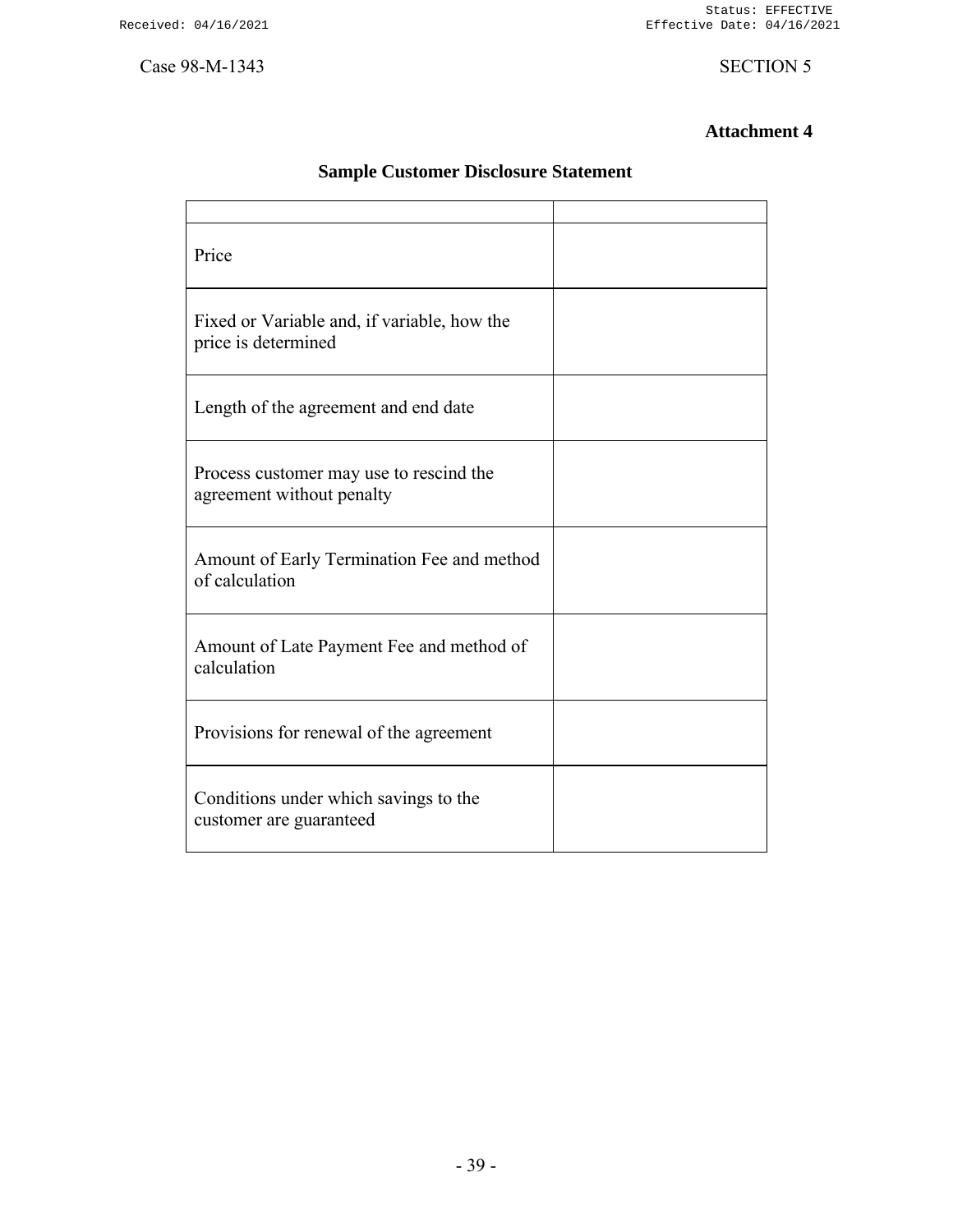Case 98-M-1343

SECTION 5

**Attachment 4**

## Sample Customer Disclosure Statement

| | |
|---|---|
| Price | |
| Fixed or Variable and, if variable, how the price is determined | |
| Length of the agreement and end date | |
| Process customer may use to rescind the agreement without penalty | |
| Amount of Early Termination Fee and method of calculation | |
| Amount of Late Payment Fee and method of calculation | |
| Provisions for renewal of the agreement | |
| Conditions under which savings to the customer are guaranteed | |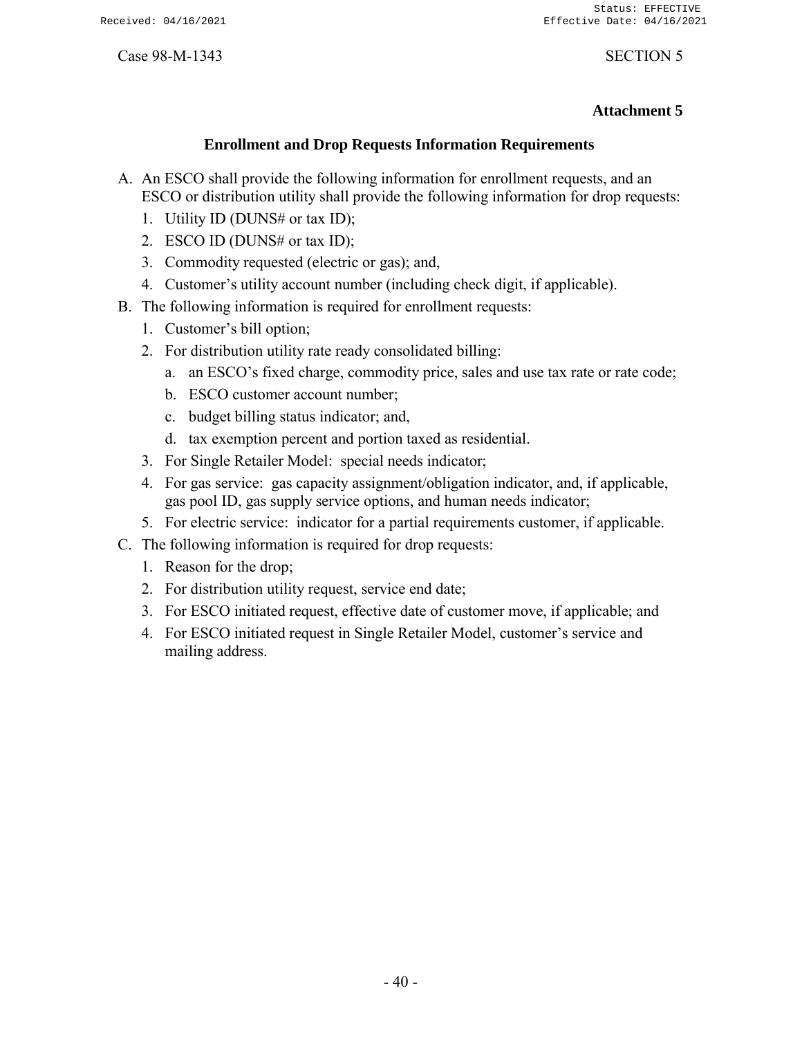**Attachment 5**

## Enrollment and Drop Requests Information Requirements

A. An ESCO shall provide the following information for enrollment requests, and an ESCO or distribution utility shall provide the following information for drop requests:
   1. Utility ID (DUNS# or tax ID);
   2. ESCO ID (DUNS# or tax ID);
   3. Commodity requested (electric or gas); and,
   4. Customer's utility account number (including check digit, if applicable).

B. The following information is required for enrollment requests:
   1. Customer's bill option;
   2. For distribution utility rate ready consolidated billing:
      a. an ESCO's fixed charge, commodity price, sales and use tax rate or rate code;
      b. ESCO customer account number;
      c. budget billing status indicator; and,
      d. tax exemption percent and portion taxed as residential.
   3. For Single Retailer Model: special needs indicator;
   4. For gas service: gas capacity assignment/obligation indicator, and, if applicable, gas pool ID, gas supply service options, and human needs indicator;
   5. For electric service: indicator for a partial requirements customer, if applicable.

C. The following information is required for drop requests:
   1. Reason for the drop;
   2. For distribution utility request, service end date;
   3. For ESCO initiated request, effective date of customer move, if applicable; and
   4. For ESCO initiated request in Single Retailer Model, customer's service and mailing address.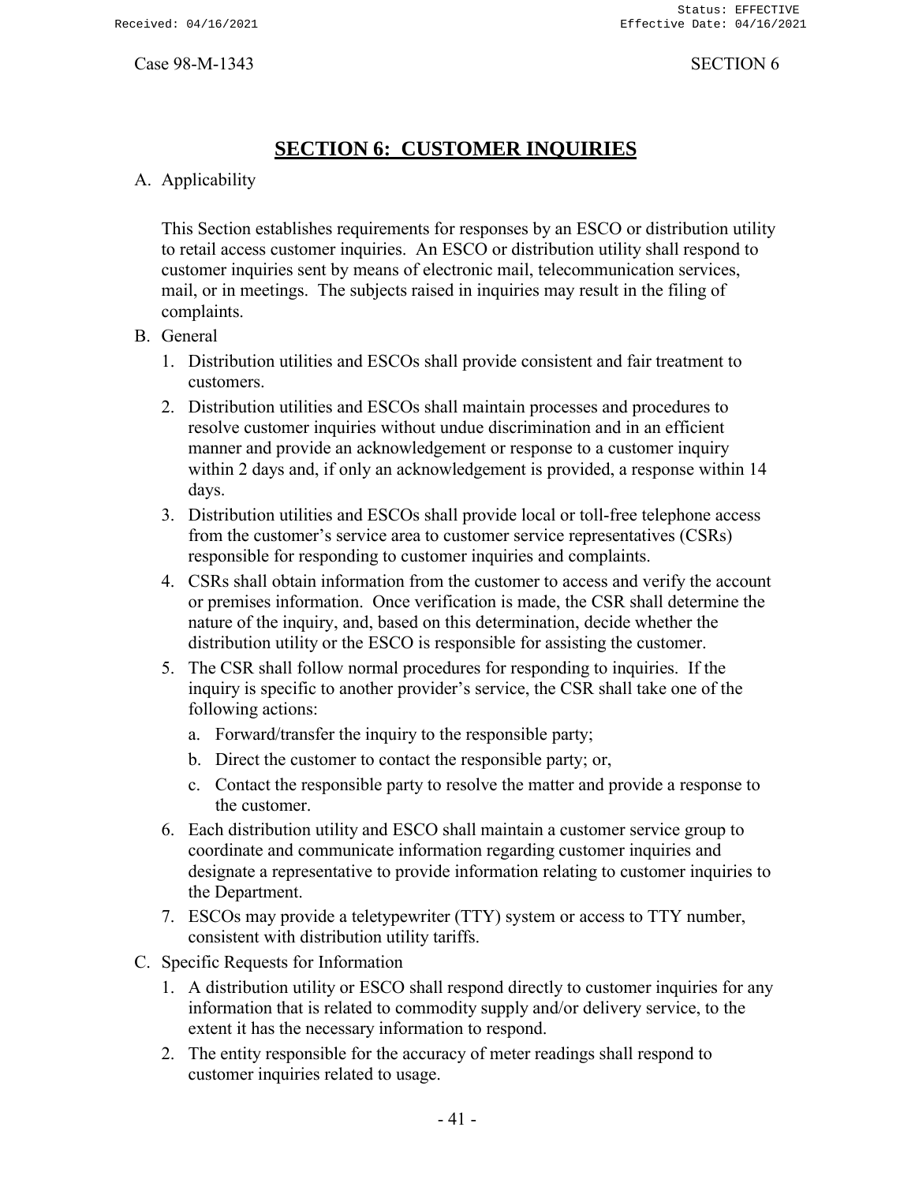# SECTION 6: CUSTOMER INQUIRIES

A. Applicability

   This Section establishes requirements for responses by an ESCO or distribution utility to retail access customer inquiries. An ESCO or distribution utility shall respond to customer inquiries sent by means of electronic mail, telecommunication services, mail, or in meetings. The subjects raised in inquiries may result in the filing of complaints.

B. General

   1. Distribution utilities and ESCOs shall provide consistent and fair treatment to customers.
   2. Distribution utilities and ESCOs shall maintain processes and procedures to resolve customer inquiries without undue discrimination and in an efficient manner and provide an acknowledgement or response to a customer inquiry within 2 days and, if only an acknowledgement is provided, a response within 14 days.
   3. Distribution utilities and ESCOs shall provide local or toll-free telephone access from the customer's service area to customer service representatives (CSRs) responsible for responding to customer inquiries and complaints.
   4. CSRs shall obtain information from the customer to access and verify the account or premises information. Once verification is made, the CSR shall determine the nature of the inquiry, and, based on this determination, decide whether the distribution utility or the ESCO is responsible for assisting the customer.
   5. The CSR shall follow normal procedures for responding to inquiries. If the inquiry is specific to another provider's service, the CSR shall take one of the following actions:
      a. Forward/transfer the inquiry to the responsible party;
      b. Direct the customer to contact the responsible party; or,
      c. Contact the responsible party to resolve the matter and provide a response to the customer.
   6. Each distribution utility and ESCO shall maintain a customer service group to coordinate and communicate information regarding customer inquiries and designate a representative to provide information relating to customer inquiries to the Department.
   7. ESCOs may provide a teletypewriter (TTY) system or access to TTY number, consistent with distribution utility tariffs.

C. Specific Requests for Information

   1. A distribution utility or ESCO shall respond directly to customer inquiries for any information that is related to commodity supply and/or delivery service, to the extent it has the necessary information to respond.
   2. The entity responsible for the accuracy of meter readings shall respond to customer inquiries related to usage.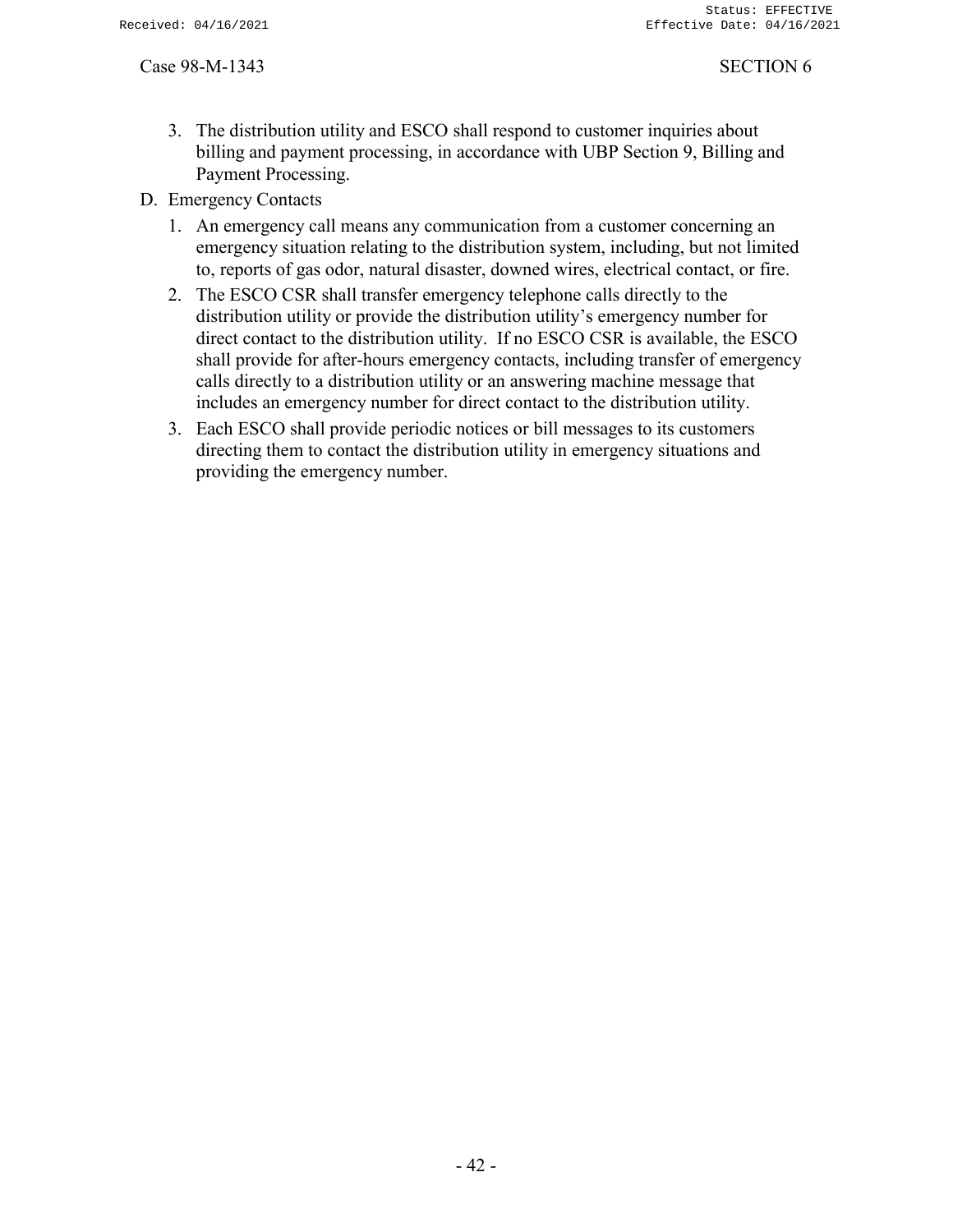3. The distribution utility and ESCO shall respond to customer inquiries about billing and payment processing, in accordance with UBP Section 9, Billing and Payment Processing.

D. Emergency Contacts

1. An emergency call means any communication from a customer concerning an emergency situation relating to the distribution system, including, but not limited to, reports of gas odor, natural disaster, downed wires, electrical contact, or fire.
2. The ESCO CSR shall transfer emergency telephone calls directly to the distribution utility or provide the distribution utility's emergency number for direct contact to the distribution utility. If no ESCO CSR is available, the ESCO shall provide for after-hours emergency contacts, including transfer of emergency calls directly to a distribution utility or an answering machine message that includes an emergency number for direct contact to the distribution utility.
3. Each ESCO shall provide periodic notices or bill messages to its customers directing them to contact the distribution utility in emergency situations and providing the emergency number.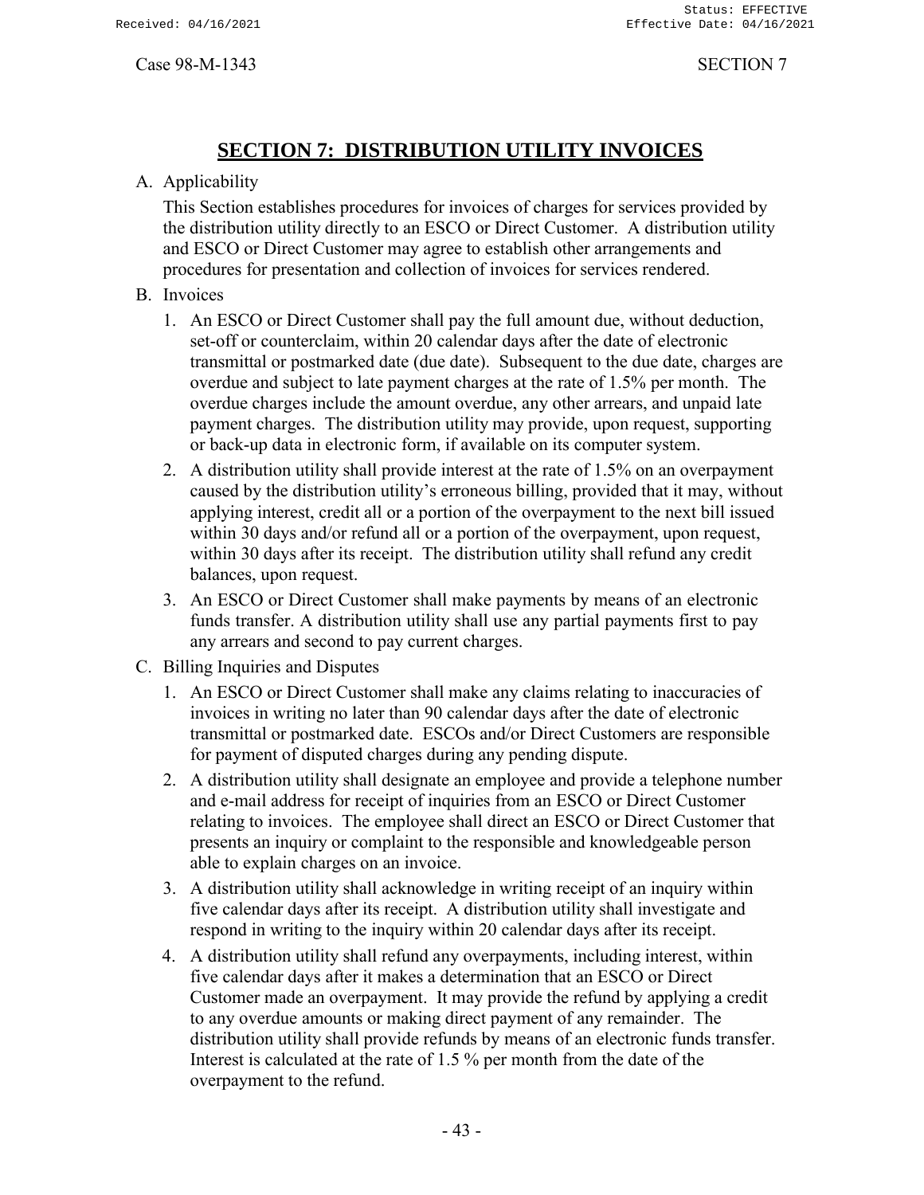# SECTION 7: DISTRIBUTION UTILITY INVOICES

A. Applicability

This Section establishes procedures for invoices of charges for services provided by the distribution utility directly to an ESCO or Direct Customer. A distribution utility and ESCO or Direct Customer may agree to establish other arrangements and procedures for presentation and collection of invoices for services rendered.

B. Invoices

1. An ESCO or Direct Customer shall pay the full amount due, without deduction, set-off or counterclaim, within 20 calendar days after the date of electronic transmittal or postmarked date (due date). Subsequent to the due date, charges are overdue and subject to late payment charges at the rate of 1.5% per month. The overdue charges include the amount overdue, any other arrears, and unpaid late payment charges. The distribution utility may provide, upon request, supporting or back-up data in electronic form, if available on its computer system.
2. A distribution utility shall provide interest at the rate of 1.5% on an overpayment caused by the distribution utility's erroneous billing, provided that it may, without applying interest, credit all or a portion of the overpayment to the next bill issued within 30 days and/or refund all or a portion of the overpayment, upon request, within 30 days after its receipt. The distribution utility shall refund any credit balances, upon request.
3. An ESCO or Direct Customer shall make payments by means of an electronic funds transfer. A distribution utility shall use any partial payments first to pay any arrears and second to pay current charges.

C. Billing Inquiries and Disputes

1. An ESCO or Direct Customer shall make any claims relating to inaccuracies of invoices in writing no later than 90 calendar days after the date of electronic transmittal or postmarked date. ESCOs and/or Direct Customers are responsible for payment of disputed charges during any pending dispute.
2. A distribution utility shall designate an employee and provide a telephone number and e-mail address for receipt of inquiries from an ESCO or Direct Customer relating to invoices. The employee shall direct an ESCO or Direct Customer that presents an inquiry or complaint to the responsible and knowledgeable person able to explain charges on an invoice.
3. A distribution utility shall acknowledge in writing receipt of an inquiry within five calendar days after its receipt. A distribution utility shall investigate and respond in writing to the inquiry within 20 calendar days after its receipt.
4. A distribution utility shall refund any overpayments, including interest, within five calendar days after it makes a determination that an ESCO or Direct Customer made an overpayment. It may provide the refund by applying a credit to any overdue amounts or making direct payment of any remainder. The distribution utility shall provide refunds by means of an electronic funds transfer. Interest is calculated at the rate of 1.5 % per month from the date of the overpayment to the refund.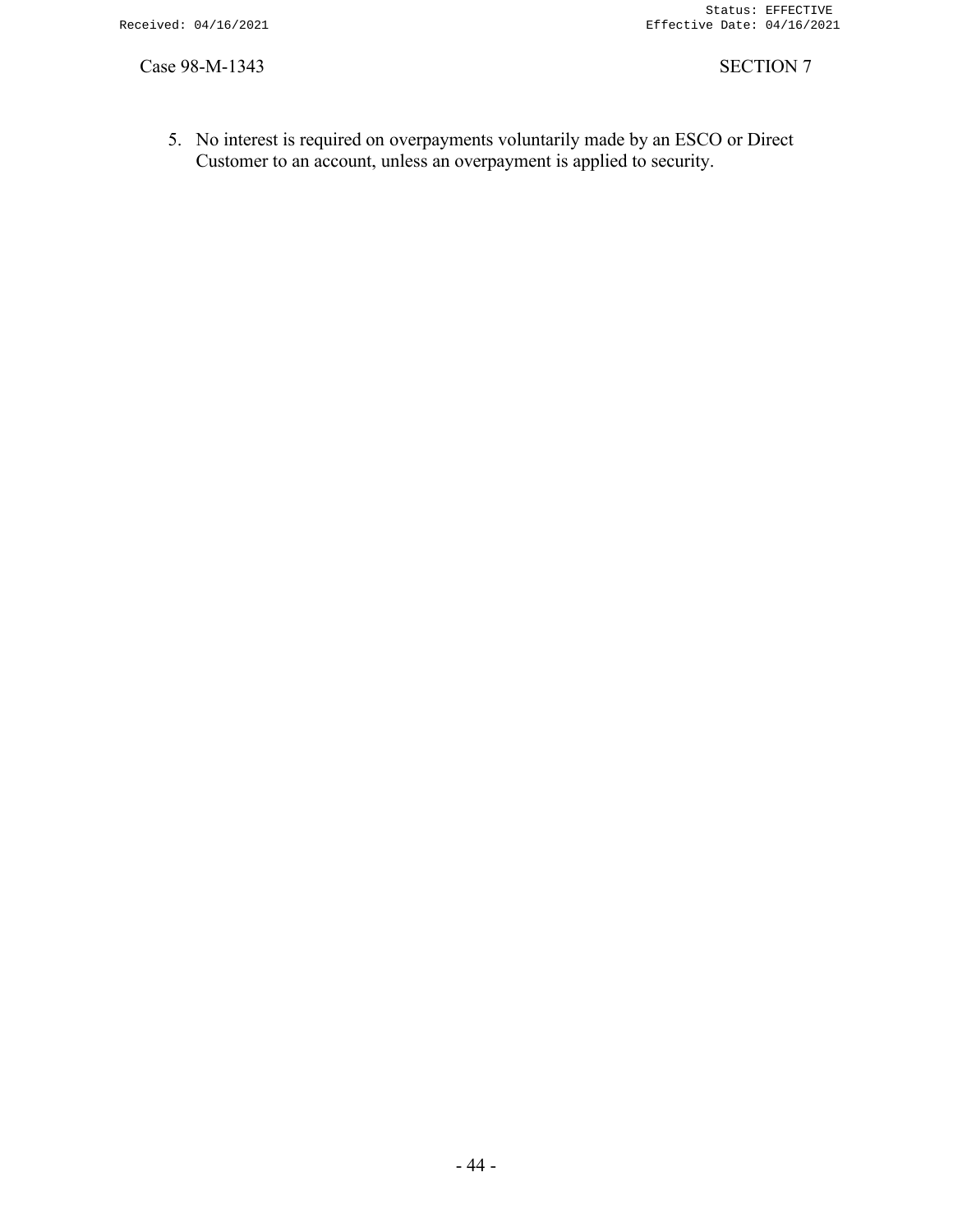5. No interest is required on overpayments voluntarily made by an ESCO or Direct Customer to an account, unless an overpayment is applied to security.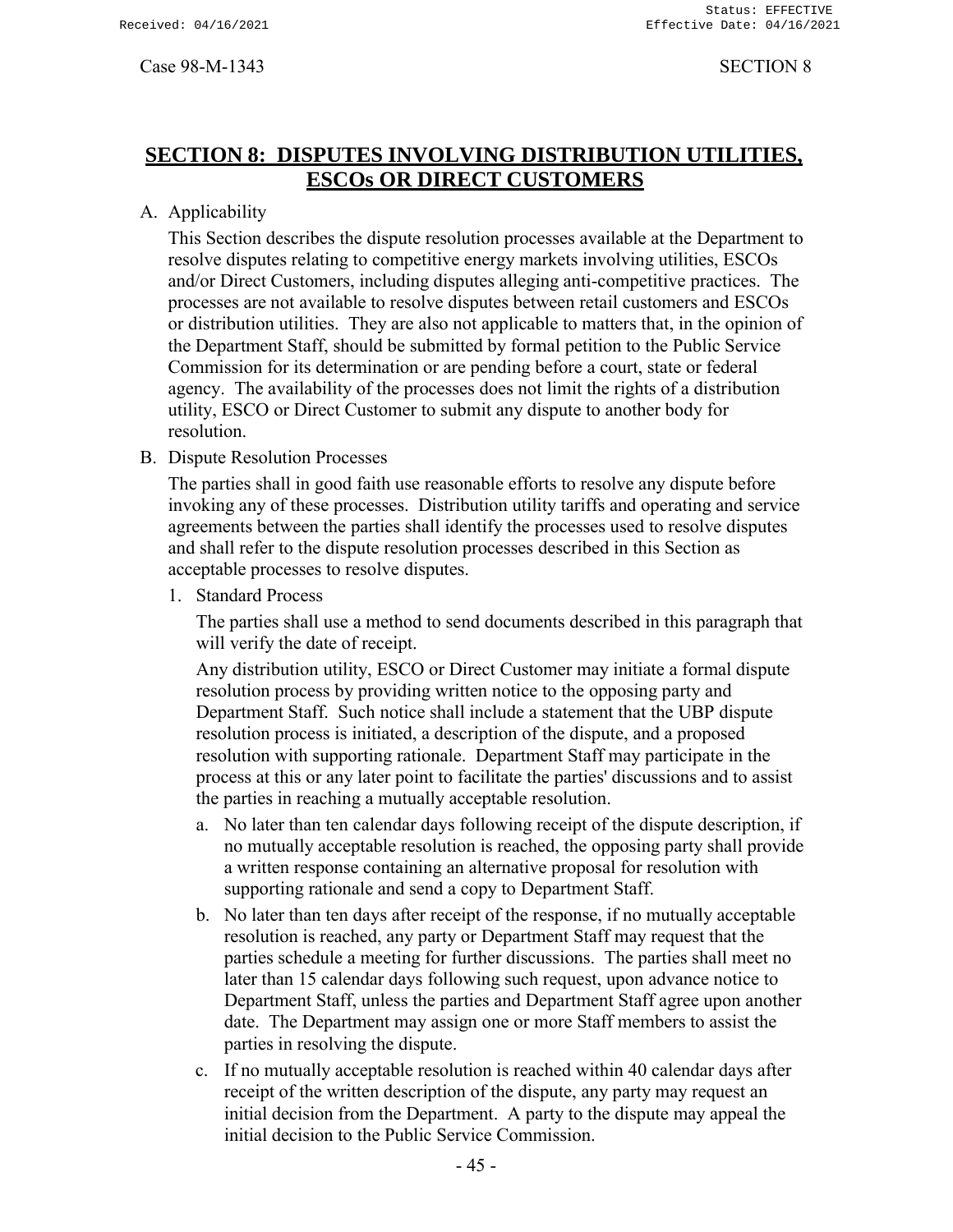# SECTION 8: DISPUTES INVOLVING DISTRIBUTION UTILITIES, ESCOs OR DIRECT CUSTOMERS

A. Applicability

This Section describes the dispute resolution processes available at the Department to resolve disputes relating to competitive energy markets involving utilities, ESCOs and/or Direct Customers, including disputes alleging anti-competitive practices. The processes are not available to resolve disputes between retail customers and ESCOs or distribution utilities. They are also not applicable to matters that, in the opinion of the Department Staff, should be submitted by formal petition to the Public Service Commission for its determination or are pending before a court, state or federal agency. The availability of the processes does not limit the rights of a distribution utility, ESCO or Direct Customer to submit any dispute to another body for resolution.

B. Dispute Resolution Processes

The parties shall in good faith use reasonable efforts to resolve any dispute before invoking any of these processes. Distribution utility tariffs and operating and service agreements between the parties shall identify the processes used to resolve disputes and shall refer to the dispute resolution processes described in this Section as acceptable processes to resolve disputes.

1. Standard Process

   The parties shall use a method to send documents described in this paragraph that will verify the date of receipt.

   Any distribution utility, ESCO or Direct Customer may initiate a formal dispute resolution process by providing written notice to the opposing party and Department Staff. Such notice shall include a statement that the UBP dispute resolution process is initiated, a description of the dispute, and a proposed resolution with supporting rationale. Department Staff may participate in the process at this or any later point to facilitate the parties' discussions and to assist the parties in reaching a mutually acceptable resolution.

   a. No later than ten calendar days following receipt of the dispute description, if no mutually acceptable resolution is reached, the opposing party shall provide a written response containing an alternative proposal for resolution with supporting rationale and send a copy to Department Staff.

   b. No later than ten days after receipt of the response, if no mutually acceptable resolution is reached, any party or Department Staff may request that the parties schedule a meeting for further discussions. The parties shall meet no later than 15 calendar days following such request, upon advance notice to Department Staff, unless the parties and Department Staff agree upon another date. The Department may assign one or more Staff members to assist the parties in resolving the dispute.

   c. If no mutually acceptable resolution is reached within 40 calendar days after receipt of the written description of the dispute, any party may request an initial decision from the Department. A party to the dispute may appeal the initial decision to the Public Service Commission.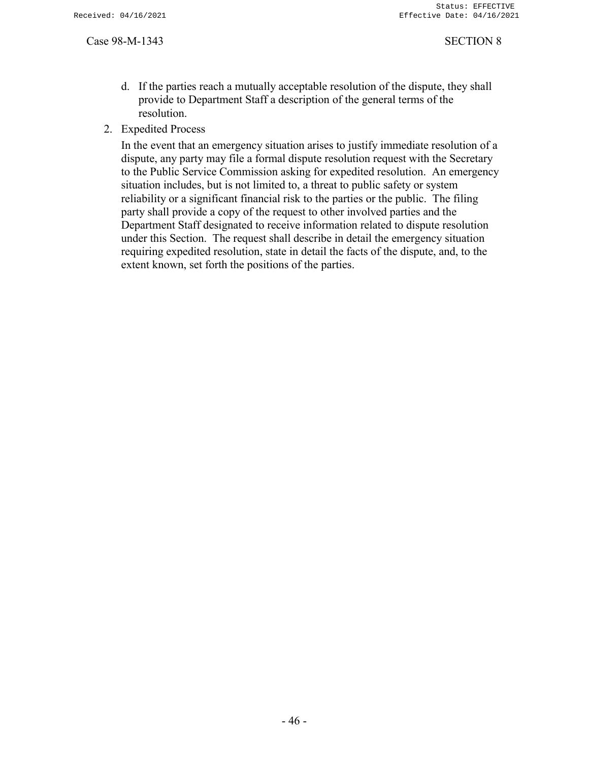d. If the parties reach a mutually acceptable resolution of the dispute, they shall provide to Department Staff a description of the general terms of the resolution.

2. Expedited Process

   In the event that an emergency situation arises to justify immediate resolution of a dispute, any party may file a formal dispute resolution request with the Secretary to the Public Service Commission asking for expedited resolution. An emergency situation includes, but is not limited to, a threat to public safety or system reliability or a significant financial risk to the parties or the public. The filing party shall provide a copy of the request to other involved parties and the Department Staff designated to receive information related to dispute resolution under this Section. The request shall describe in detail the emergency situation requiring expedited resolution, state in detail the facts of the dispute, and, to the extent known, set forth the positions of the parties.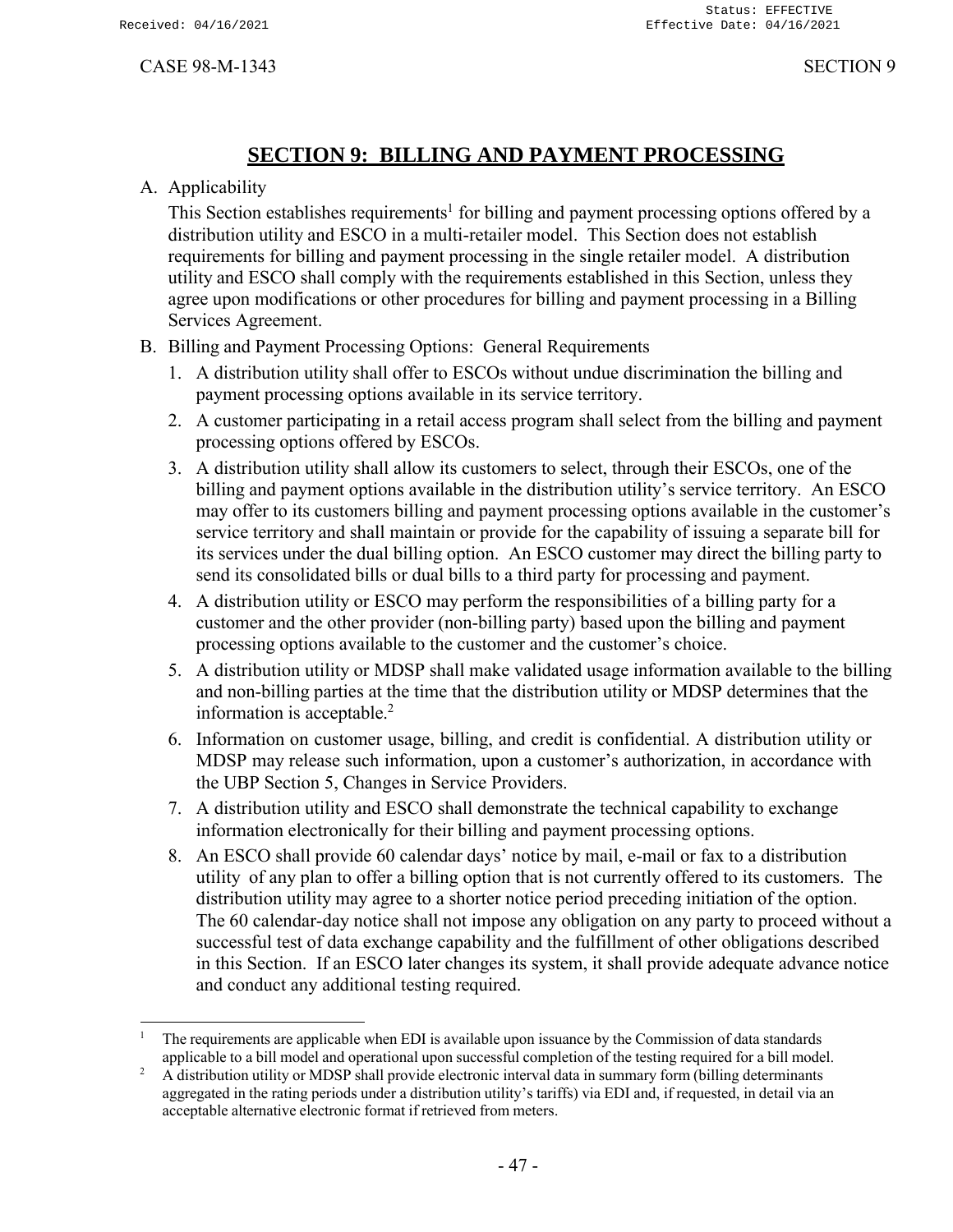# SECTION 9: BILLING AND PAYMENT PROCESSING

A. Applicability

This Section establishes requirements[1] for billing and payment processing options offered by a distribution utility and ESCO in a multi-retailer model. This Section does not establish requirements for billing and payment processing in the single retailer model. A distribution utility and ESCO shall comply with the requirements established in this Section, unless they agree upon modifications or other procedures for billing and payment processing in a Billing Services Agreement.

B. Billing and Payment Processing Options: General Requirements

1. A distribution utility shall offer to ESCOs without undue discrimination the billing and payment processing options available in its service territory.
2. A customer participating in a retail access program shall select from the billing and payment processing options offered by ESCOs.
3. A distribution utility shall allow its customers to select, through their ESCOs, one of the billing and payment options available in the distribution utility's service territory. An ESCO may offer to its customers billing and payment processing options available in the customer's service territory and shall maintain or provide for the capability of issuing a separate bill for its services under the dual billing option. An ESCO customer may direct the billing party to send its consolidated bills or dual bills to a third party for processing and payment.
4. A distribution utility or ESCO may perform the responsibilities of a billing party for a customer and the other provider (non-billing party) based upon the billing and payment processing options available to the customer and the customer's choice.
5. A distribution utility or MDSP shall make validated usage information available to the billing and non-billing parties at the time that the distribution utility or MDSP determines that the information is acceptable.[2]
6. Information on customer usage, billing, and credit is confidential. A distribution utility or MDSP may release such information, upon a customer's authorization, in accordance with the UBP Section 5, Changes in Service Providers.
7. A distribution utility and ESCO shall demonstrate the technical capability to exchange information electronically for their billing and payment processing options.
8. An ESCO shall provide 60 calendar days' notice by mail, e-mail or fax to a distribution utility of any plan to offer a billing option that is not currently offered to its customers. The distribution utility may agree to a shorter notice period preceding initiation of the option. The 60 calendar-day notice shall not impose any obligation on any party to proceed without a successful test of data exchange capability and the fulfillment of other obligations described in this Section. If an ESCO later changes its system, it shall provide adequate advance notice and conduct any additional testing required.

---

[1] The requirements are applicable when EDI is available upon issuance by the Commission of data standards applicable to a bill model and operational upon successful completion of the testing required for a bill model.

[2] A distribution utility or MDSP shall provide electronic interval data in summary form (billing determinants aggregated in the rating periods under a distribution utility's tariffs) via EDI and, if requested, in detail via an acceptable alternative electronic format if retrieved from meters.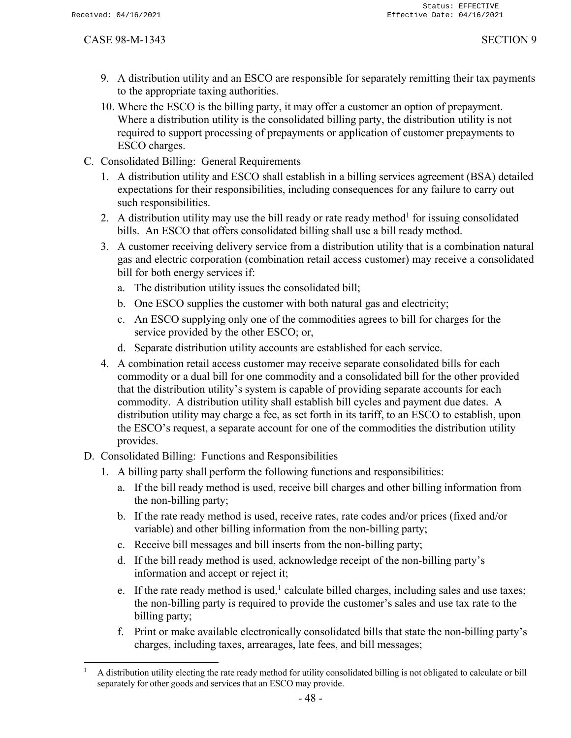9. A distribution utility and an ESCO are responsible for separately remitting their tax payments to the appropriate taxing authorities.
10. Where the ESCO is the billing party, it may offer a customer an option of prepayment. Where a distribution utility is the consolidated billing party, the distribution utility is not required to support processing of prepayments or application of customer prepayments to ESCO charges.

C. Consolidated Billing: General Requirements

1. A distribution utility and ESCO shall establish in a billing services agreement (BSA) detailed expectations for their responsibilities, including consequences for any failure to carry out such responsibilities.
2. A distribution utility may use the bill ready or rate ready method[1] for issuing consolidated bills. An ESCO that offers consolidated billing shall use a bill ready method.
3. A customer receiving delivery service from a distribution utility that is a combination natural gas and electric corporation (combination retail access customer) may receive a consolidated bill for both energy services if:
   a. The distribution utility issues the consolidated bill;
   b. One ESCO supplies the customer with both natural gas and electricity;
   c. An ESCO supplying only one of the commodities agrees to bill for charges for the service provided by the other ESCO; or,
   d. Separate distribution utility accounts are established for each service.
4. A combination retail access customer may receive separate consolidated bills for each commodity or a dual bill for one commodity and a consolidated bill for the other provided that the distribution utility's system is capable of providing separate accounts for each commodity. A distribution utility shall establish bill cycles and payment due dates. A distribution utility may charge a fee, as set forth in its tariff, to an ESCO to establish, upon the ESCO's request, a separate account for one of the commodities the distribution utility provides.

D. Consolidated Billing: Functions and Responsibilities

1. A billing party shall perform the following functions and responsibilities:
   a. If the bill ready method is used, receive bill charges and other billing information from the non-billing party;
   b. If the rate ready method is used, receive rates, rate codes and/or prices (fixed and/or variable) and other billing information from the non-billing party;
   c. Receive bill messages and bill inserts from the non-billing party;
   d. If the bill ready method is used, acknowledge receipt of the non-billing party's information and accept or reject it;
   e. If the rate ready method is used,[1] calculate billed charges, including sales and use taxes; the non-billing party is required to provide the customer's sales and use tax rate to the billing party;
   f. Print or make available electronically consolidated bills that state the non-billing party's charges, including taxes, arrearages, late fees, and bill messages;

[1] A distribution utility electing the rate ready method for utility consolidated billing is not obligated to calculate or bill separately for other goods and services that an ESCO may provide.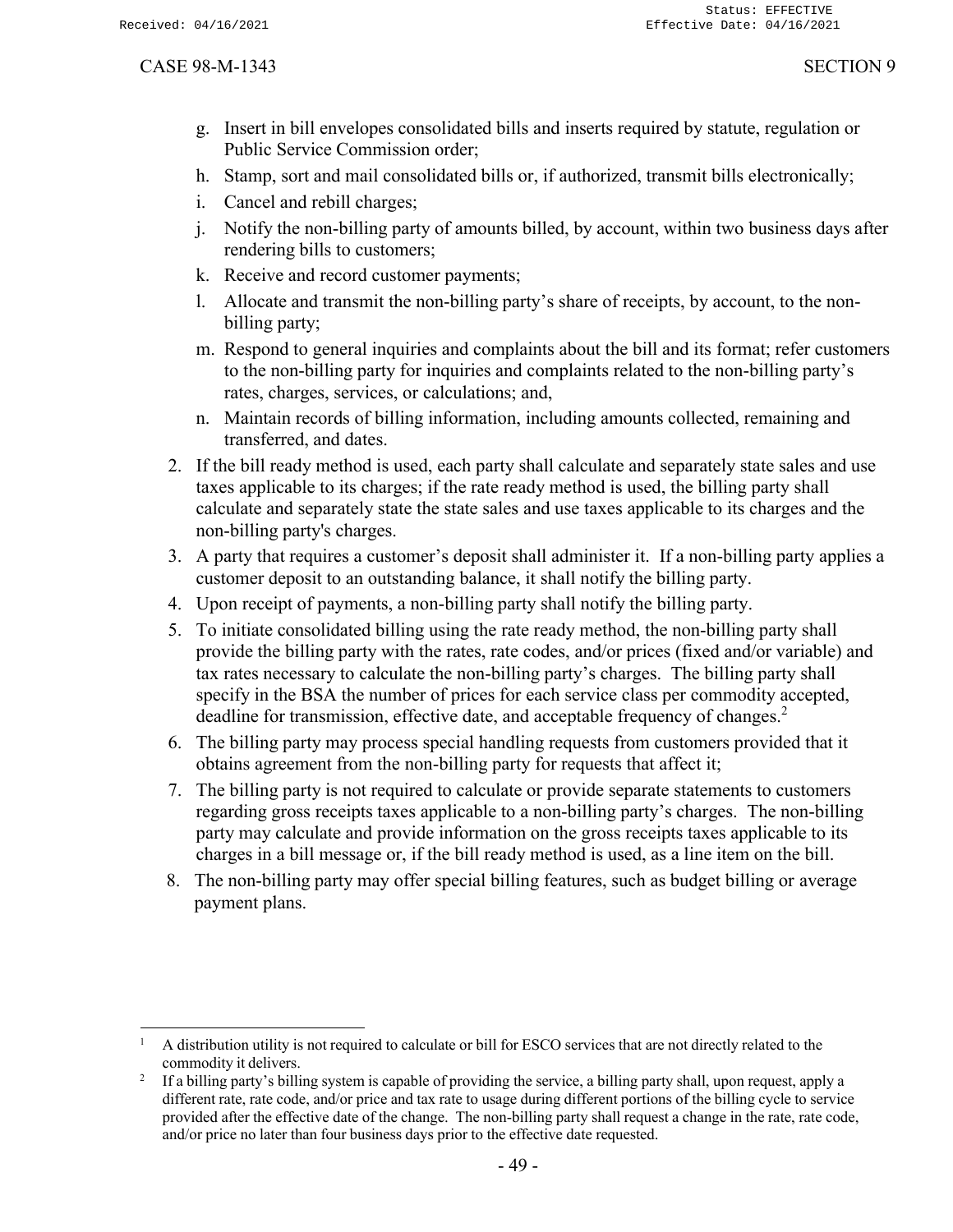g. Insert in bill envelopes consolidated bills and inserts required by statute, regulation or Public Service Commission order;
h. Stamp, sort and mail consolidated bills or, if authorized, transmit bills electronically;
i. Cancel and rebill charges;
j. Notify the non-billing party of amounts billed, by account, within two business days after rendering bills to customers;
k. Receive and record customer payments;
l. Allocate and transmit the non-billing party's share of receipts, by account, to the non-billing party;
m. Respond to general inquiries and complaints about the bill and its format; refer customers to the non-billing party for inquiries and complaints related to the non-billing party's rates, charges, services, or calculations; and,
n. Maintain records of billing information, including amounts collected, remaining and transferred, and dates.

2. If the bill ready method is used, each party shall calculate and separately state sales and use taxes applicable to its charges; if the rate ready method is used, the billing party shall calculate and separately state the state sales and use taxes applicable to its charges and the non-billing party's charges.
3. A party that requires a customer's deposit shall administer it. If a non-billing party applies a customer deposit to an outstanding balance, it shall notify the billing party.
4. Upon receipt of payments, a non-billing party shall notify the billing party.
5. To initiate consolidated billing using the rate ready method, the non-billing party shall provide the billing party with the rates, rate codes, and/or prices (fixed and/or variable) and tax rates necessary to calculate the non-billing party's charges. The billing party shall specify in the BSA the number of prices for each service class per commodity accepted, deadline for transmission, effective date, and acceptable frequency of changes.[2]
6. The billing party may process special handling requests from customers provided that it obtains agreement from the non-billing party for requests that affect it;
7. The billing party is not required to calculate or provide separate statements to customers regarding gross receipts taxes applicable to a non-billing party's charges. The non-billing party may calculate and provide information on the gross receipts taxes applicable to its charges in a bill message or, if the bill ready method is used, as a line item on the bill.
8. The non-billing party may offer special billing features, such as budget billing or average payment plans.

---

[1] A distribution utility is not required to calculate or bill for ESCO services that are not directly related to the commodity it delivers.

[2] If a billing party's billing system is capable of providing the service, a billing party shall, upon request, apply a different rate, rate code, and/or price and tax rate to usage during different portions of the billing cycle to service provided after the effective date of the change. The non-billing party shall request a change in the rate, rate code, and/or price no later than four business days prior to the effective date requested.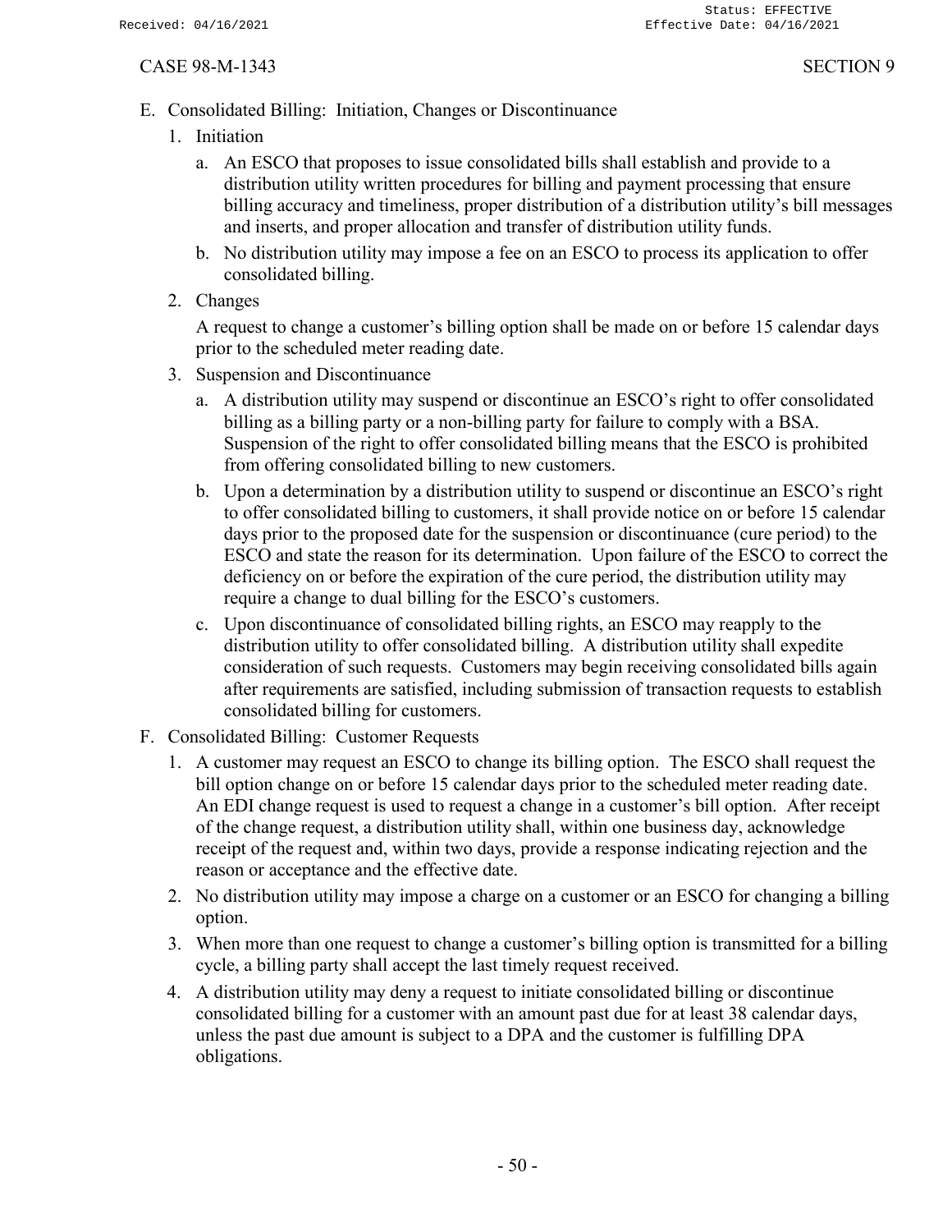E. Consolidated Billing: Initiation, Changes or Discontinuance

1. Initiation

   a. An ESCO that proposes to issue consolidated bills shall establish and provide to a distribution utility written procedures for billing and payment processing that ensure billing accuracy and timeliness, proper distribution of a distribution utility's bill messages and inserts, and proper allocation and transfer of distribution utility funds.

   b. No distribution utility may impose a fee on an ESCO to process its application to offer consolidated billing.

2. Changes

   A request to change a customer's billing option shall be made on or before 15 calendar days prior to the scheduled meter reading date.

3. Suspension and Discontinuance

   a. A distribution utility may suspend or discontinue an ESCO's right to offer consolidated billing as a billing party or a non-billing party for failure to comply with a BSA. Suspension of the right to offer consolidated billing means that the ESCO is prohibited from offering consolidated billing to new customers.

   b. Upon a determination by a distribution utility to suspend or discontinue an ESCO's right to offer consolidated billing to customers, it shall provide notice on or before 15 calendar days prior to the proposed date for the suspension or discontinuance (cure period) to the ESCO and state the reason for its determination. Upon failure of the ESCO to correct the deficiency on or before the expiration of the cure period, the distribution utility may require a change to dual billing for the ESCO's customers.

   c. Upon discontinuance of consolidated billing rights, an ESCO may reapply to the distribution utility to offer consolidated billing. A distribution utility shall expedite consideration of such requests. Customers may begin receiving consolidated bills again after requirements are satisfied, including submission of transaction requests to establish consolidated billing for customers.

F. Consolidated Billing: Customer Requests

1. A customer may request an ESCO to change its billing option. The ESCO shall request the bill option change on or before 15 calendar days prior to the scheduled meter reading date. An EDI change request is used to request a change in a customer's bill option. After receipt of the change request, a distribution utility shall, within one business day, acknowledge receipt of the request and, within two days, provide a response indicating rejection and the reason or acceptance and the effective date.

2. No distribution utility may impose a charge on a customer or an ESCO for changing a billing option.

3. When more than one request to change a customer's billing option is transmitted for a billing cycle, a billing party shall accept the last timely request received.

4. A distribution utility may deny a request to initiate consolidated billing or discontinue consolidated billing for a customer with an amount past due for at least 38 calendar days, unless the past due amount is subject to a DPA and the customer is fulfilling DPA obligations.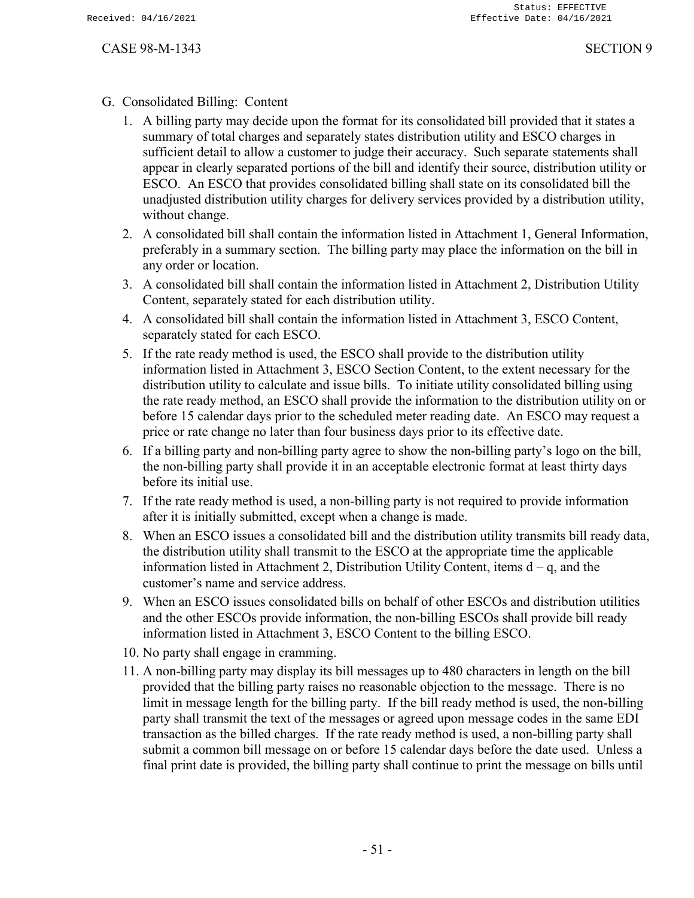G. Consolidated Billing: Content

1. A billing party may decide upon the format for its consolidated bill provided that it states a summary of total charges and separately states distribution utility and ESCO charges in sufficient detail to allow a customer to judge their accuracy. Such separate statements shall appear in clearly separated portions of the bill and identify their source, distribution utility or ESCO. An ESCO that provides consolidated billing shall state on its consolidated bill the unadjusted distribution utility charges for delivery services provided by a distribution utility, without change.
2. A consolidated bill shall contain the information listed in Attachment 1, General Information, preferably in a summary section. The billing party may place the information on the bill in any order or location.
3. A consolidated bill shall contain the information listed in Attachment 2, Distribution Utility Content, separately stated for each distribution utility.
4. A consolidated bill shall contain the information listed in Attachment 3, ESCO Content, separately stated for each ESCO.
5. If the rate ready method is used, the ESCO shall provide to the distribution utility information listed in Attachment 3, ESCO Section Content, to the extent necessary for the distribution utility to calculate and issue bills. To initiate utility consolidated billing using the rate ready method, an ESCO shall provide the information to the distribution utility on or before 15 calendar days prior to the scheduled meter reading date. An ESCO may request a price or rate change no later than four business days prior to its effective date.
6. If a billing party and non-billing party agree to show the non-billing party's logo on the bill, the non-billing party shall provide it in an acceptable electronic format at least thirty days before its initial use.
7. If the rate ready method is used, a non-billing party is not required to provide information after it is initially submitted, except when a change is made.
8. When an ESCO issues a consolidated bill and the distribution utility transmits bill ready data, the distribution utility shall transmit to the ESCO at the appropriate time the applicable information listed in Attachment 2, Distribution Utility Content, items d – q, and the customer's name and service address.
9. When an ESCO issues consolidated bills on behalf of other ESCOs and distribution utilities and the other ESCOs provide information, the non-billing ESCOs shall provide bill ready information listed in Attachment 3, ESCO Content to the billing ESCO.
10. No party shall engage in cramming.
11. A non-billing party may display its bill messages up to 480 characters in length on the bill provided that the billing party raises no reasonable objection to the message. There is no limit in message length for the billing party. If the bill ready method is used, the non-billing party shall transmit the text of the messages or agreed upon message codes in the same EDI transaction as the billed charges. If the rate ready method is used, a non-billing party shall submit a common bill message on or before 15 calendar days before the date used. Unless a final print date is provided, the billing party shall continue to print the message on bills until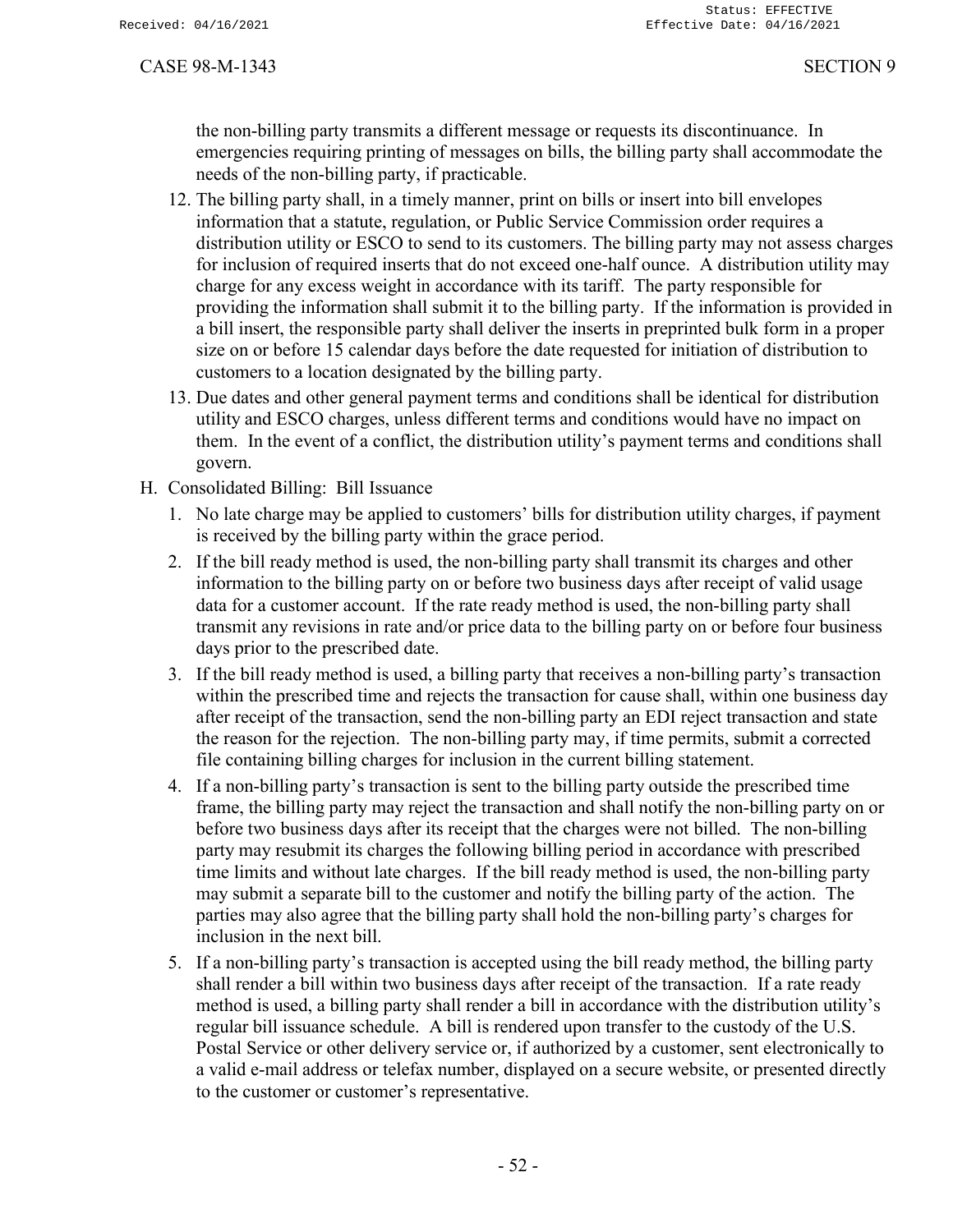the non-billing party transmits a different message or requests its discontinuance. In emergencies requiring printing of messages on bills, the billing party shall accommodate the needs of the non-billing party, if practicable.

12. The billing party shall, in a timely manner, print on bills or insert into bill envelopes information that a statute, regulation, or Public Service Commission order requires a distribution utility or ESCO to send to its customers. The billing party may not assess charges for inclusion of required inserts that do not exceed one-half ounce. A distribution utility may charge for any excess weight in accordance with its tariff. The party responsible for providing the information shall submit it to the billing party. If the information is provided in a bill insert, the responsible party shall deliver the inserts in preprinted bulk form in a proper size on or before 15 calendar days before the date requested for initiation of distribution to customers to a location designated by the billing party.
13. Due dates and other general payment terms and conditions shall be identical for distribution utility and ESCO charges, unless different terms and conditions would have no impact on them. In the event of a conflict, the distribution utility's payment terms and conditions shall govern.

H. Consolidated Billing: Bill Issuance

1. No late charge may be applied to customers' bills for distribution utility charges, if payment is received by the billing party within the grace period.
2. If the bill ready method is used, the non-billing party shall transmit its charges and other information to the billing party on or before two business days after receipt of valid usage data for a customer account. If the rate ready method is used, the non-billing party shall transmit any revisions in rate and/or price data to the billing party on or before four business days prior to the prescribed date.
3. If the bill ready method is used, a billing party that receives a non-billing party's transaction within the prescribed time and rejects the transaction for cause shall, within one business day after receipt of the transaction, send the non-billing party an EDI reject transaction and state the reason for the rejection. The non-billing party may, if time permits, submit a corrected file containing billing charges for inclusion in the current billing statement.
4. If a non-billing party's transaction is sent to the billing party outside the prescribed time frame, the billing party may reject the transaction and shall notify the non-billing party on or before two business days after its receipt that the charges were not billed. The non-billing party may resubmit its charges the following billing period in accordance with prescribed time limits and without late charges. If the bill ready method is used, the non-billing party may submit a separate bill to the customer and notify the billing party of the action. The parties may also agree that the billing party shall hold the non-billing party's charges for inclusion in the next bill.
5. If a non-billing party's transaction is accepted using the bill ready method, the billing party shall render a bill within two business days after receipt of the transaction. If a rate ready method is used, a billing party shall render a bill in accordance with the distribution utility's regular bill issuance schedule. A bill is rendered upon transfer to the custody of the U.S. Postal Service or other delivery service or, if authorized by a customer, sent electronically to a valid e-mail address or telefax number, displayed on a secure website, or presented directly to the customer or customer's representative.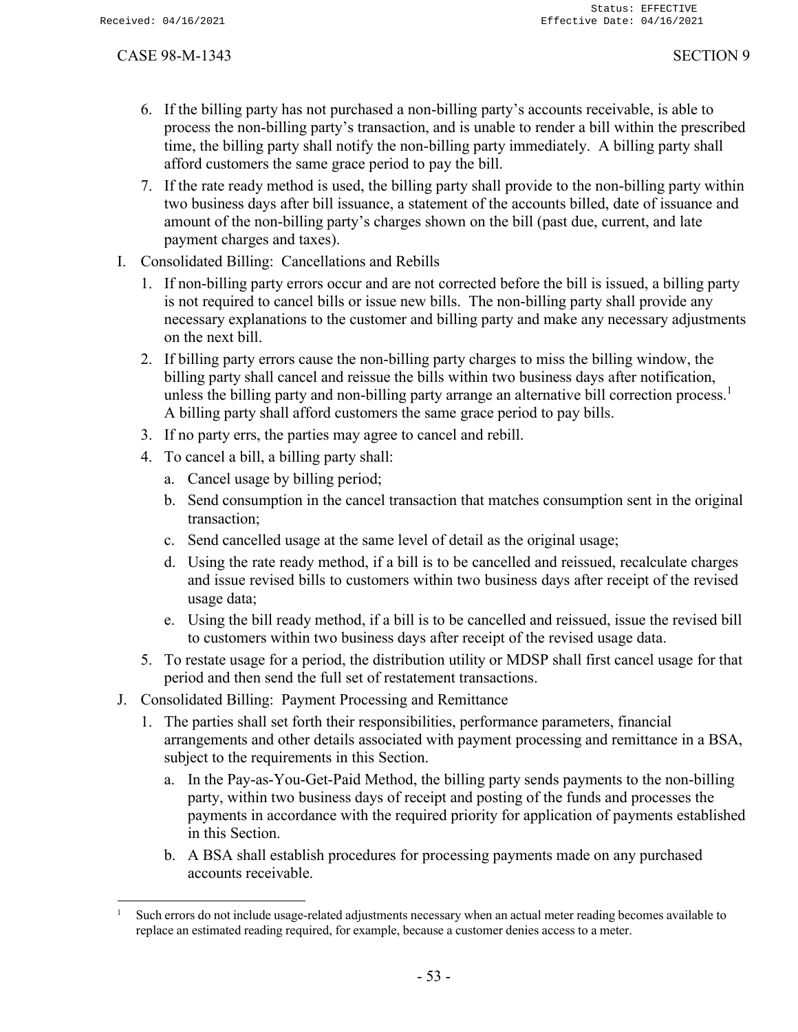6. If the billing party has not purchased a non-billing party's accounts receivable, is able to process the non-billing party's transaction, and is unable to render a bill within the prescribed time, the billing party shall notify the non-billing party immediately. A billing party shall afford customers the same grace period to pay the bill.
7. If the rate ready method is used, the billing party shall provide to the non-billing party within two business days after bill issuance, a statement of the accounts billed, date of issuance and amount of the non-billing party's charges shown on the bill (past due, current, and late payment charges and taxes).

I. Consolidated Billing: Cancellations and Rebills

1. If non-billing party errors occur and are not corrected before the bill is issued, a billing party is not required to cancel bills or issue new bills. The non-billing party shall provide any necessary explanations to the customer and billing party and make any necessary adjustments on the next bill.
2. If billing party errors cause the non-billing party charges to miss the billing window, the billing party shall cancel and reissue the bills within two business days after notification, unless the billing party and non-billing party arrange an alternative bill correction process.[1] A billing party shall afford customers the same grace period to pay bills.
3. If no party errs, the parties may agree to cancel and rebill.
4. To cancel a bill, a billing party shall:
   a. Cancel usage by billing period;
   b. Send consumption in the cancel transaction that matches consumption sent in the original transaction;
   c. Send cancelled usage at the same level of detail as the original usage;
   d. Using the rate ready method, if a bill is to be cancelled and reissued, recalculate charges and issue revised bills to customers within two business days after receipt of the revised usage data;
   e. Using the bill ready method, if a bill is to be cancelled and reissued, issue the revised bill to customers within two business days after receipt of the revised usage data.
5. To restate usage for a period, the distribution utility or MDSP shall first cancel usage for that period and then send the full set of restatement transactions.

J. Consolidated Billing: Payment Processing and Remittance

1. The parties shall set forth their responsibilities, performance parameters, financial arrangements and other details associated with payment processing and remittance in a BSA, subject to the requirements in this Section.
   a. In the Pay-as-You-Get-Paid Method, the billing party sends payments to the non-billing party, within two business days of receipt and posting of the funds and processes the payments in accordance with the required priority for application of payments established in this Section.
   b. A BSA shall establish procedures for processing payments made on any purchased accounts receivable.

---

[1] Such errors do not include usage-related adjustments necessary when an actual meter reading becomes available to replace an estimated reading required, for example, because a customer denies access to a meter.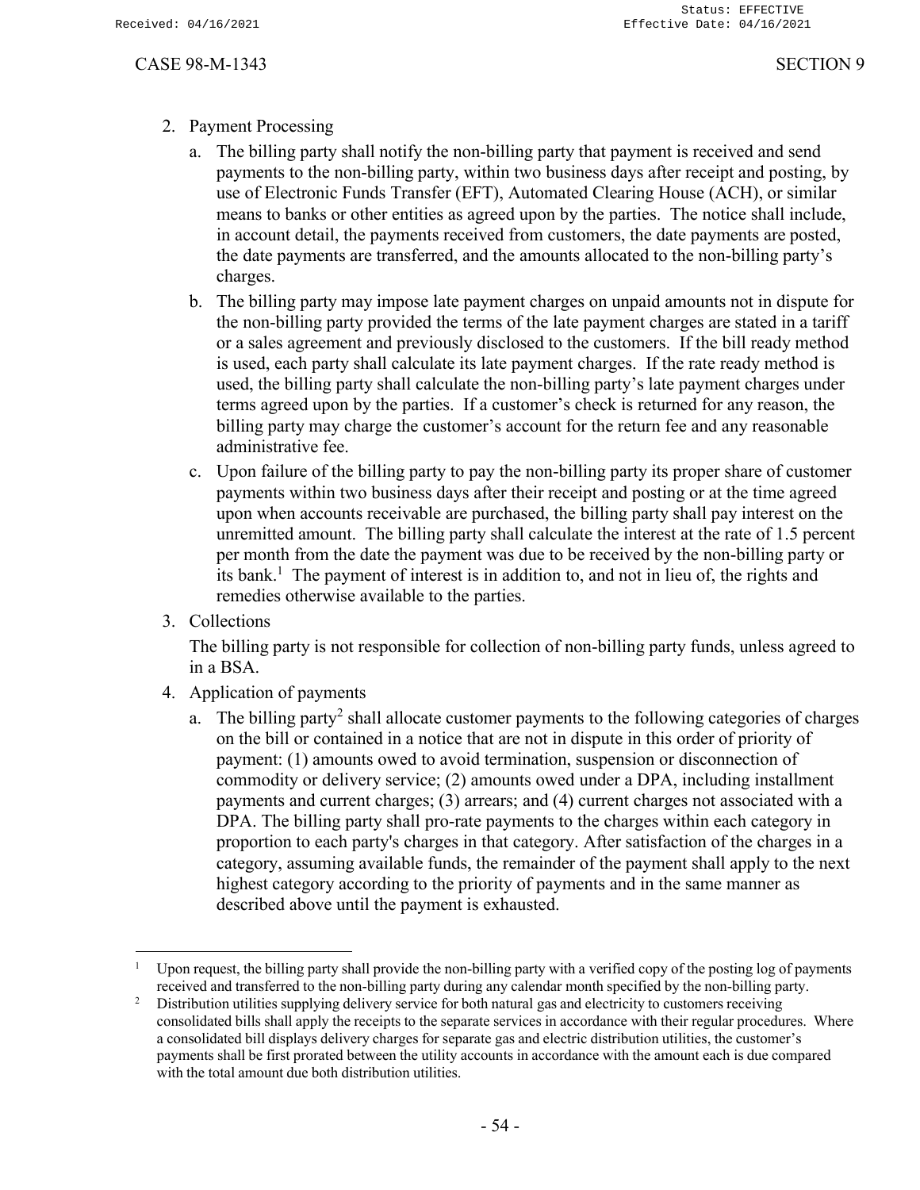2. Payment Processing

   a. The billing party shall notify the non-billing party that payment is received and send payments to the non-billing party, within two business days after receipt and posting, by use of Electronic Funds Transfer (EFT), Automated Clearing House (ACH), or similar means to banks or other entities as agreed upon by the parties. The notice shall include, in account detail, the payments received from customers, the date payments are posted, the date payments are transferred, and the amounts allocated to the non-billing party's charges.

   b. The billing party may impose late payment charges on unpaid amounts not in dispute for the non-billing party provided the terms of the late payment charges are stated in a tariff or a sales agreement and previously disclosed to the customers. If the bill ready method is used, each party shall calculate its late payment charges. If the rate ready method is used, the billing party shall calculate the non-billing party's late payment charges under terms agreed upon by the parties. If a customer's check is returned for any reason, the billing party may charge the customer's account for the return fee and any reasonable administrative fee.

   c. Upon failure of the billing party to pay the non-billing party its proper share of customer payments within two business days after their receipt and posting or at the time agreed upon when accounts receivable are purchased, the billing party shall pay interest on the unremitted amount. The billing party shall calculate the interest at the rate of 1.5 percent per month from the date the payment was due to be received by the non-billing party or its bank.[1] The payment of interest is in addition to, and not in lieu of, the rights and remedies otherwise available to the parties.

3. Collections

   The billing party is not responsible for collection of non-billing party funds, unless agreed to in a BSA.

4. Application of payments

   a. The billing party[2] shall allocate customer payments to the following categories of charges on the bill or contained in a notice that are not in dispute in this order of priority of payment: (1) amounts owed to avoid termination, suspension or disconnection of commodity or delivery service; (2) amounts owed under a DPA, including installment payments and current charges; (3) arrears; and (4) current charges not associated with a DPA. The billing party shall pro-rate payments to the charges within each category in proportion to each party's charges in that category. After satisfaction of the charges in a category, assuming available funds, the remainder of the payment shall apply to the next highest category according to the priority of payments and in the same manner as described above until the payment is exhausted.

---

[1] Upon request, the billing party shall provide the non-billing party with a verified copy of the posting log of payments received and transferred to the non-billing party during any calendar month specified by the non-billing party.

[2] Distribution utilities supplying delivery service for both natural gas and electricity to customers receiving consolidated bills shall apply the receipts to the separate services in accordance with their regular procedures. Where a consolidated bill displays delivery charges for separate gas and electric distribution utilities, the customer's payments shall be first prorated between the utility accounts in accordance with the amount each is due compared with the total amount due both distribution utilities.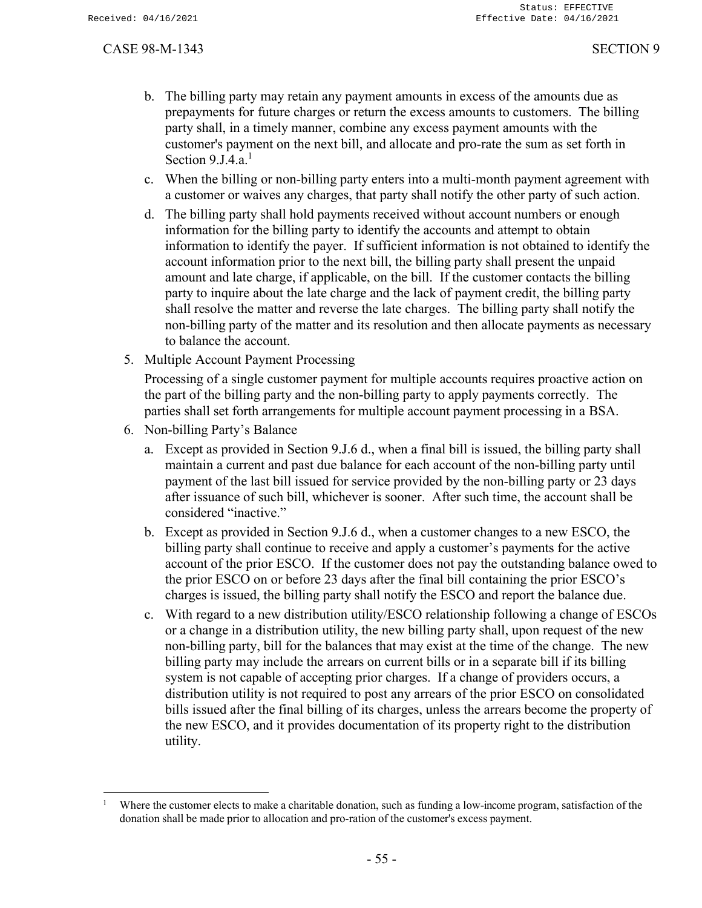b. The billing party may retain any payment amounts in excess of the amounts due as prepayments for future charges or return the excess amounts to customers. The billing party shall, in a timely manner, combine any excess payment amounts with the customer's payment on the next bill, and allocate and pro-rate the sum as set forth in Section 9.J.4.a.[1]

c. When the billing or non-billing party enters into a multi-month payment agreement with a customer or waives any charges, that party shall notify the other party of such action.

d. The billing party shall hold payments received without account numbers or enough information for the billing party to identify the accounts and attempt to obtain information to identify the payer. If sufficient information is not obtained to identify the account information prior to the next bill, the billing party shall present the unpaid amount and late charge, if applicable, on the bill. If the customer contacts the billing party to inquire about the late charge and the lack of payment credit, the billing party shall resolve the matter and reverse the late charges. The billing party shall notify the non-billing party of the matter and its resolution and then allocate payments as necessary to balance the account.

5. Multiple Account Payment Processing

   Processing of a single customer payment for multiple accounts requires proactive action on the part of the billing party and the non-billing party to apply payments correctly. The parties shall set forth arrangements for multiple account payment processing in a BSA.

6. Non-billing Party's Balance

   a. Except as provided in Section 9.J.6 d., when a final bill is issued, the billing party shall maintain a current and past due balance for each account of the non-billing party until payment of the last bill issued for service provided by the non-billing party or 23 days after issuance of such bill, whichever is sooner. After such time, the account shall be considered "inactive."

   b. Except as provided in Section 9.J.6 d., when a customer changes to a new ESCO, the billing party shall continue to receive and apply a customer's payments for the active account of the prior ESCO. If the customer does not pay the outstanding balance owed to the prior ESCO on or before 23 days after the final bill containing the prior ESCO's charges is issued, the billing party shall notify the ESCO and report the balance due.

   c. With regard to a new distribution utility/ESCO relationship following a change of ESCOs or a change in a distribution utility, the new billing party shall, upon request of the new non-billing party, bill for the balances that may exist at the time of the change. The new billing party may include the arrears on current bills or in a separate bill if its billing system is not capable of accepting prior charges. If a change of providers occurs, a distribution utility is not required to post any arrears of the prior ESCO on consolidated bills issued after the final billing of its charges, unless the arrears become the property of the new ESCO, and it provides documentation of its property right to the distribution utility.

---

[1] Where the customer elects to make a charitable donation, such as funding a low-income program, satisfaction of the donation shall be made prior to allocation and pro-ration of the customer's excess payment.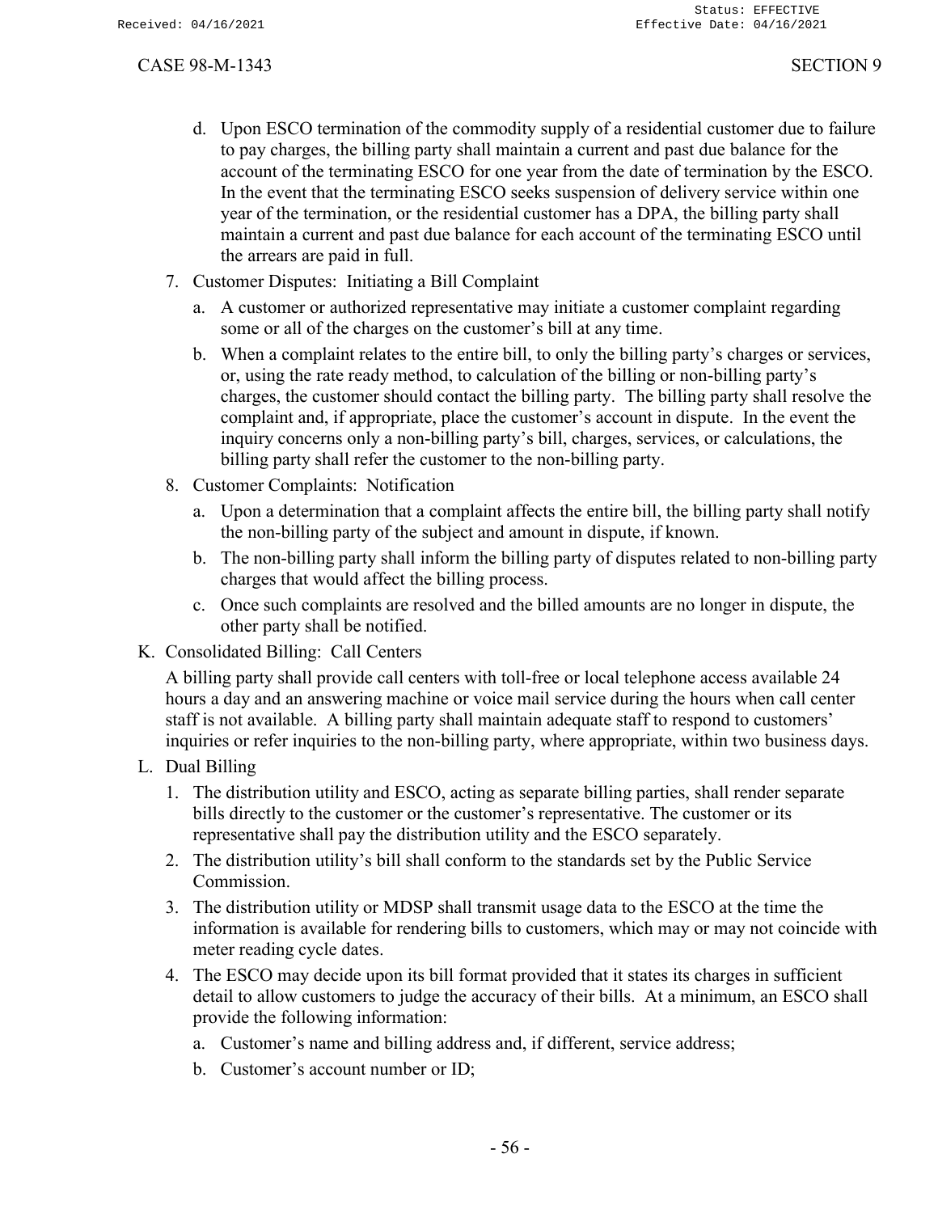d. Upon ESCO termination of the commodity supply of a residential customer due to failure to pay charges, the billing party shall maintain a current and past due balance for the account of the terminating ESCO for one year from the date of termination by the ESCO. In the event that the terminating ESCO seeks suspension of delivery service within one year of the termination, or the residential customer has a DPA, the billing party shall maintain a current and past due balance for each account of the terminating ESCO until the arrears are paid in full.

7. Customer Disputes: Initiating a Bill Complaint

   a. A customer or authorized representative may initiate a customer complaint regarding some or all of the charges on the customer's bill at any time.

   b. When a complaint relates to the entire bill, to only the billing party's charges or services, or, using the rate ready method, to calculation of the billing or non-billing party's charges, the customer should contact the billing party. The billing party shall resolve the complaint and, if appropriate, place the customer's account in dispute. In the event the inquiry concerns only a non-billing party's bill, charges, services, or calculations, the billing party shall refer the customer to the non-billing party.

8. Customer Complaints: Notification

   a. Upon a determination that a complaint affects the entire bill, the billing party shall notify the non-billing party of the subject and amount in dispute, if known.

   b. The non-billing party shall inform the billing party of disputes related to non-billing party charges that would affect the billing process.

   c. Once such complaints are resolved and the billed amounts are no longer in dispute, the other party shall be notified.

K. Consolidated Billing: Call Centers

A billing party shall provide call centers with toll-free or local telephone access available 24 hours a day and an answering machine or voice mail service during the hours when call center staff is not available. A billing party shall maintain adequate staff to respond to customers' inquiries or refer inquiries to the non-billing party, where appropriate, within two business days.

L. Dual Billing

1. The distribution utility and ESCO, acting as separate billing parties, shall render separate bills directly to the customer or the customer's representative. The customer or its representative shall pay the distribution utility and the ESCO separately.

2. The distribution utility's bill shall conform to the standards set by the Public Service Commission.

3. The distribution utility or MDSP shall transmit usage data to the ESCO at the time the information is available for rendering bills to customers, which may or may not coincide with meter reading cycle dates.

4. The ESCO may decide upon its bill format provided that it states its charges in sufficient detail to allow customers to judge the accuracy of their bills. At a minimum, an ESCO shall provide the following information:

   a. Customer's name and billing address and, if different, service address;

   b. Customer's account number or ID;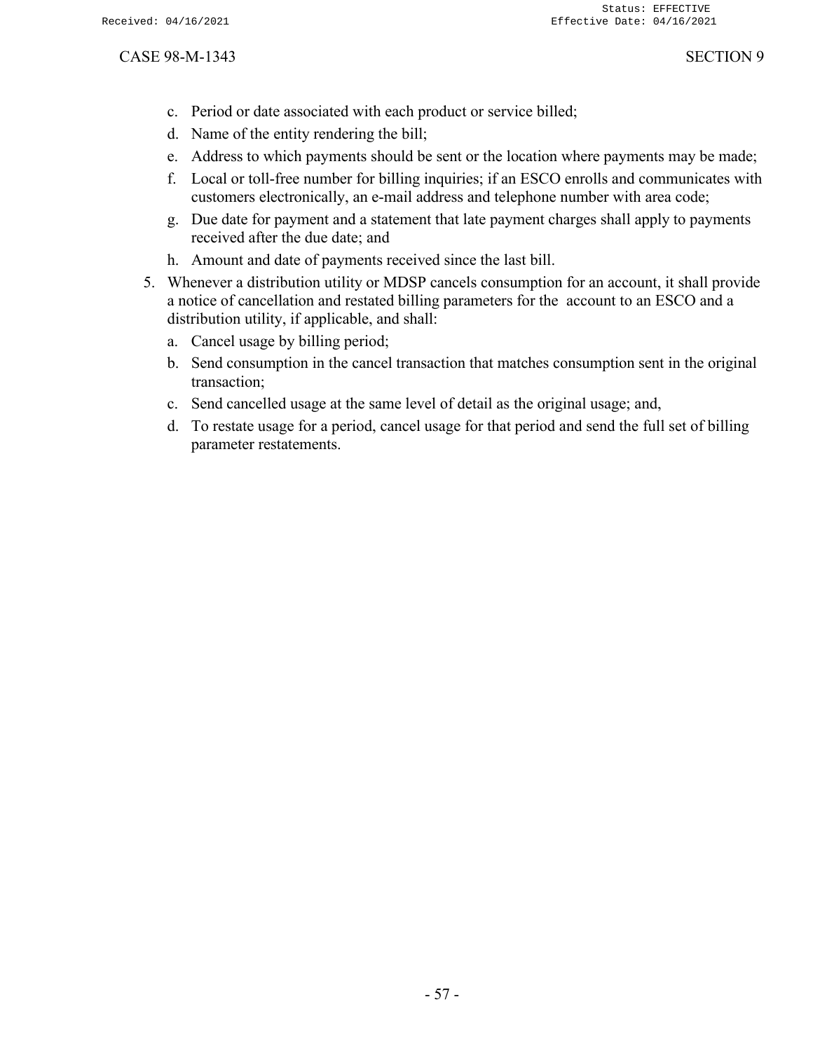c. Period or date associated with each product or service billed;
d. Name of the entity rendering the bill;
e. Address to which payments should be sent or the location where payments may be made;
f. Local or toll-free number for billing inquiries; if an ESCO enrolls and communicates with customers electronically, an e-mail address and telephone number with area code;
g. Due date for payment and a statement that late payment charges shall apply to payments received after the due date; and
h. Amount and date of payments received since the last bill.

5. Whenever a distribution utility or MDSP cancels consumption for an account, it shall provide a notice of cancellation and restated billing parameters for the account to an ESCO and a distribution utility, if applicable, and shall:
   a. Cancel usage by billing period;
   b. Send consumption in the cancel transaction that matches consumption sent in the original transaction;
   c. Send cancelled usage at the same level of detail as the original usage; and,
   d. To restate usage for a period, cancel usage for that period and send the full set of billing parameter restatements.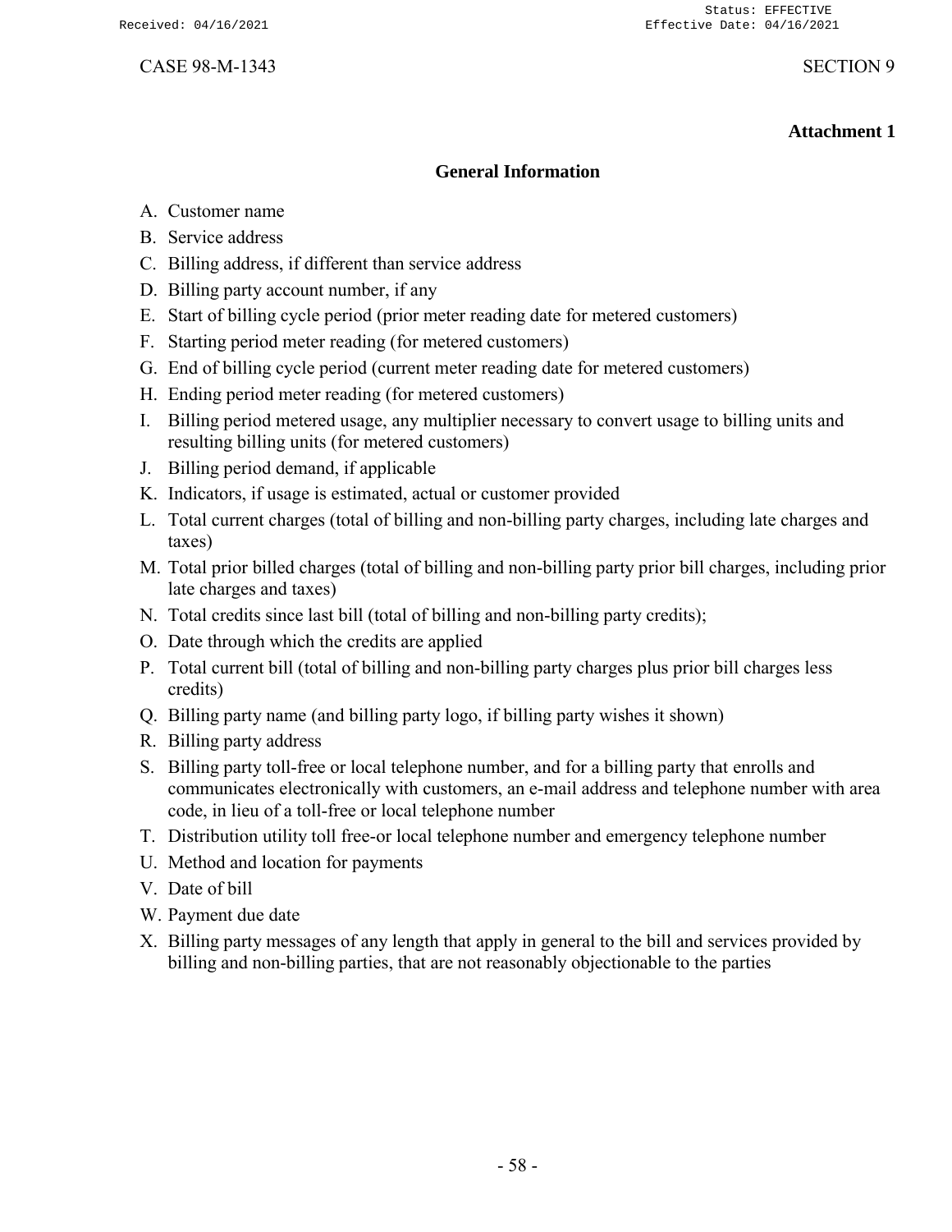**Attachment 1**

## General Information

A. Customer name
B. Service address
C. Billing address, if different than service address
D. Billing party account number, if any
E. Start of billing cycle period (prior meter reading date for metered customers)
F. Starting period meter reading (for metered customers)
G. End of billing cycle period (current meter reading date for metered customers)
H. Ending period meter reading (for metered customers)
I. Billing period metered usage, any multiplier necessary to convert usage to billing units and resulting billing units (for metered customers)
J. Billing period demand, if applicable
K. Indicators, if usage is estimated, actual or customer provided
L. Total current charges (total of billing and non-billing party charges, including late charges and taxes)
M. Total prior billed charges (total of billing and non-billing party prior bill charges, including prior late charges and taxes)
N. Total credits since last bill (total of billing and non-billing party credits);
O. Date through which the credits are applied
P. Total current bill (total of billing and non-billing party charges plus prior bill charges less credits)
Q. Billing party name (and billing party logo, if billing party wishes it shown)
R. Billing party address
S. Billing party toll-free or local telephone number, and for a billing party that enrolls and communicates electronically with customers, an e-mail address and telephone number with area code, in lieu of a toll-free or local telephone number
T. Distribution utility toll free-or local telephone number and emergency telephone number
U. Method and location for payments
V. Date of bill
W. Payment due date
X. Billing party messages of any length that apply in general to the bill and services provided by billing and non-billing parties, that are not reasonably objectionable to the parties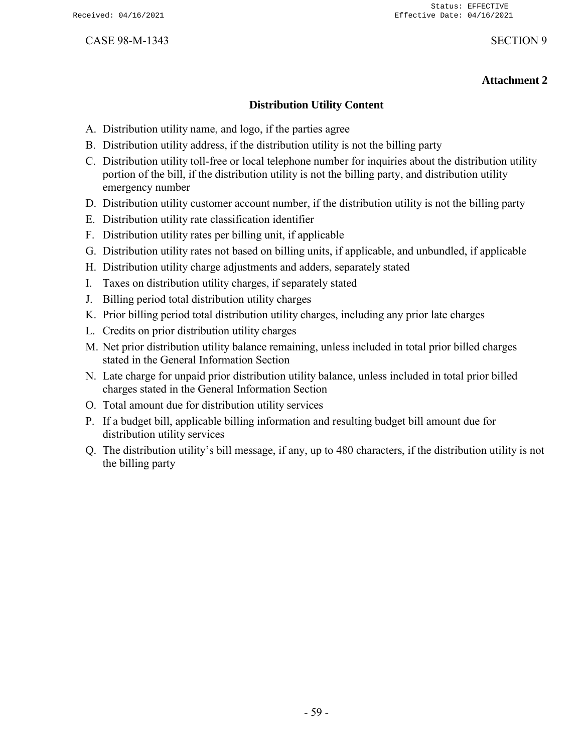**Attachment 2**

## Distribution Utility Content

A. Distribution utility name, and logo, if the parties agree
B. Distribution utility address, if the distribution utility is not the billing party
C. Distribution utility toll-free or local telephone number for inquiries about the distribution utility portion of the bill, if the distribution utility is not the billing party, and distribution utility emergency number
D. Distribution utility customer account number, if the distribution utility is not the billing party
E. Distribution utility rate classification identifier
F. Distribution utility rates per billing unit, if applicable
G. Distribution utility rates not based on billing units, if applicable, and unbundled, if applicable
H. Distribution utility charge adjustments and adders, separately stated
I. Taxes on distribution utility charges, if separately stated
J. Billing period total distribution utility charges
K. Prior billing period total distribution utility charges, including any prior late charges
L. Credits on prior distribution utility charges
M. Net prior distribution utility balance remaining, unless included in total prior billed charges stated in the General Information Section
N. Late charge for unpaid prior distribution utility balance, unless included in total prior billed charges stated in the General Information Section
O. Total amount due for distribution utility services
P. If a budget bill, applicable billing information and resulting budget bill amount due for distribution utility services
Q. The distribution utility's bill message, if any, up to 480 characters, if the distribution utility is not the billing party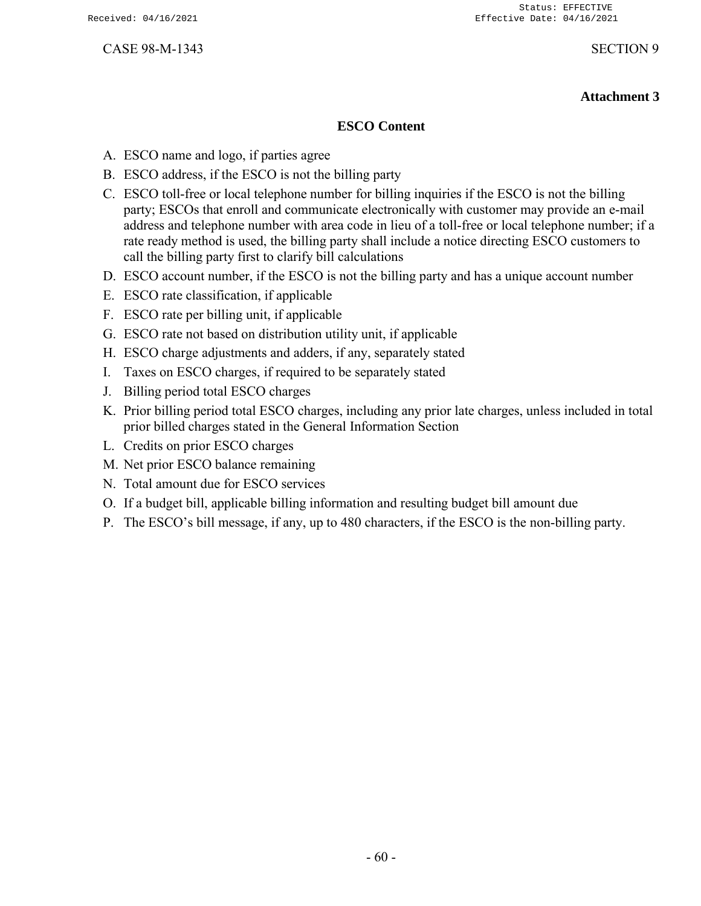**Attachment 3**

## ESCO Content

A. ESCO name and logo, if parties agree
B. ESCO address, if the ESCO is not the billing party
C. ESCO toll-free or local telephone number for billing inquiries if the ESCO is not the billing party; ESCOs that enroll and communicate electronically with customer may provide an e-mail address and telephone number with area code in lieu of a toll-free or local telephone number; if a rate ready method is used, the billing party shall include a notice directing ESCO customers to call the billing party first to clarify bill calculations
D. ESCO account number, if the ESCO is not the billing party and has a unique account number
E. ESCO rate classification, if applicable
F. ESCO rate per billing unit, if applicable
G. ESCO rate not based on distribution utility unit, if applicable
H. ESCO charge adjustments and adders, if any, separately stated
I. Taxes on ESCO charges, if required to be separately stated
J. Billing period total ESCO charges
K. Prior billing period total ESCO charges, including any prior late charges, unless included in total prior billed charges stated in the General Information Section
L. Credits on prior ESCO charges
M. Net prior ESCO balance remaining
N. Total amount due for ESCO services
O. If a budget bill, applicable billing information and resulting budget bill amount due
P. The ESCO's bill message, if any, up to 480 characters, if the ESCO is the non-billing party.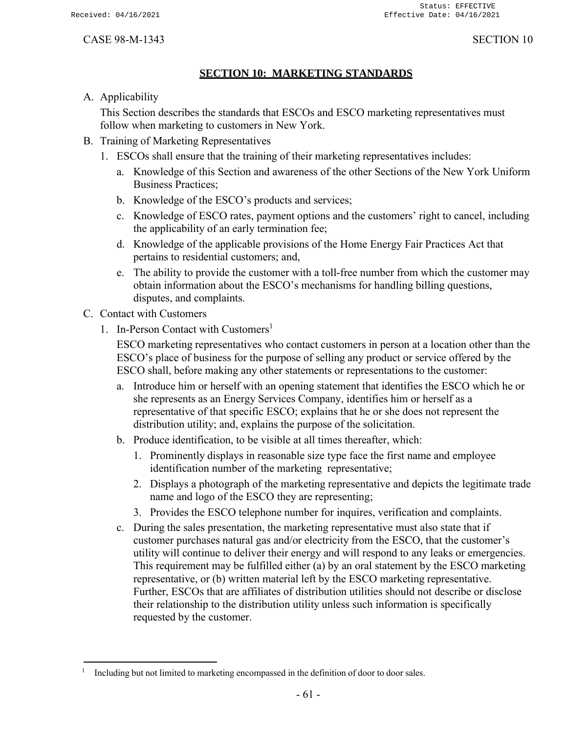## SECTION 10: MARKETING STANDARDS

A. Applicability

This Section describes the standards that ESCOs and ESCO marketing representatives must follow when marketing to customers in New York.

B. Training of Marketing Representatives

1. ESCOs shall ensure that the training of their marketing representatives includes:
   a. Knowledge of this Section and awareness of the other Sections of the New York Uniform Business Practices;
   b. Knowledge of the ESCO's products and services;
   c. Knowledge of ESCO rates, payment options and the customers' right to cancel, including the applicability of an early termination fee;
   d. Knowledge of the applicable provisions of the Home Energy Fair Practices Act that pertains to residential customers; and,
   e. The ability to provide the customer with a toll-free number from which the customer may obtain information about the ESCO's mechanisms for handling billing questions, disputes, and complaints.

C. Contact with Customers

1. In-Person Contact with Customers[1]

   ESCO marketing representatives who contact customers in person at a location other than the ESCO's place of business for the purpose of selling any product or service offered by the ESCO shall, before making any other statements or representations to the customer:

   a. Introduce him or herself with an opening statement that identifies the ESCO which he or she represents as an Energy Services Company, identifies him or herself as a representative of that specific ESCO; explains that he or she does not represent the distribution utility; and, explains the purpose of the solicitation.
   b. Produce identification, to be visible at all times thereafter, which:
      1. Prominently displays in reasonable size type face the first name and employee identification number of the marketing representative;
      2. Displays a photograph of the marketing representative and depicts the legitimate trade name and logo of the ESCO they are representing;
      3. Provides the ESCO telephone number for inquires, verification and complaints.
   c. During the sales presentation, the marketing representative must also state that if customer purchases natural gas and/or electricity from the ESCO, that the customer's utility will continue to deliver their energy and will respond to any leaks or emergencies. This requirement may be fulfilled either (a) by an oral statement by the ESCO marketing representative, or (b) written material left by the ESCO marketing representative. Further, ESCOs that are affiliates of distribution utilities should not describe or disclose their relationship to the distribution utility unless such information is specifically requested by the customer.

[1] Including but not limited to marketing encompassed in the definition of door to door sales.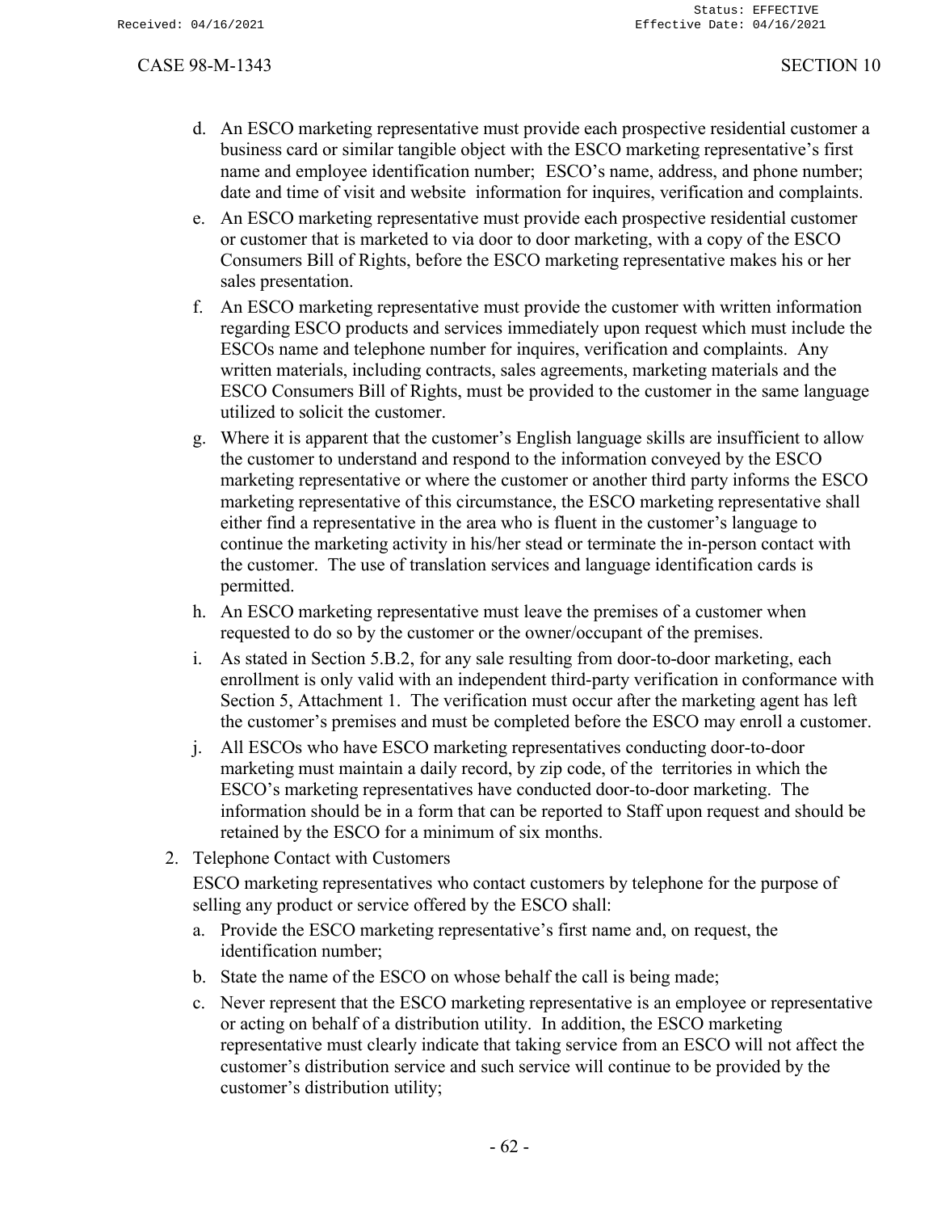d. An ESCO marketing representative must provide each prospective residential customer a business card or similar tangible object with the ESCO marketing representative's first name and employee identification number; ESCO's name, address, and phone number; date and time of visit and website information for inquires, verification and complaints.

e. An ESCO marketing representative must provide each prospective residential customer or customer that is marketed to via door to door marketing, with a copy of the ESCO Consumers Bill of Rights, before the ESCO marketing representative makes his or her sales presentation.

f. An ESCO marketing representative must provide the customer with written information regarding ESCO products and services immediately upon request which must include the ESCOs name and telephone number for inquires, verification and complaints. Any written materials, including contracts, sales agreements, marketing materials and the ESCO Consumers Bill of Rights, must be provided to the customer in the same language utilized to solicit the customer.

g. Where it is apparent that the customer's English language skills are insufficient to allow the customer to understand and respond to the information conveyed by the ESCO marketing representative or where the customer or another third party informs the ESCO marketing representative of this circumstance, the ESCO marketing representative shall either find a representative in the area who is fluent in the customer's language to continue the marketing activity in his/her stead or terminate the in-person contact with the customer. The use of translation services and language identification cards is permitted.

h. An ESCO marketing representative must leave the premises of a customer when requested to do so by the customer or the owner/occupant of the premises.

i. As stated in Section 5.B.2, for any sale resulting from door-to-door marketing, each enrollment is only valid with an independent third-party verification in conformance with Section 5, Attachment 1. The verification must occur after the marketing agent has left the customer's premises and must be completed before the ESCO may enroll a customer.

j. All ESCOs who have ESCO marketing representatives conducting door-to-door marketing must maintain a daily record, by zip code, of the territories in which the ESCO's marketing representatives have conducted door-to-door marketing. The information should be in a form that can be reported to Staff upon request and should be retained by the ESCO for a minimum of six months.

2. Telephone Contact with Customers

ESCO marketing representatives who contact customers by telephone for the purpose of selling any product or service offered by the ESCO shall:

a. Provide the ESCO marketing representative's first name and, on request, the identification number;

b. State the name of the ESCO on whose behalf the call is being made;

c. Never represent that the ESCO marketing representative is an employee or representative or acting on behalf of a distribution utility. In addition, the ESCO marketing representative must clearly indicate that taking service from an ESCO will not affect the customer's distribution service and such service will continue to be provided by the customer's distribution utility;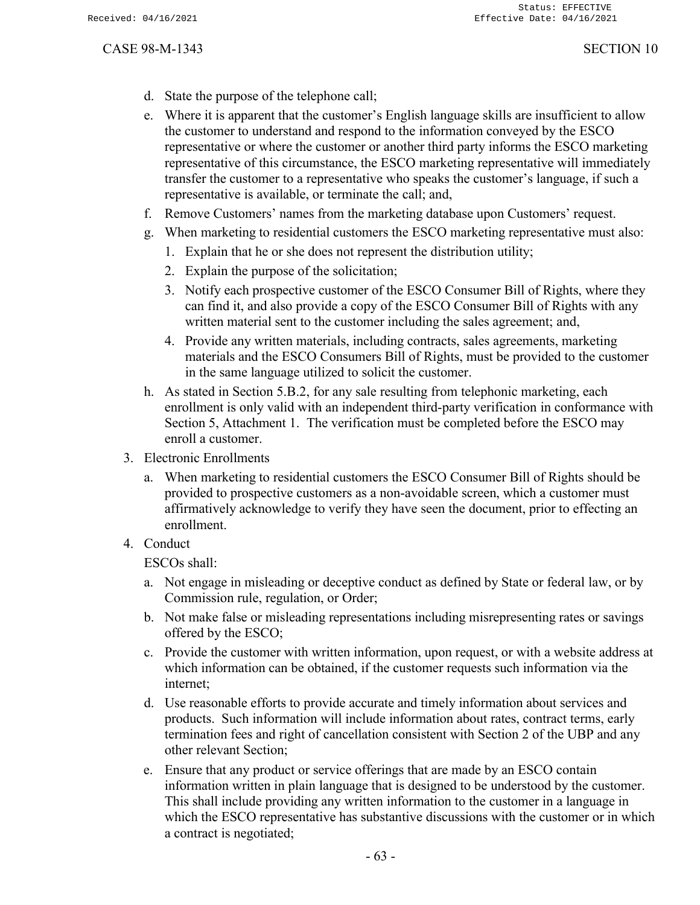d. State the purpose of the telephone call;

e. Where it is apparent that the customer's English language skills are insufficient to allow the customer to understand and respond to the information conveyed by the ESCO representative or where the customer or another third party informs the ESCO marketing representative of this circumstance, the ESCO marketing representative will immediately transfer the customer to a representative who speaks the customer's language, if such a representative is available, or terminate the call; and,

f. Remove Customers' names from the marketing database upon Customers' request.

g. When marketing to residential customers the ESCO marketing representative must also:

   1. Explain that he or she does not represent the distribution utility;
   2. Explain the purpose of the solicitation;
   3. Notify each prospective customer of the ESCO Consumer Bill of Rights, where they can find it, and also provide a copy of the ESCO Consumer Bill of Rights with any written material sent to the customer including the sales agreement; and,
   4. Provide any written materials, including contracts, sales agreements, marketing materials and the ESCO Consumers Bill of Rights, must be provided to the customer in the same language utilized to solicit the customer.

h. As stated in Section 5.B.2, for any sale resulting from telephonic marketing, each enrollment is only valid with an independent third-party verification in conformance with Section 5, Attachment 1. The verification must be completed before the ESCO may enroll a customer.

3. Electronic Enrollments

   a. When marketing to residential customers the ESCO Consumer Bill of Rights should be provided to prospective customers as a non-avoidable screen, which a customer must affirmatively acknowledge to verify they have seen the document, prior to effecting an enrollment.

4. Conduct

   ESCOs shall:

   a. Not engage in misleading or deceptive conduct as defined by State or federal law, or by Commission rule, regulation, or Order;
   b. Not make false or misleading representations including misrepresenting rates or savings offered by the ESCO;
   c. Provide the customer with written information, upon request, or with a website address at which information can be obtained, if the customer requests such information via the internet;
   d. Use reasonable efforts to provide accurate and timely information about services and products. Such information will include information about rates, contract terms, early termination fees and right of cancellation consistent with Section 2 of the UBP and any other relevant Section;
   e. Ensure that any product or service offerings that are made by an ESCO contain information written in plain language that is designed to be understood by the customer. This shall include providing any written information to the customer in a language in which the ESCO representative has substantive discussions with the customer or in which a contract is negotiated;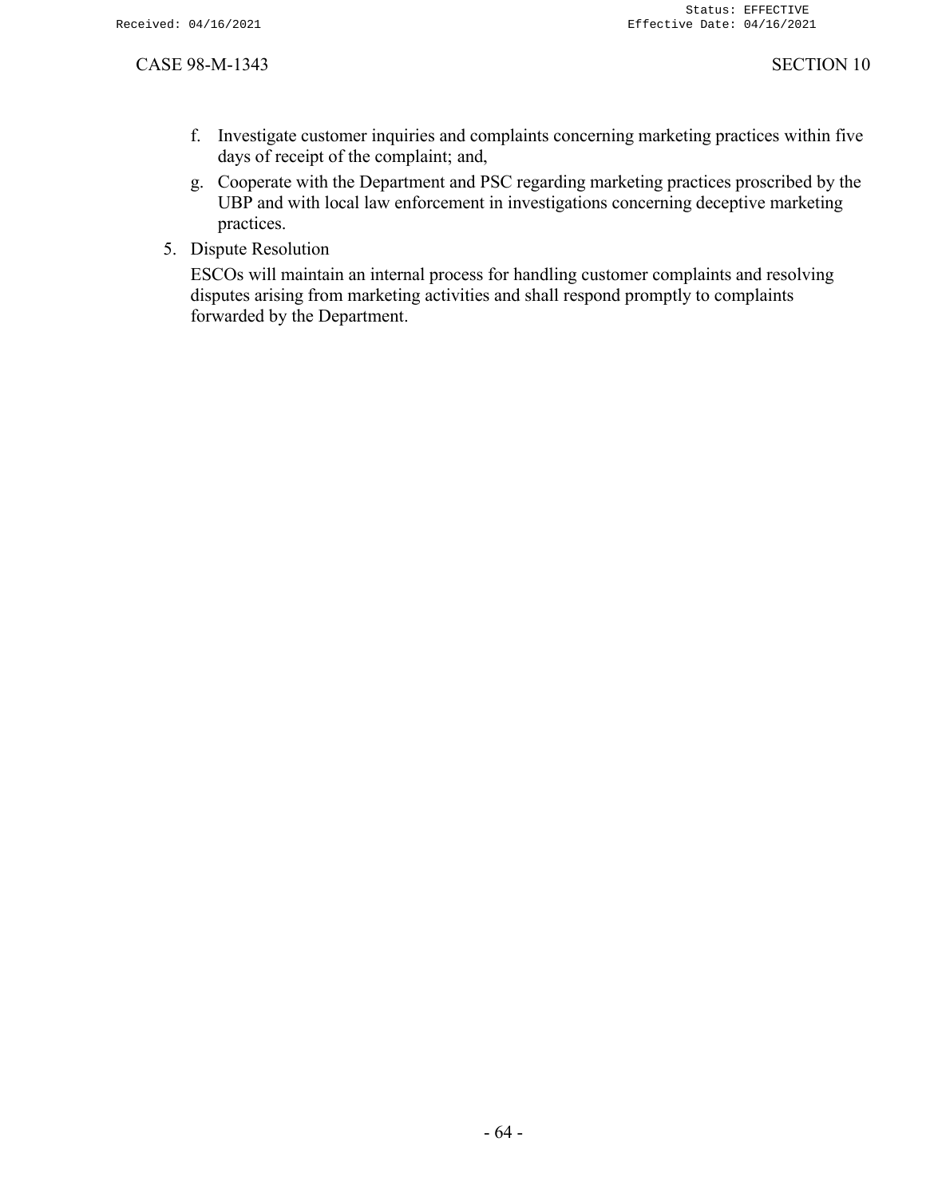f. Investigate customer inquiries and complaints concerning marketing practices within five days of receipt of the complaint; and,

g. Cooperate with the Department and PSC regarding marketing practices proscribed by the UBP and with local law enforcement in investigations concerning deceptive marketing practices.

5. Dispute Resolution

   ESCOs will maintain an internal process for handling customer complaints and resolving disputes arising from marketing activities and shall respond promptly to complaints forwarded by the Department.